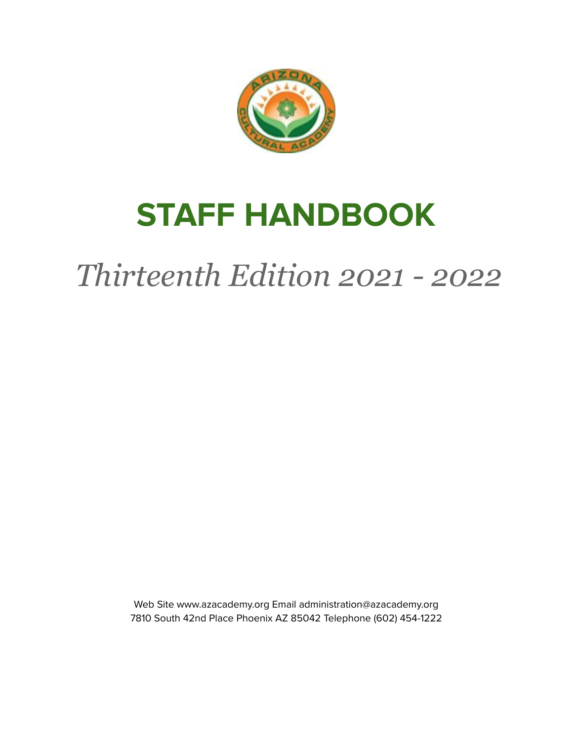# STAFF HANDBOOK

*Thirteenth Edition 2021 - 2022*

Web Site www.azacademy.org Email administration@azacademy.org
7810 South 42nd Place Phoenix AZ 85042 Telephone (602) 454-1222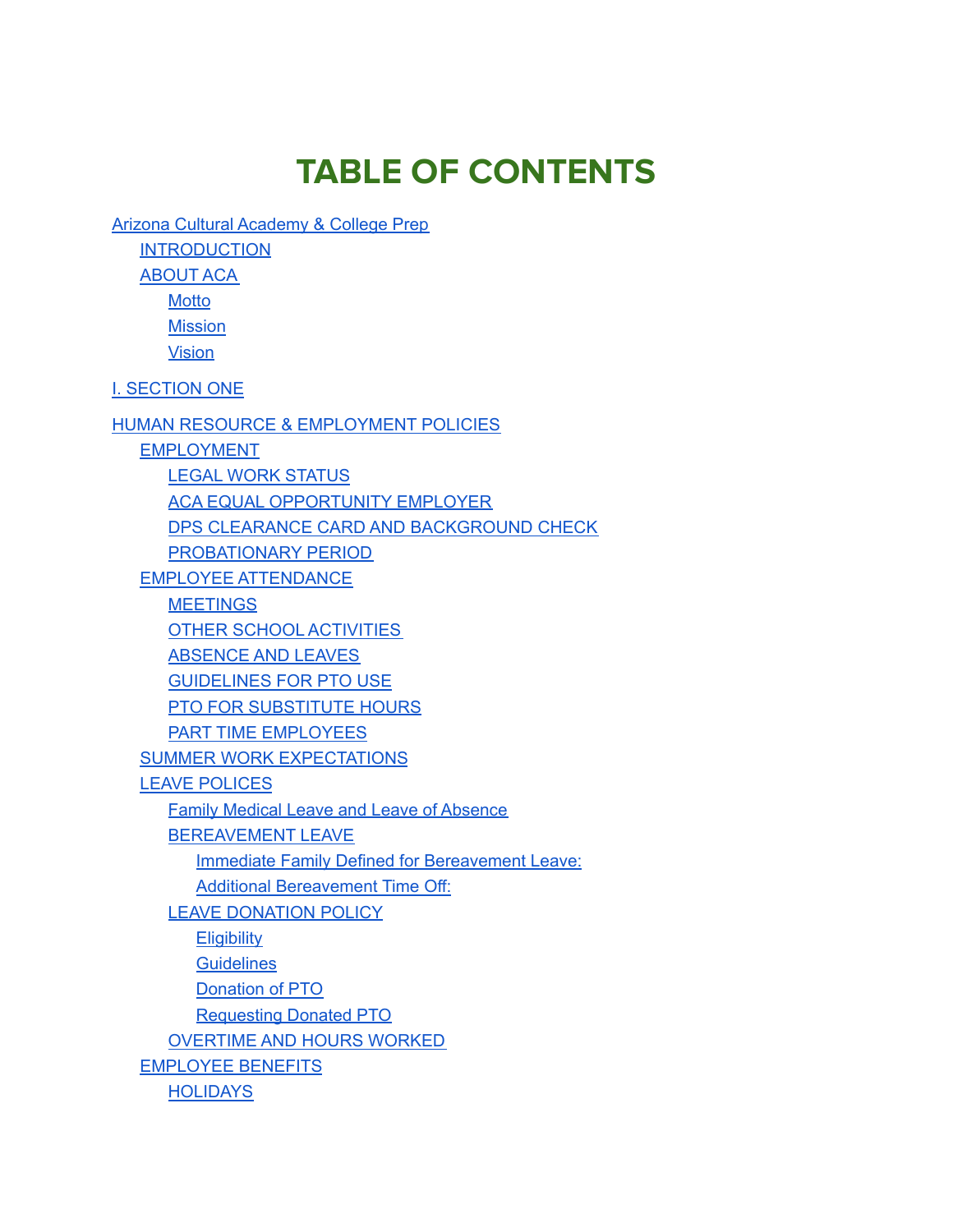# TABLE OF CONTENTS

- Arizona Cultural Academy & College Prep
  - INTRODUCTION
  - ABOUT ACA
    - Motto
    - Mission
    - Vision
- I. SECTION ONE
- HUMAN RESOURCE & EMPLOYMENT POLICIES
  - EMPLOYMENT
    - LEGAL WORK STATUS
    - ACA EQUAL OPPORTUNITY EMPLOYER
    - DPS CLEARANCE CARD AND BACKGROUND CHECK
    - PROBATIONARY PERIOD
  - EMPLOYEE ATTENDANCE
    - MEETINGS
    - OTHER SCHOOL ACTIVITIES
    - ABSENCE AND LEAVES
    - GUIDELINES FOR PTO USE
    - PTO FOR SUBSTITUTE HOURS
    - PART TIME EMPLOYEES
  - SUMMER WORK EXPECTATIONS
  - LEAVE POLICES
    - Family Medical Leave and Leave of Absence
    - BEREAVEMENT LEAVE
      - Immediate Family Defined for Bereavement Leave:
      - Additional Bereavement Time Off:
    - LEAVE DONATION POLICY
      - Eligibility
      - Guidelines
      - Donation of PTO
      - Requesting Donated PTO
    - OVERTIME AND HOURS WORKED
  - EMPLOYEE BENEFITS
    - HOLIDAYS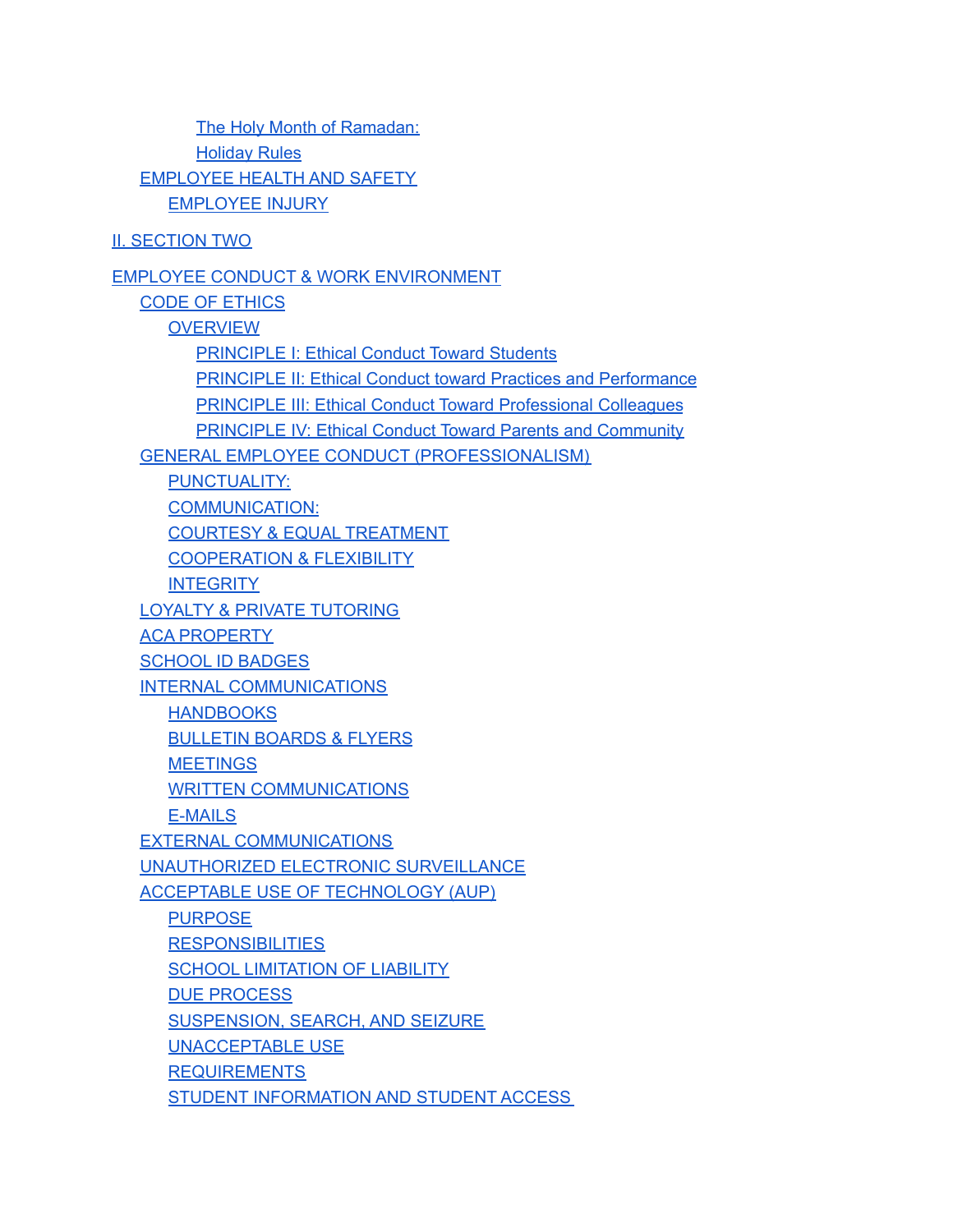- The Holy Month of Ramadan:
- Holiday Rules

- EMPLOYEE HEALTH AND SAFETY
  - EMPLOYEE INJURY

II. SECTION TWO

EMPLOYEE CONDUCT & WORK ENVIRONMENT

- CODE OF ETHICS
  - OVERVIEW
    - PRINCIPLE I: Ethical Conduct Toward Students
    - PRINCIPLE II: Ethical Conduct toward Practices and Performance
    - PRINCIPLE III: Ethical Conduct Toward Professional Colleagues
    - PRINCIPLE IV: Ethical Conduct Toward Parents and Community
- GENERAL EMPLOYEE CONDUCT (PROFESSIONALISM)
  - PUNCTUALITY:
  - COMMUNICATION:
  - COURTESY & EQUAL TREATMENT
  - COOPERATION & FLEXIBILITY
  - INTEGRITY
- LOYALTY & PRIVATE TUTORING
- ACA PROPERTY
- SCHOOL ID BADGES
- INTERNAL COMMUNICATIONS
  - HANDBOOKS
  - BULLETIN BOARDS & FLYERS
  - MEETINGS
  - WRITTEN COMMUNICATIONS
  - E-MAILS
- EXTERNAL COMMUNICATIONS
- UNAUTHORIZED ELECTRONIC SURVEILLANCE
- ACCEPTABLE USE OF TECHNOLOGY (AUP)
  - PURPOSE
  - RESPONSIBILITIES
  - SCHOOL LIMITATION OF LIABILITY
  - DUE PROCESS
  - SUSPENSION, SEARCH, AND SEIZURE
  - UNACCEPTABLE USE
  - REQUIREMENTS
  - STUDENT INFORMATION AND STUDENT ACCESS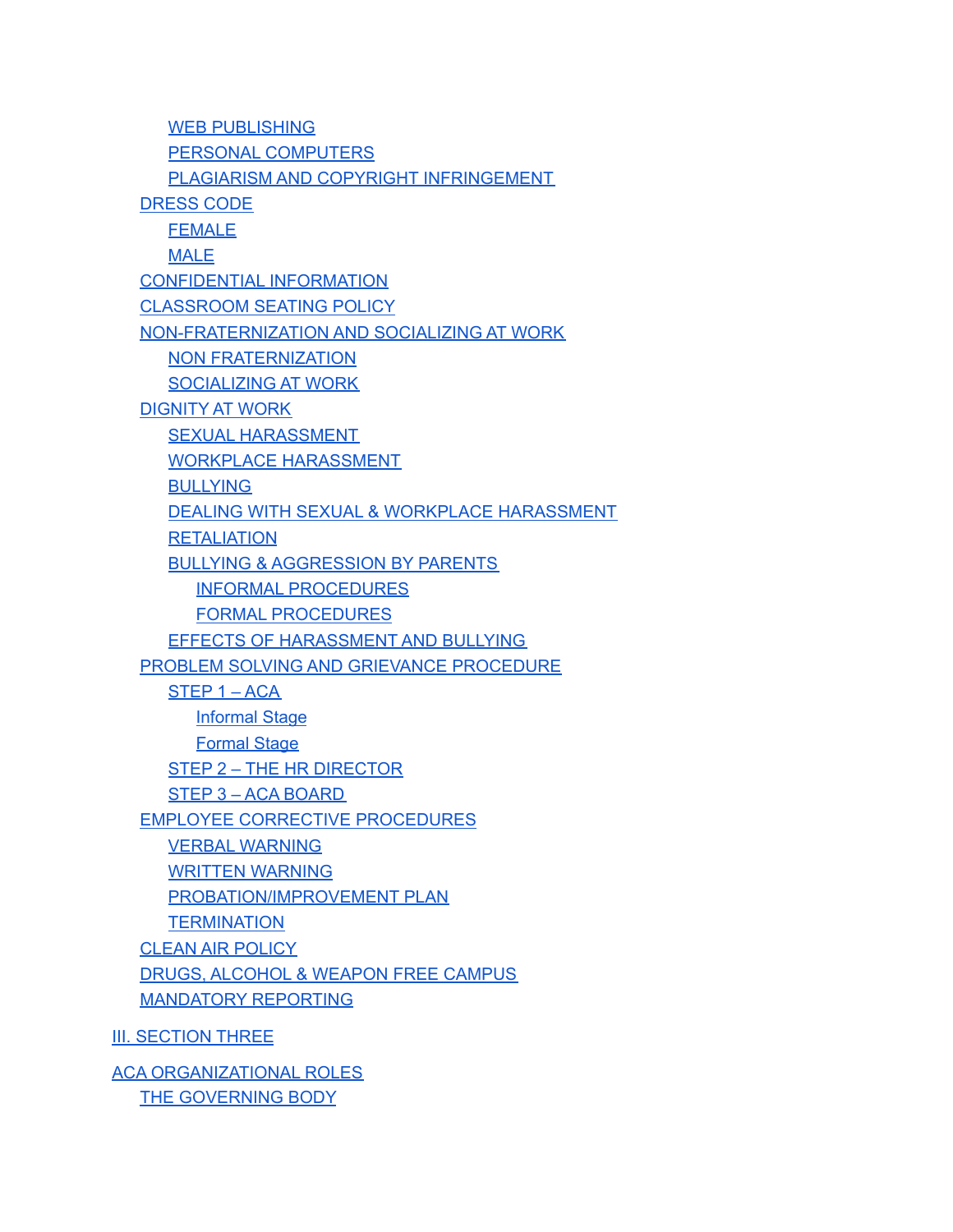- WEB PUBLISHING
- PERSONAL COMPUTERS
- PLAGIARISM AND COPYRIGHT INFRINGEMENT
- DRESS CODE
  - FEMALE
  - MALE
- CONFIDENTIAL INFORMATION
- CLASSROOM SEATING POLICY
- NON-FRATERNIZATION AND SOCIALIZING AT WORK
  - NON FRATERNIZATION
  - SOCIALIZING AT WORK
- DIGNITY AT WORK
  - SEXUAL HARASSMENT
  - WORKPLACE HARASSMENT
  - BULLYING
  - DEALING WITH SEXUAL & WORKPLACE HARASSMENT
  - RETALIATION
  - BULLYING & AGGRESSION BY PARENTS
    - INFORMAL PROCEDURES
    - FORMAL PROCEDURES
  - EFFECTS OF HARASSMENT AND BULLYING
- PROBLEM SOLVING AND GRIEVANCE PROCEDURE
  - STEP 1 – ACA
    - Informal Stage
    - Formal Stage
  - STEP 2 – THE HR DIRECTOR
  - STEP 3 – ACA BOARD
- EMPLOYEE CORRECTIVE PROCEDURES
  - VERBAL WARNING
  - WRITTEN WARNING
  - PROBATION/IMPROVEMENT PLAN
  - TERMINATION
- CLEAN AIR POLICY
- DRUGS, ALCOHOL & WEAPON FREE CAMPUS
- MANDATORY REPORTING

III. SECTION THREE

ACA ORGANIZATIONAL ROLES
- THE GOVERNING BODY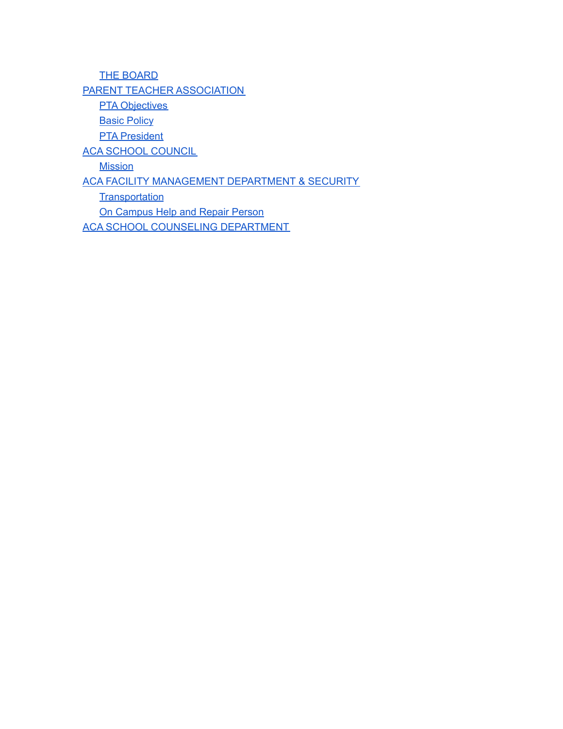- THE BOARD
- PARENT TEACHER ASSOCIATION
  - PTA Objectives
  - Basic Policy
  - PTA President
- ACA SCHOOL COUNCIL
  - Mission
- ACA FACILITY MANAGEMENT DEPARTMENT & SECURITY
  - Transportation
  - On Campus Help and Repair Person
- ACA SCHOOL COUNSELING DEPARTMENT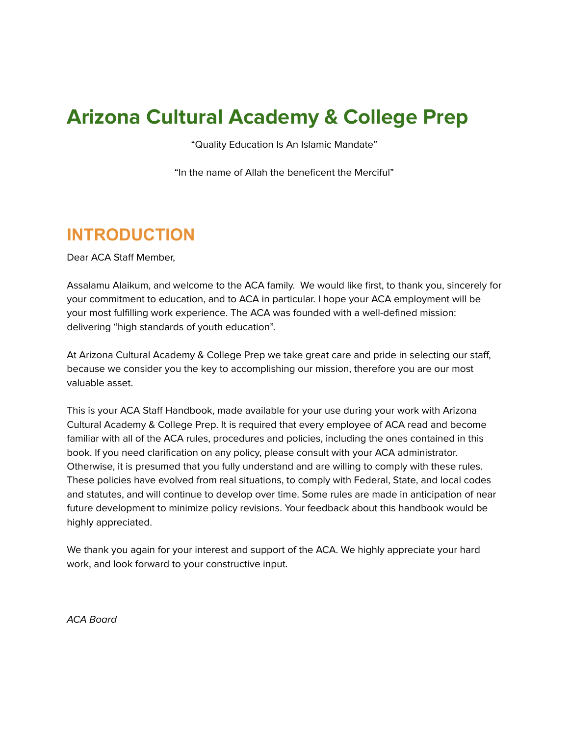# Arizona Cultural Academy & College Prep

"Quality Education Is An Islamic Mandate"

"In the name of Allah the beneficent the Merciful"

## INTRODUCTION

Dear ACA Staff Member,

Assalamu Alaikum, and welcome to the ACA family. We would like first, to thank you, sincerely for your commitment to education, and to ACA in particular. I hope your ACA employment will be your most fulfilling work experience. The ACA was founded with a well-defined mission: delivering "high standards of youth education".

At Arizona Cultural Academy & College Prep we take great care and pride in selecting our staff, because we consider you the key to accomplishing our mission, therefore you are our most valuable asset.

This is your ACA Staff Handbook, made available for your use during your work with Arizona Cultural Academy & College Prep. It is required that every employee of ACA read and become familiar with all of the ACA rules, procedures and policies, including the ones contained in this book. If you need clarification on any policy, please consult with your ACA administrator. Otherwise, it is presumed that you fully understand and are willing to comply with these rules. These policies have evolved from real situations, to comply with Federal, State, and local codes and statutes, and will continue to develop over time. Some rules are made in anticipation of near future development to minimize policy revisions. Your feedback about this handbook would be highly appreciated.

We thank you again for your interest and support of the ACA. We highly appreciate your hard work, and look forward to your constructive input.

*ACA Board*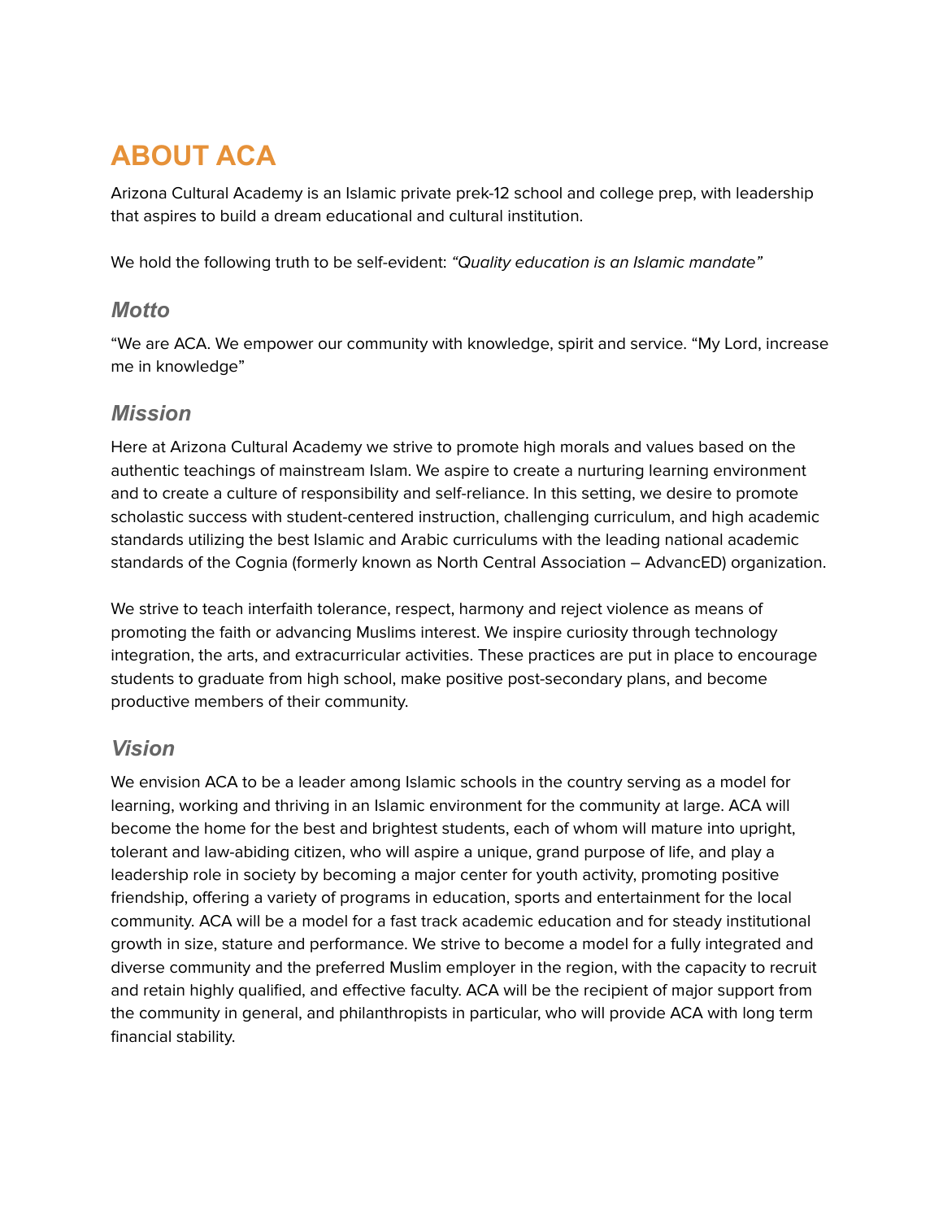# ABOUT ACA

Arizona Cultural Academy is an Islamic private prek-12 school and college prep, with leadership that aspires to build a dream educational and cultural institution.

We hold the following truth to be self-evident: *"Quality education is an Islamic mandate"*

## *Motto*

"We are ACA. We empower our community with knowledge, spirit and service. "My Lord, increase me in knowledge"

## *Mission*

Here at Arizona Cultural Academy we strive to promote high morals and values based on the authentic teachings of mainstream Islam. We aspire to create a nurturing learning environment and to create a culture of responsibility and self-reliance. In this setting, we desire to promote scholastic success with student-centered instruction, challenging curriculum, and high academic standards utilizing the best Islamic and Arabic curriculums with the leading national academic standards of the Cognia (formerly known as North Central Association – AdvancED) organization.

We strive to teach interfaith tolerance, respect, harmony and reject violence as means of promoting the faith or advancing Muslims interest. We inspire curiosity through technology integration, the arts, and extracurricular activities. These practices are put in place to encourage students to graduate from high school, make positive post-secondary plans, and become productive members of their community.

## *Vision*

We envision ACA to be a leader among Islamic schools in the country serving as a model for learning, working and thriving in an Islamic environment for the community at large. ACA will become the home for the best and brightest students, each of whom will mature into upright, tolerant and law-abiding citizen, who will aspire a unique, grand purpose of life, and play a leadership role in society by becoming a major center for youth activity, promoting positive friendship, offering a variety of programs in education, sports and entertainment for the local community. ACA will be a model for a fast track academic education and for steady institutional growth in size, stature and performance. We strive to become a model for a fully integrated and diverse community and the preferred Muslim employer in the region, with the capacity to recruit and retain highly qualified, and effective faculty. ACA will be the recipient of major support from the community in general, and philanthropists in particular, who will provide ACA with long term financial stability.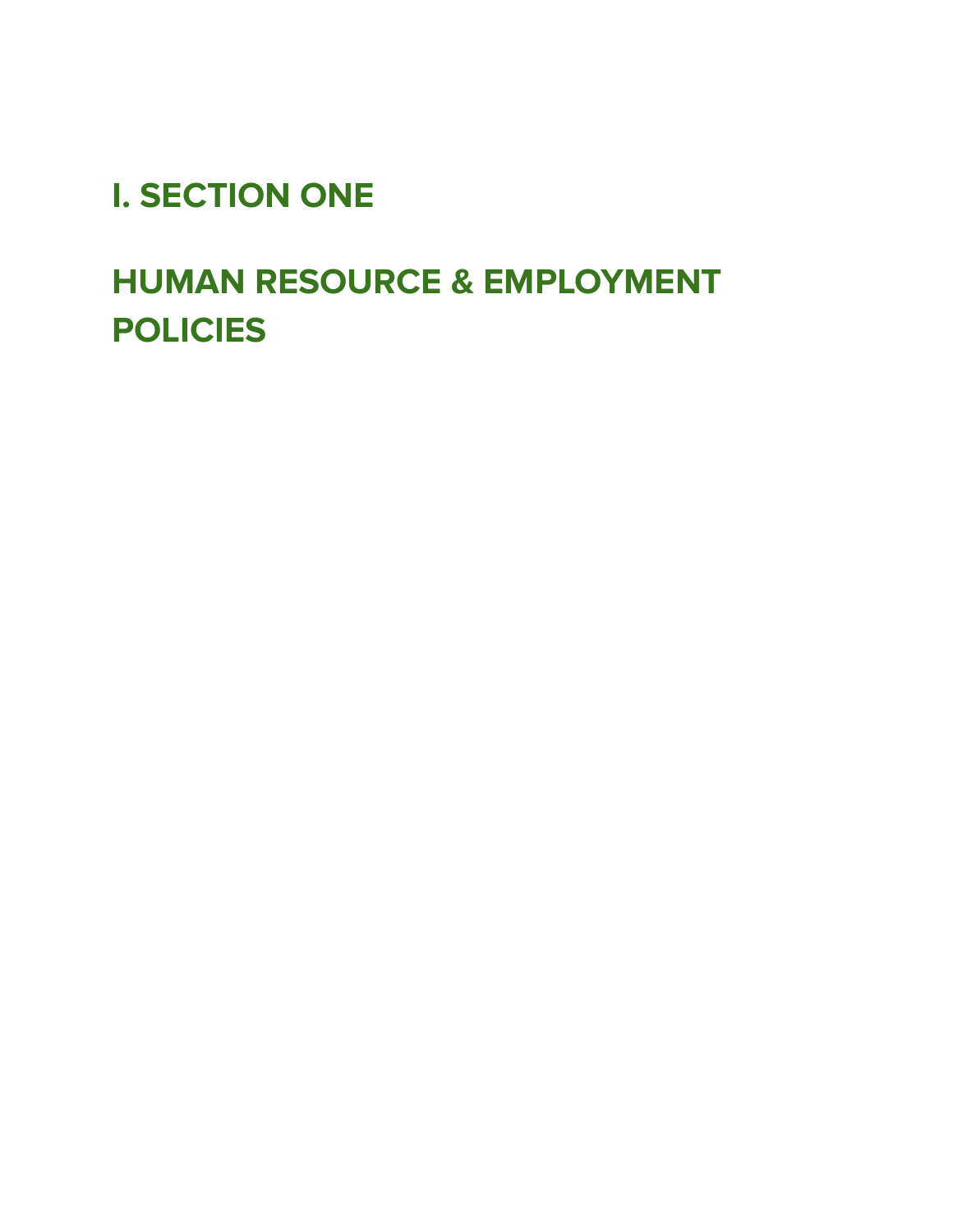# I. SECTION ONE

# HUMAN RESOURCE & EMPLOYMENT POLICIES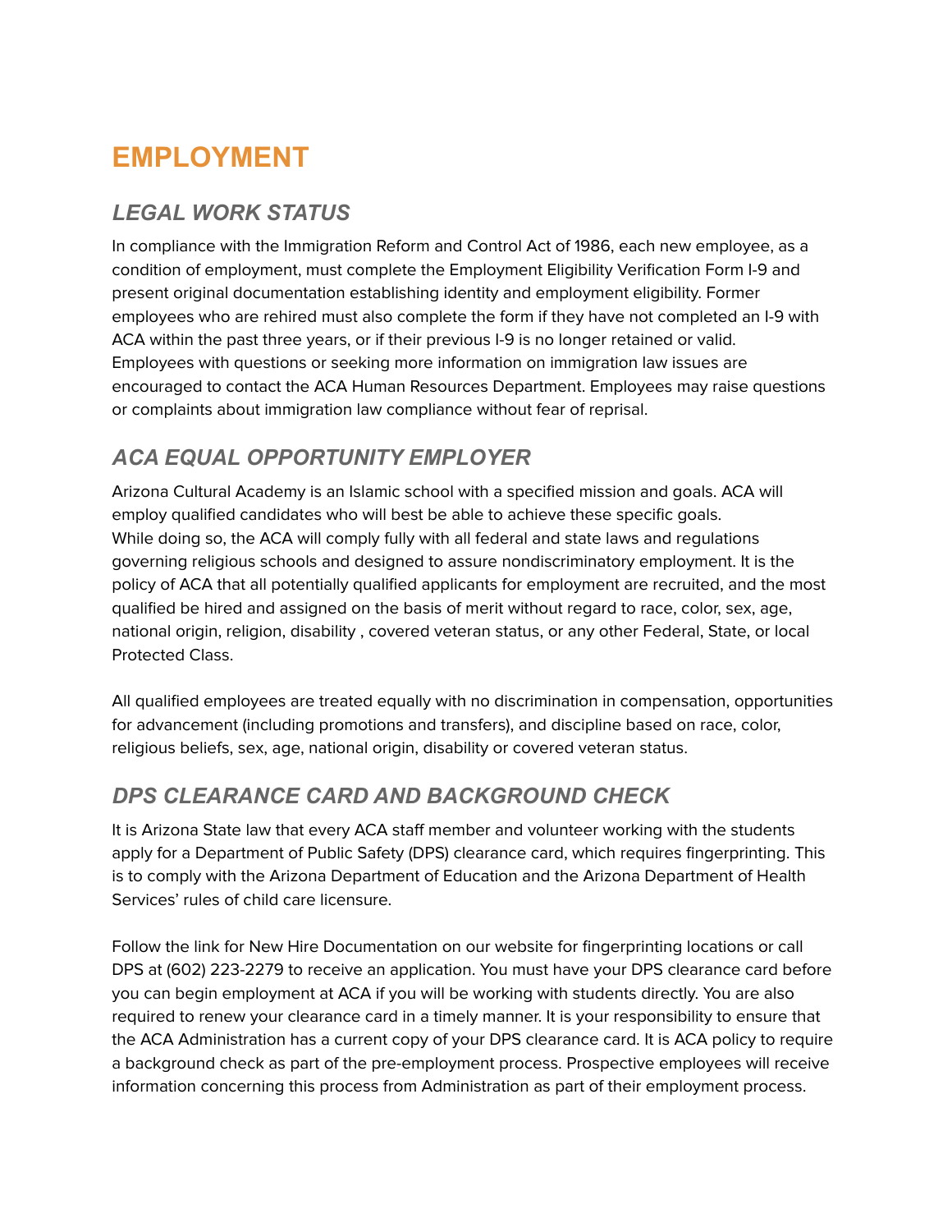# EMPLOYMENT

## *LEGAL WORK STATUS*

In compliance with the Immigration Reform and Control Act of 1986, each new employee, as a condition of employment, must complete the Employment Eligibility Verification Form I-9 and present original documentation establishing identity and employment eligibility. Former employees who are rehired must also complete the form if they have not completed an I-9 with ACA within the past three years, or if their previous I-9 is no longer retained or valid. Employees with questions or seeking more information on immigration law issues are encouraged to contact the ACA Human Resources Department. Employees may raise questions or complaints about immigration law compliance without fear of reprisal.

## *ACA EQUAL OPPORTUNITY EMPLOYER*

Arizona Cultural Academy is an Islamic school with a specified mission and goals. ACA will employ qualified candidates who will best be able to achieve these specific goals. While doing so, the ACA will comply fully with all federal and state laws and regulations governing religious schools and designed to assure nondiscriminatory employment. It is the policy of ACA that all potentially qualified applicants for employment are recruited, and the most qualified be hired and assigned on the basis of merit without regard to race, color, sex, age, national origin, religion, disability , covered veteran status, or any other Federal, State, or local Protected Class.

All qualified employees are treated equally with no discrimination in compensation, opportunities for advancement (including promotions and transfers), and discipline based on race, color, religious beliefs, sex, age, national origin, disability or covered veteran status.

## *DPS CLEARANCE CARD AND BACKGROUND CHECK*

It is Arizona State law that every ACA staff member and volunteer working with the students apply for a Department of Public Safety (DPS) clearance card, which requires fingerprinting. This is to comply with the Arizona Department of Education and the Arizona Department of Health Services' rules of child care licensure.

Follow the link for New Hire Documentation on our website for fingerprinting locations or call DPS at (602) 223-2279 to receive an application. You must have your DPS clearance card before you can begin employment at ACA if you will be working with students directly. You are also required to renew your clearance card in a timely manner. It is your responsibility to ensure that the ACA Administration has a current copy of your DPS clearance card. It is ACA policy to require a background check as part of the pre-employment process. Prospective employees will receive information concerning this process from Administration as part of their employment process.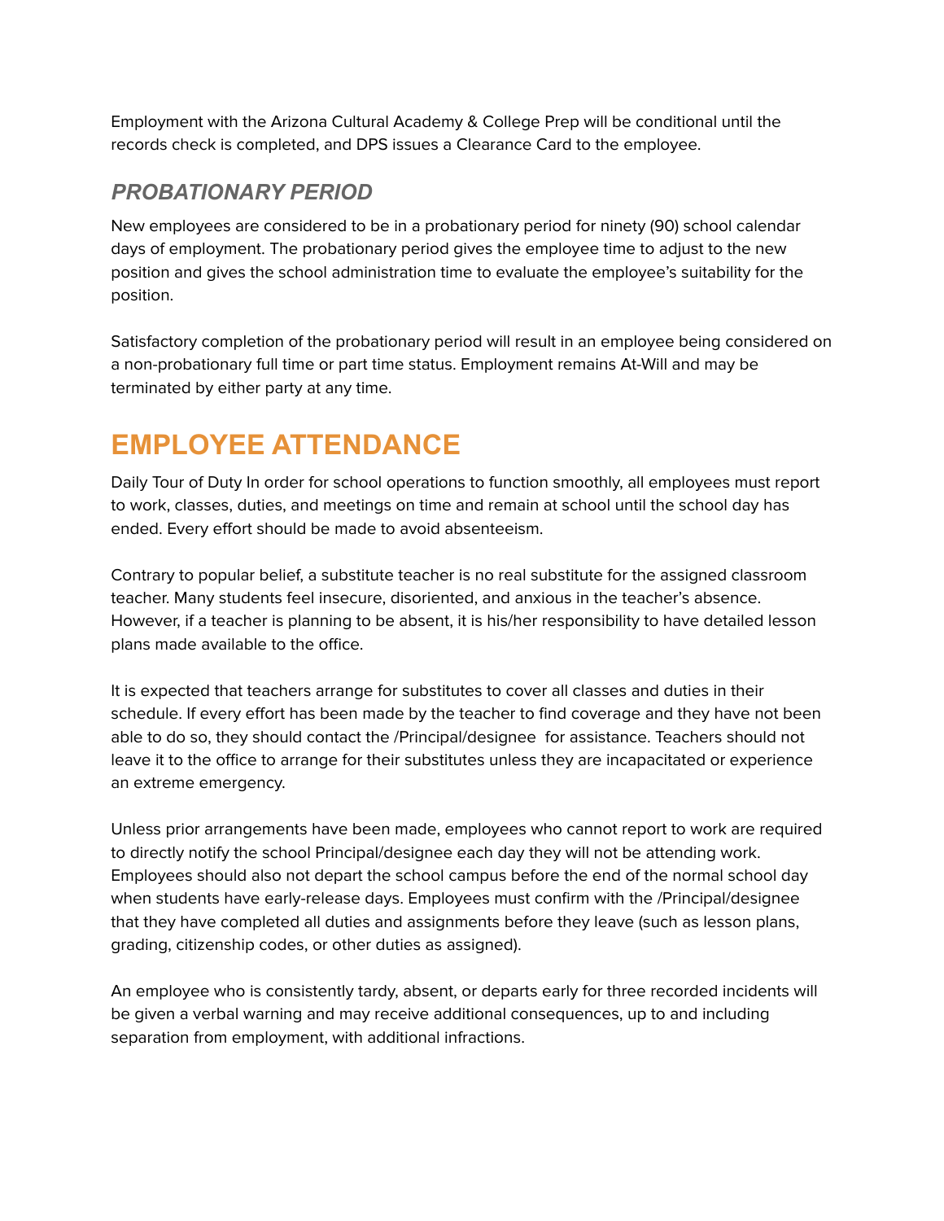Employment with the Arizona Cultural Academy & College Prep will be conditional until the records check is completed, and DPS issues a Clearance Card to the employee.

### *PROBATIONARY PERIOD*

New employees are considered to be in a probationary period for ninety (90) school calendar days of employment. The probationary period gives the employee time to adjust to the new position and gives the school administration time to evaluate the employee's suitability for the position.

Satisfactory completion of the probationary period will result in an employee being considered on a non-probationary full time or part time status. Employment remains At-Will and may be terminated by either party at any time.

# EMPLOYEE ATTENDANCE

Daily Tour of Duty In order for school operations to function smoothly, all employees must report to work, classes, duties, and meetings on time and remain at school until the school day has ended. Every effort should be made to avoid absenteeism.

Contrary to popular belief, a substitute teacher is no real substitute for the assigned classroom teacher. Many students feel insecure, disoriented, and anxious in the teacher's absence. However, if a teacher is planning to be absent, it is his/her responsibility to have detailed lesson plans made available to the office.

It is expected that teachers arrange for substitutes to cover all classes and duties in their schedule. If every effort has been made by the teacher to find coverage and they have not been able to do so, they should contact the /Principal/designee for assistance. Teachers should not leave it to the office to arrange for their substitutes unless they are incapacitated or experience an extreme emergency.

Unless prior arrangements have been made, employees who cannot report to work are required to directly notify the school Principal/designee each day they will not be attending work. Employees should also not depart the school campus before the end of the normal school day when students have early-release days. Employees must confirm with the /Principal/designee that they have completed all duties and assignments before they leave (such as lesson plans, grading, citizenship codes, or other duties as assigned).

An employee who is consistently tardy, absent, or departs early for three recorded incidents will be given a verbal warning and may receive additional consequences, up to and including separation from employment, with additional infractions.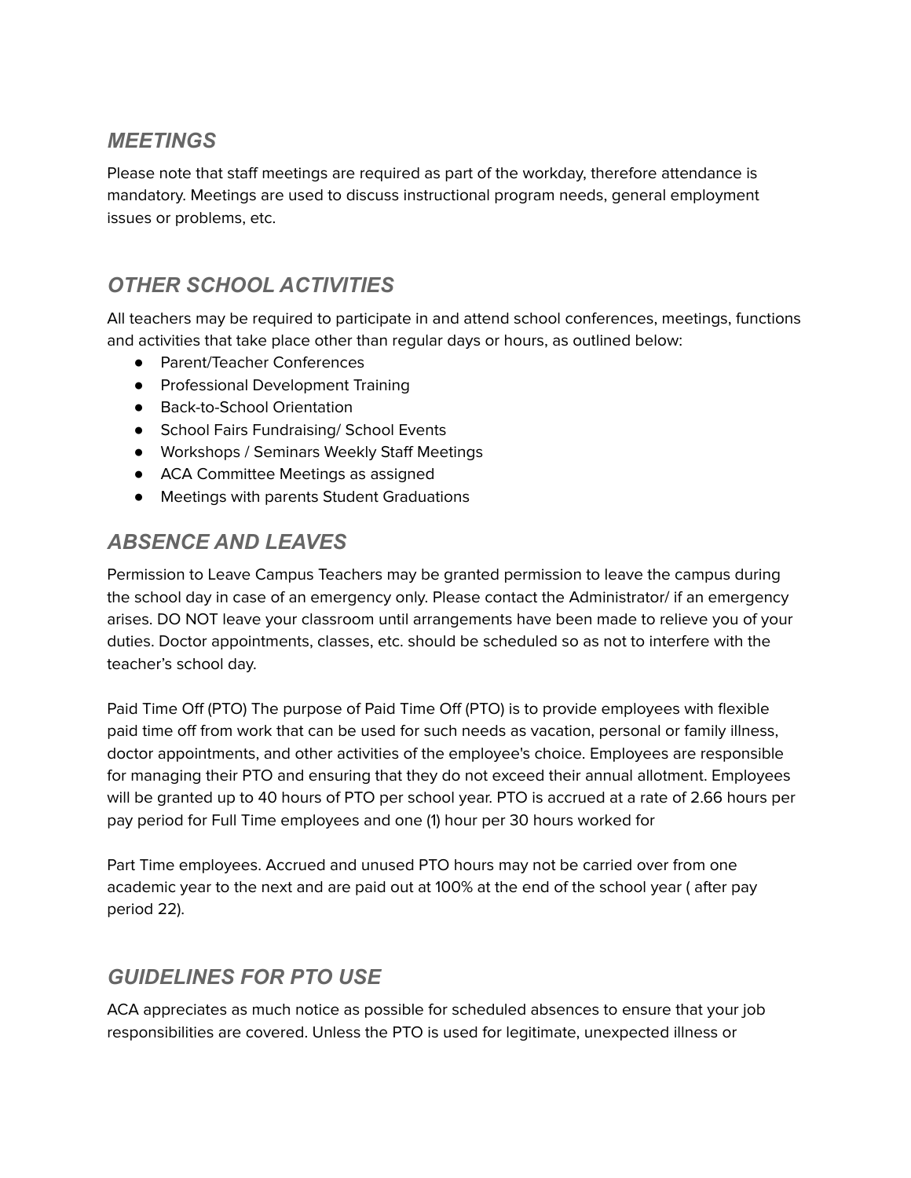## *MEETINGS*

Please note that staff meetings are required as part of the workday, therefore attendance is mandatory. Meetings are used to discuss instructional program needs, general employment issues or problems, etc.

## *OTHER SCHOOL ACTIVITIES*

All teachers may be required to participate in and attend school conferences, meetings, functions and activities that take place other than regular days or hours, as outlined below:

- Parent/Teacher Conferences
- Professional Development Training
- Back-to-School Orientation
- School Fairs Fundraising/ School Events
- Workshops / Seminars Weekly Staff Meetings
- ACA Committee Meetings as assigned
- Meetings with parents Student Graduations

## *ABSENCE AND LEAVES*

Permission to Leave Campus Teachers may be granted permission to leave the campus during the school day in case of an emergency only. Please contact the Administrator/ if an emergency arises. DO NOT leave your classroom until arrangements have been made to relieve you of your duties. Doctor appointments, classes, etc. should be scheduled so as not to interfere with the teacher's school day.

Paid Time Off (PTO) The purpose of Paid Time Off (PTO) is to provide employees with flexible paid time off from work that can be used for such needs as vacation, personal or family illness, doctor appointments, and other activities of the employee's choice. Employees are responsible for managing their PTO and ensuring that they do not exceed their annual allotment. Employees will be granted up to 40 hours of PTO per school year. PTO is accrued at a rate of 2.66 hours per pay period for Full Time employees and one (1) hour per 30 hours worked for

Part Time employees. Accrued and unused PTO hours may not be carried over from one academic year to the next and are paid out at 100% at the end of the school year ( after pay period 22).

## *GUIDELINES FOR PTO USE*

ACA appreciates as much notice as possible for scheduled absences to ensure that your job responsibilities are covered. Unless the PTO is used for legitimate, unexpected illness or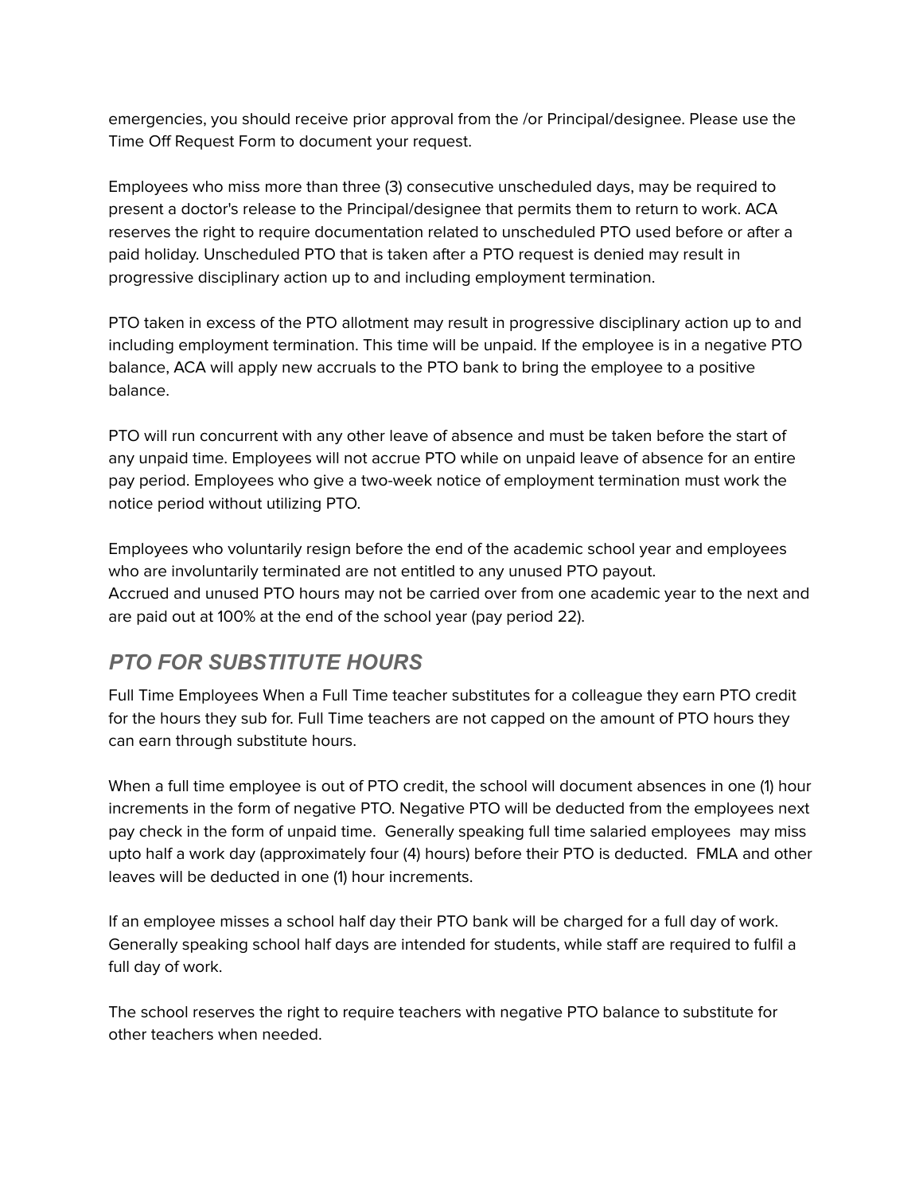emergencies, you should receive prior approval from the /or Principal/designee. Please use the Time Off Request Form to document your request.

Employees who miss more than three (3) consecutive unscheduled days, may be required to present a doctor's release to the Principal/designee that permits them to return to work. ACA reserves the right to require documentation related to unscheduled PTO used before or after a paid holiday. Unscheduled PTO that is taken after a PTO request is denied may result in progressive disciplinary action up to and including employment termination.

PTO taken in excess of the PTO allotment may result in progressive disciplinary action up to and including employment termination. This time will be unpaid. If the employee is in a negative PTO balance, ACA will apply new accruals to the PTO bank to bring the employee to a positive balance.

PTO will run concurrent with any other leave of absence and must be taken before the start of any unpaid time. Employees will not accrue PTO while on unpaid leave of absence for an entire pay period. Employees who give a two-week notice of employment termination must work the notice period without utilizing PTO.

Employees who voluntarily resign before the end of the academic school year and employees who are involuntarily terminated are not entitled to any unused PTO payout.
Accrued and unused PTO hours may not be carried over from one academic year to the next and are paid out at 100% at the end of the school year (pay period 22).

## *PTO FOR SUBSTITUTE HOURS*

Full Time Employees When a Full Time teacher substitutes for a colleague they earn PTO credit for the hours they sub for. Full Time teachers are not capped on the amount of PTO hours they can earn through substitute hours.

When a full time employee is out of PTO credit, the school will document absences in one (1) hour increments in the form of negative PTO. Negative PTO will be deducted from the employees next pay check in the form of unpaid time. Generally speaking full time salaried employees may miss upto half a work day (approximately four (4) hours) before their PTO is deducted. FMLA and other leaves will be deducted in one (1) hour increments.

If an employee misses a school half day their PTO bank will be charged for a full day of work. Generally speaking school half days are intended for students, while staff are required to fulfil a full day of work.

The school reserves the right to require teachers with negative PTO balance to substitute for other teachers when needed.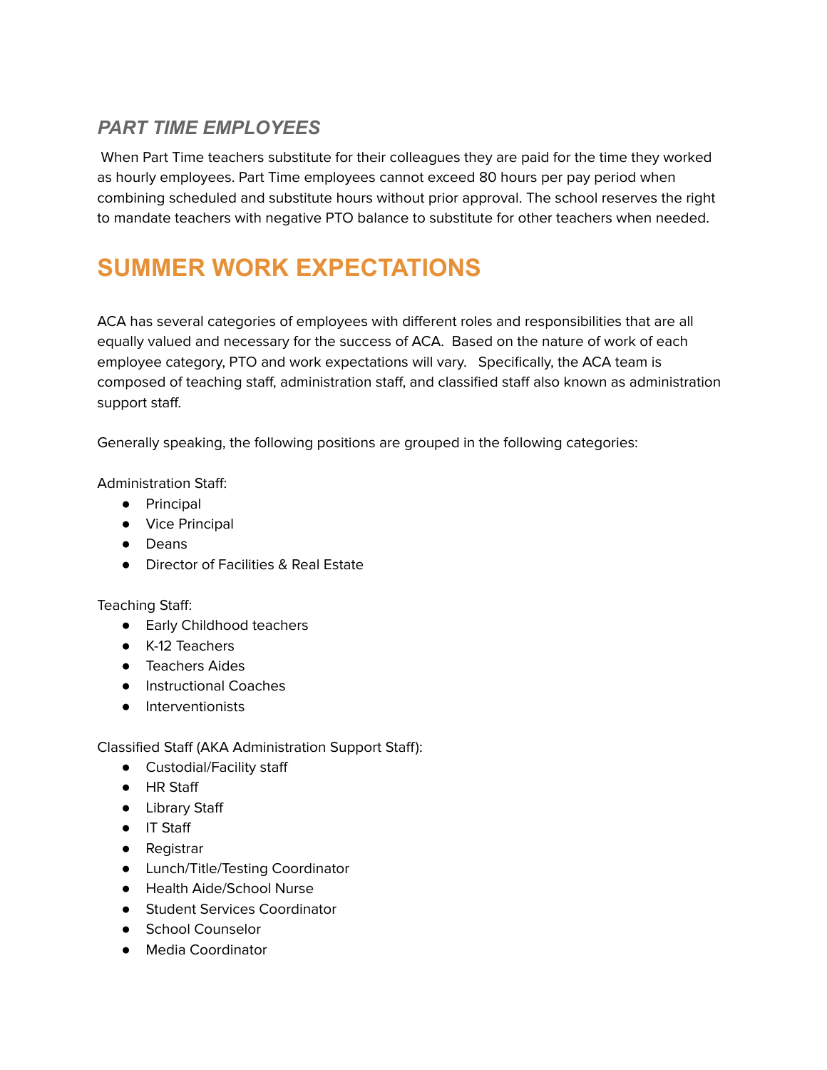### *PART TIME EMPLOYEES*

When Part Time teachers substitute for their colleagues they are paid for the time they worked as hourly employees. Part Time employees cannot exceed 80 hours per pay period when combining scheduled and substitute hours without prior approval. The school reserves the right to mandate teachers with negative PTO balance to substitute for other teachers when needed.

## SUMMER WORK EXPECTATIONS

ACA has several categories of employees with different roles and responsibilities that are all equally valued and necessary for the success of ACA. Based on the nature of work of each employee category, PTO and work expectations will vary. Specifically, the ACA team is composed of teaching staff, administration staff, and classified staff also known as administration support staff.

Generally speaking, the following positions are grouped in the following categories:

Administration Staff:

- Principal
- Vice Principal
- Deans
- Director of Facilities & Real Estate

Teaching Staff:

- Early Childhood teachers
- K-12 Teachers
- Teachers Aides
- Instructional Coaches
- Interventionists

Classified Staff (AKA Administration Support Staff):

- Custodial/Facility staff
- HR Staff
- Library Staff
- IT Staff
- Registrar
- Lunch/Title/Testing Coordinator
- Health Aide/School Nurse
- Student Services Coordinator
- School Counselor
- Media Coordinator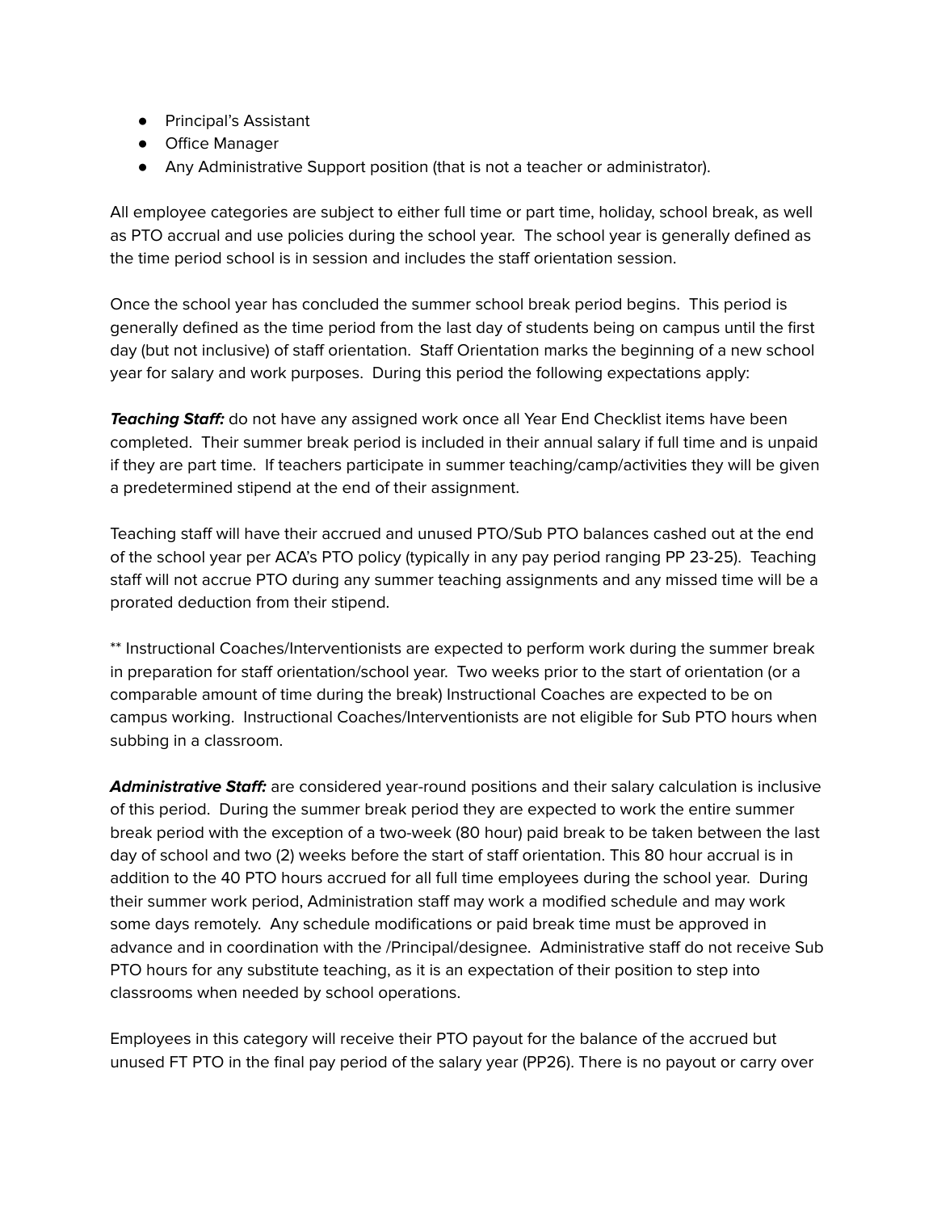- Principal's Assistant
- Office Manager
- Any Administrative Support position (that is not a teacher or administrator).

All employee categories are subject to either full time or part time, holiday, school break, as well as PTO accrual and use policies during the school year. The school year is generally defined as the time period school is in session and includes the staff orientation session.

Once the school year has concluded the summer school break period begins. This period is generally defined as the time period from the last day of students being on campus until the first day (but not inclusive) of staff orientation. Staff Orientation marks the beginning of a new school year for salary and work purposes. During this period the following expectations apply:

***Teaching Staff:*** do not have any assigned work once all Year End Checklist items have been completed. Their summer break period is included in their annual salary if full time and is unpaid if they are part time. If teachers participate in summer teaching/camp/activities they will be given a predetermined stipend at the end of their assignment.

Teaching staff will have their accrued and unused PTO/Sub PTO balances cashed out at the end of the school year per ACA's PTO policy (typically in any pay period ranging PP 23-25). Teaching staff will not accrue PTO during any summer teaching assignments and any missed time will be a prorated deduction from their stipend.

** Instructional Coaches/Interventionists are expected to perform work during the summer break in preparation for staff orientation/school year. Two weeks prior to the start of orientation (or a comparable amount of time during the break) Instructional Coaches are expected to be on campus working. Instructional Coaches/Interventionists are not eligible for Sub PTO hours when subbing in a classroom.

***Administrative Staff:*** are considered year-round positions and their salary calculation is inclusive of this period. During the summer break period they are expected to work the entire summer break period with the exception of a two-week (80 hour) paid break to be taken between the last day of school and two (2) weeks before the start of staff orientation. This 80 hour accrual is in addition to the 40 PTO hours accrued for all full time employees during the school year. During their summer work period, Administration staff may work a modified schedule and may work some days remotely. Any schedule modifications or paid break time must be approved in advance and in coordination with the /Principal/designee. Administrative staff do not receive Sub PTO hours for any substitute teaching, as it is an expectation of their position to step into classrooms when needed by school operations.

Employees in this category will receive their PTO payout for the balance of the accrued but unused FT PTO in the final pay period of the salary year (PP26). There is no payout or carry over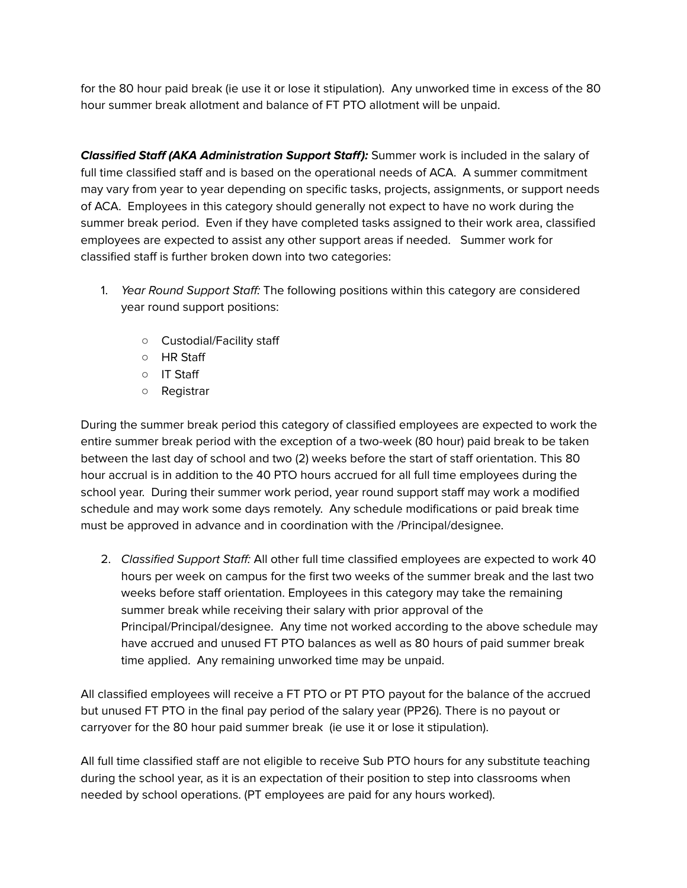for the 80 hour paid break (ie use it or lose it stipulation). Any unworked time in excess of the 80 hour summer break allotment and balance of FT PTO allotment will be unpaid.

***Classified Staff (AKA Administration Support Staff):*** Summer work is included in the salary of full time classified staff and is based on the operational needs of ACA. A summer commitment may vary from year to year depending on specific tasks, projects, assignments, or support needs of ACA. Employees in this category should generally not expect to have no work during the summer break period. Even if they have completed tasks assigned to their work area, classified employees are expected to assist any other support areas if needed. Summer work for classified staff is further broken down into two categories:

1. *Year Round Support Staff:* The following positions within this category are considered year round support positions:
   - Custodial/Facility staff
   - HR Staff
   - IT Staff
   - Registrar

During the summer break period this category of classified employees are expected to work the entire summer break period with the exception of a two-week (80 hour) paid break to be taken between the last day of school and two (2) weeks before the start of staff orientation. This 80 hour accrual is in addition to the 40 PTO hours accrued for all full time employees during the school year. During their summer work period, year round support staff may work a modified schedule and may work some days remotely. Any schedule modifications or paid break time must be approved in advance and in coordination with the /Principal/designee.

2. *Classified Support Staff:* All other full time classified employees are expected to work 40 hours per week on campus for the first two weeks of the summer break and the last two weeks before staff orientation. Employees in this category may take the remaining summer break while receiving their salary with prior approval of the Principal/Principal/designee. Any time not worked according to the above schedule may have accrued and unused FT PTO balances as well as 80 hours of paid summer break time applied. Any remaining unworked time may be unpaid.

All classified employees will receive a FT PTO or PT PTO payout for the balance of the accrued but unused FT PTO in the final pay period of the salary year (PP26). There is no payout or carryover for the 80 hour paid summer break (ie use it or lose it stipulation).

All full time classified staff are not eligible to receive Sub PTO hours for any substitute teaching during the school year, as it is an expectation of their position to step into classrooms when needed by school operations. (PT employees are paid for any hours worked).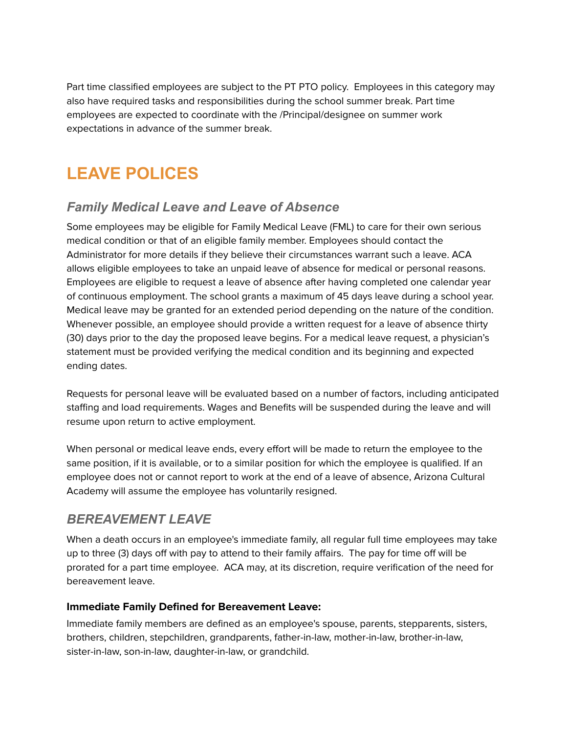Part time classified employees are subject to the PT PTO policy. Employees in this category may also have required tasks and responsibilities during the school summer break. Part time employees are expected to coordinate with the /Principal/designee on summer work expectations in advance of the summer break.

# LEAVE POLICES

## *Family Medical Leave and Leave of Absence*

Some employees may be eligible for Family Medical Leave (FML) to care for their own serious medical condition or that of an eligible family member. Employees should contact the Administrator for more details if they believe their circumstances warrant such a leave. ACA allows eligible employees to take an unpaid leave of absence for medical or personal reasons. Employees are eligible to request a leave of absence after having completed one calendar year of continuous employment. The school grants a maximum of 45 days leave during a school year. Medical leave may be granted for an extended period depending on the nature of the condition. Whenever possible, an employee should provide a written request for a leave of absence thirty (30) days prior to the day the proposed leave begins. For a medical leave request, a physician's statement must be provided verifying the medical condition and its beginning and expected ending dates.

Requests for personal leave will be evaluated based on a number of factors, including anticipated staffing and load requirements. Wages and Benefits will be suspended during the leave and will resume upon return to active employment.

When personal or medical leave ends, every effort will be made to return the employee to the same position, if it is available, or to a similar position for which the employee is qualified. If an employee does not or cannot report to work at the end of a leave of absence, Arizona Cultural Academy will assume the employee has voluntarily resigned.

## *BEREAVEMENT LEAVE*

When a death occurs in an employee's immediate family, all regular full time employees may take up to three (3) days off with pay to attend to their family affairs. The pay for time off will be prorated for a part time employee. ACA may, at its discretion, require verification of the need for bereavement leave.

### Immediate Family Defined for Bereavement Leave:

Immediate family members are defined as an employee's spouse, parents, stepparents, sisters, brothers, children, stepchildren, grandparents, father-in-law, mother-in-law, brother-in-law, sister-in-law, son-in-law, daughter-in-law, or grandchild.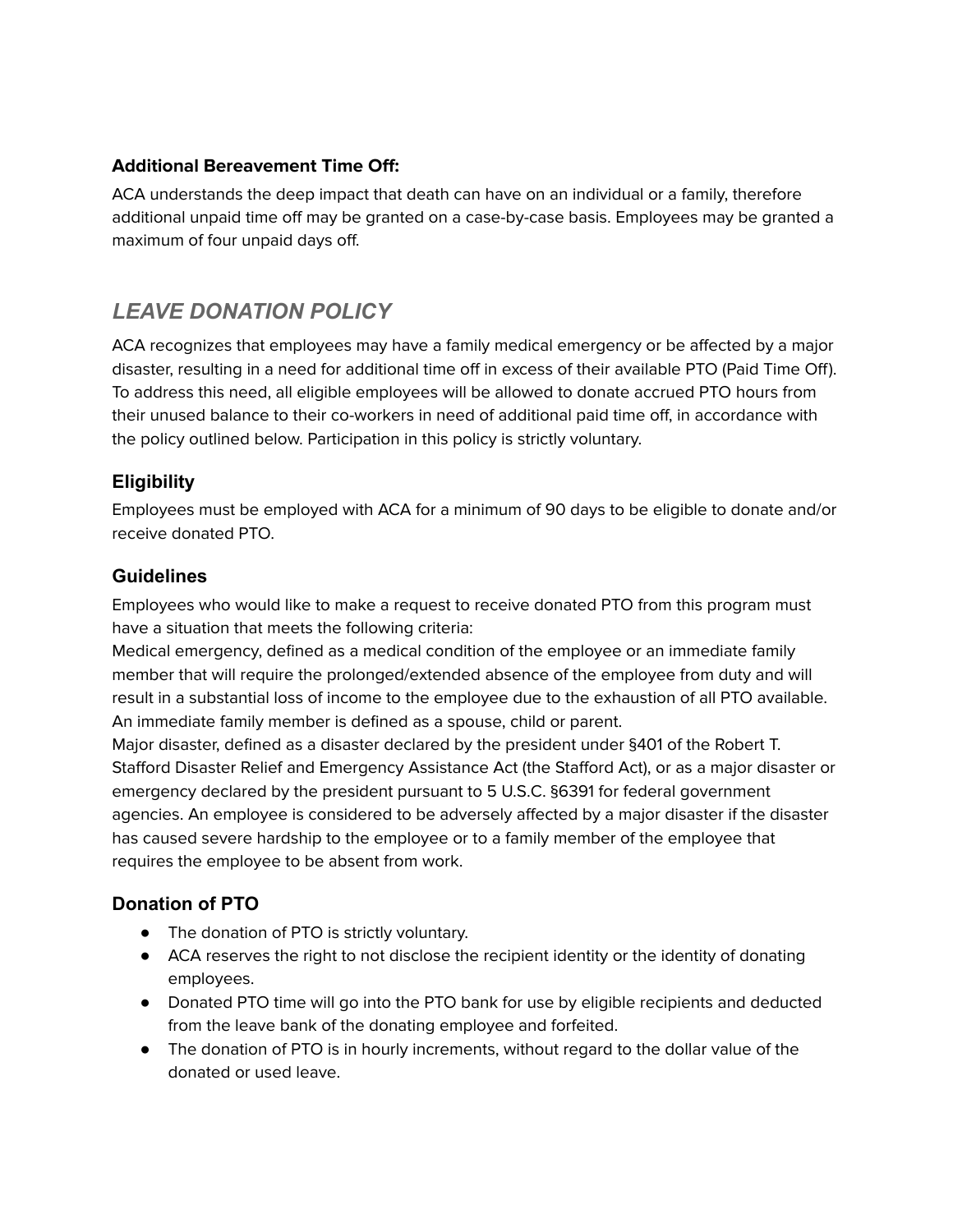**Additional Bereavement Time Off:**

ACA understands the deep impact that death can have on an individual or a family, therefore additional unpaid time off may be granted on a case-by-case basis. Employees may be granted a maximum of four unpaid days off.

## *LEAVE DONATION POLICY*

ACA recognizes that employees may have a family medical emergency or be affected by a major disaster, resulting in a need for additional time off in excess of their available PTO (Paid Time Off). To address this need, all eligible employees will be allowed to donate accrued PTO hours from their unused balance to their co-workers in need of additional paid time off, in accordance with the policy outlined below. Participation in this policy is strictly voluntary.

### Eligibility

Employees must be employed with ACA for a minimum of 90 days to be eligible to donate and/or receive donated PTO.

### Guidelines

Employees who would like to make a request to receive donated PTO from this program must have a situation that meets the following criteria:

Medical emergency, defined as a medical condition of the employee or an immediate family member that will require the prolonged/extended absence of the employee from duty and will result in a substantial loss of income to the employee due to the exhaustion of all PTO available. An immediate family member is defined as a spouse, child or parent.

Major disaster, defined as a disaster declared by the president under §401 of the Robert T. Stafford Disaster Relief and Emergency Assistance Act (the Stafford Act), or as a major disaster or emergency declared by the president pursuant to 5 U.S.C. §6391 for federal government agencies. An employee is considered to be adversely affected by a major disaster if the disaster has caused severe hardship to the employee or to a family member of the employee that requires the employee to be absent from work.

### Donation of PTO

- The donation of PTO is strictly voluntary.
- ACA reserves the right to not disclose the recipient identity or the identity of donating employees.
- Donated PTO time will go into the PTO bank for use by eligible recipients and deducted from the leave bank of the donating employee and forfeited.
- The donation of PTO is in hourly increments, without regard to the dollar value of the donated or used leave.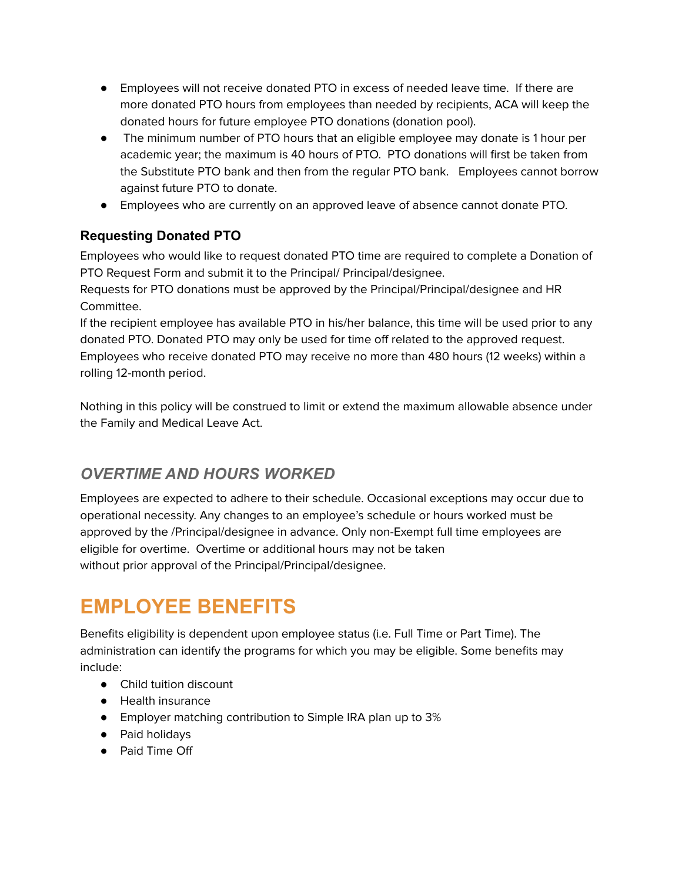- Employees will not receive donated PTO in excess of needed leave time. If there are more donated PTO hours from employees than needed by recipients, ACA will keep the donated hours for future employee PTO donations (donation pool).
- The minimum number of PTO hours that an eligible employee may donate is 1 hour per academic year; the maximum is 40 hours of PTO. PTO donations will first be taken from the Substitute PTO bank and then from the regular PTO bank. Employees cannot borrow against future PTO to donate.
- Employees who are currently on an approved leave of absence cannot donate PTO.

### Requesting Donated PTO

Employees who would like to request donated PTO time are required to complete a Donation of PTO Request Form and submit it to the Principal/ Principal/designee.
Requests for PTO donations must be approved by the Principal/Principal/designee and HR Committee.
If the recipient employee has available PTO in his/her balance, this time will be used prior to any donated PTO. Donated PTO may only be used for time off related to the approved request. Employees who receive donated PTO may receive no more than 480 hours (12 weeks) within a rolling 12-month period.

Nothing in this policy will be construed to limit or extend the maximum allowable absence under the Family and Medical Leave Act.

## *OVERTIME AND HOURS WORKED*

Employees are expected to adhere to their schedule. Occasional exceptions may occur due to operational necessity. Any changes to an employee's schedule or hours worked must be approved by the /Principal/designee in advance. Only non-Exempt full time employees are eligible for overtime. Overtime or additional hours may not be taken without prior approval of the Principal/Principal/designee.

# EMPLOYEE BENEFITS

Benefits eligibility is dependent upon employee status (i.e. Full Time or Part Time). The administration can identify the programs for which you may be eligible. Some benefits may include:

- Child tuition discount
- Health insurance
- Employer matching contribution to Simple IRA plan up to 3%
- Paid holidays
- Paid Time Off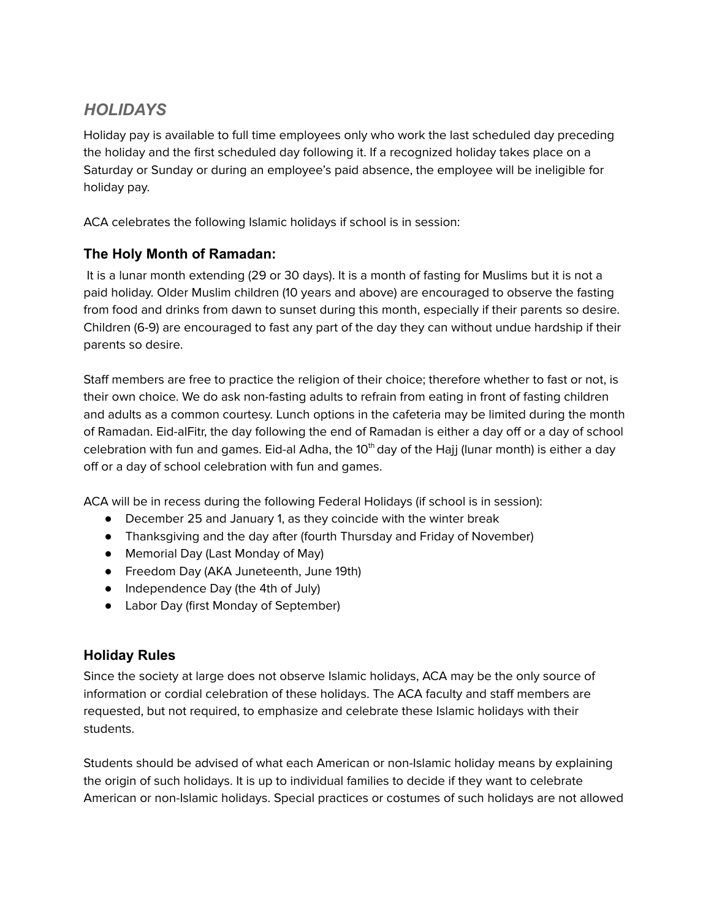## *HOLIDAYS*

Holiday pay is available to full time employees only who work the last scheduled day preceding the holiday and the first scheduled day following it. If a recognized holiday takes place on a Saturday or Sunday or during an employee's paid absence, the employee will be ineligible for holiday pay.

ACA celebrates the following Islamic holidays if school is in session:

### The Holy Month of Ramadan:

It is a lunar month extending (29 or 30 days). It is a month of fasting for Muslims but it is not a paid holiday. Older Muslim children (10 years and above) are encouraged to observe the fasting from food and drinks from dawn to sunset during this month, especially if their parents so desire. Children (6-9) are encouraged to fast any part of the day they can without undue hardship if their parents so desire.

Staff members are free to practice the religion of their choice; therefore whether to fast or not, is their own choice. We do ask non-fasting adults to refrain from eating in front of fasting children and adults as a common courtesy. Lunch options in the cafeteria may be limited during the month of Ramadan. Eid-alFitr, the day following the end of Ramadan is either a day off or a day of school celebration with fun and games. Eid-al Adha, the 10th day of the Hajj (lunar month) is either a day off or a day of school celebration with fun and games.

ACA will be in recess during the following Federal Holidays (if school is in session):

- December 25 and January 1, as they coincide with the winter break
- Thanksgiving and the day after (fourth Thursday and Friday of November)
- Memorial Day (Last Monday of May)
- Freedom Day (AKA Juneteenth, June 19th)
- Independence Day (the 4th of July)
- Labor Day (first Monday of September)

### Holiday Rules

Since the society at large does not observe Islamic holidays, ACA may be the only source of information or cordial celebration of these holidays. The ACA faculty and staff members are requested, but not required, to emphasize and celebrate these Islamic holidays with their students.

Students should be advised of what each American or non-Islamic holiday means by explaining the origin of such holidays. It is up to individual families to decide if they want to celebrate American or non-Islamic holidays. Special practices or costumes of such holidays are not allowed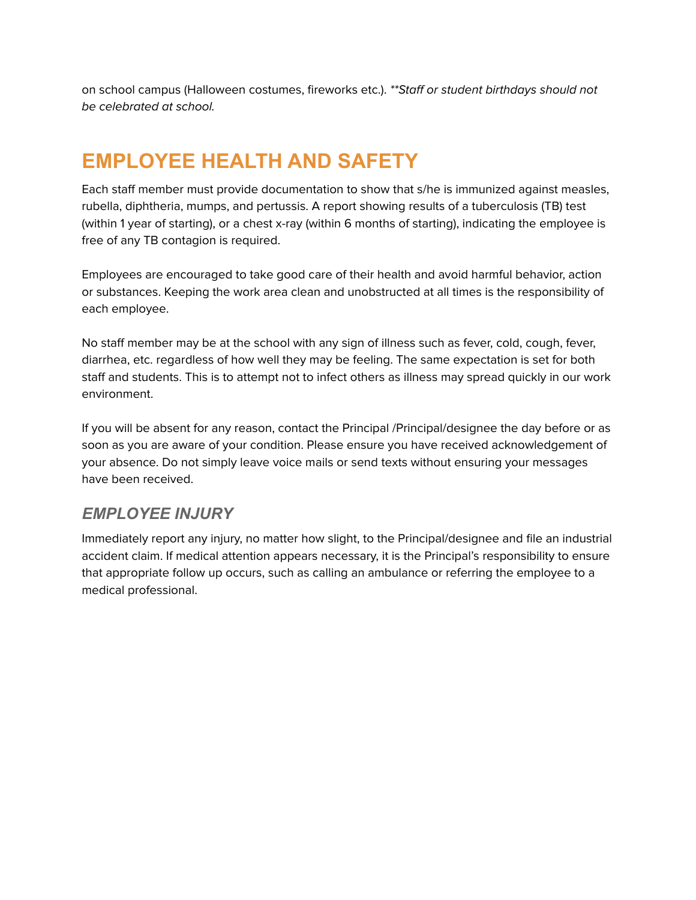on school campus (Halloween costumes, fireworks etc.). *\*\*Staff or student birthdays should not be celebrated at school.*

# EMPLOYEE HEALTH AND SAFETY

Each staff member must provide documentation to show that s/he is immunized against measles, rubella, diphtheria, mumps, and pertussis. A report showing results of a tuberculosis (TB) test (within 1 year of starting), or a chest x-ray (within 6 months of starting), indicating the employee is free of any TB contagion is required.

Employees are encouraged to take good care of their health and avoid harmful behavior, action or substances. Keeping the work area clean and unobstructed at all times is the responsibility of each employee.

No staff member may be at the school with any sign of illness such as fever, cold, cough, fever, diarrhea, etc. regardless of how well they may be feeling. The same expectation is set for both staff and students. This is to attempt not to infect others as illness may spread quickly in our work environment.

If you will be absent for any reason, contact the Principal /Principal/designee the day before or as soon as you are aware of your condition. Please ensure you have received acknowledgement of your absence. Do not simply leave voice mails or send texts without ensuring your messages have been received.

## *EMPLOYEE INJURY*

Immediately report any injury, no matter how slight, to the Principal/designee and file an industrial accident claim. If medical attention appears necessary, it is the Principal's responsibility to ensure that appropriate follow up occurs, such as calling an ambulance or referring the employee to a medical professional.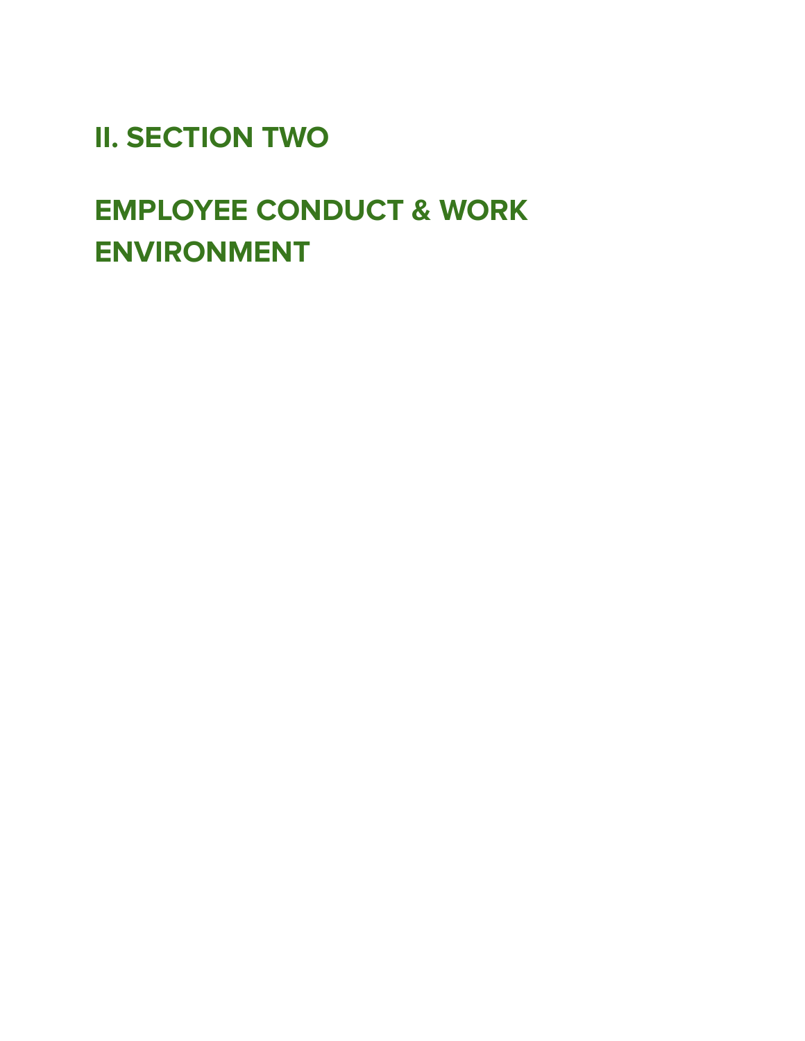# II. SECTION TWO

# EMPLOYEE CONDUCT & WORK ENVIRONMENT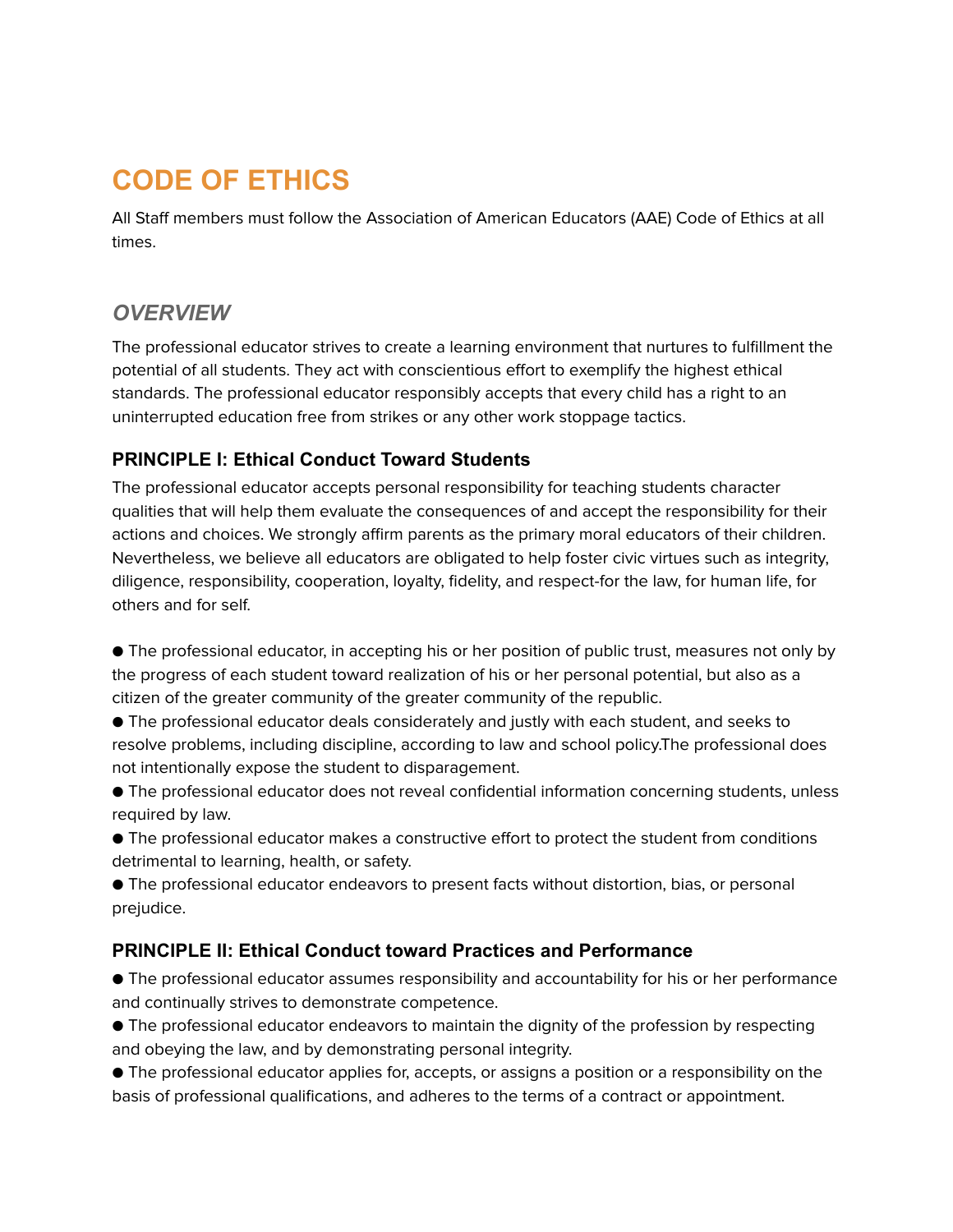# CODE OF ETHICS

All Staff members must follow the Association of American Educators (AAE) Code of Ethics at all times.

## *OVERVIEW*

The professional educator strives to create a learning environment that nurtures to fulfillment the potential of all students. They act with conscientious effort to exemplify the highest ethical standards. The professional educator responsibly accepts that every child has a right to an uninterrupted education free from strikes or any other work stoppage tactics.

### PRINCIPLE I: Ethical Conduct Toward Students

The professional educator accepts personal responsibility for teaching students character qualities that will help them evaluate the consequences of and accept the responsibility for their actions and choices. We strongly affirm parents as the primary moral educators of their children. Nevertheless, we believe all educators are obligated to help foster civic virtues such as integrity, diligence, responsibility, cooperation, loyalty, fidelity, and respect-for the law, for human life, for others and for self.

- The professional educator, in accepting his or her position of public trust, measures not only by the progress of each student toward realization of his or her personal potential, but also as a citizen of the greater community of the greater community of the republic.
- The professional educator deals considerately and justly with each student, and seeks to resolve problems, including discipline, according to law and school policy.The professional does not intentionally expose the student to disparagement.
- The professional educator does not reveal confidential information concerning students, unless required by law.
- The professional educator makes a constructive effort to protect the student from conditions detrimental to learning, health, or safety.
- The professional educator endeavors to present facts without distortion, bias, or personal prejudice.

### PRINCIPLE II: Ethical Conduct toward Practices and Performance

- The professional educator assumes responsibility and accountability for his or her performance and continually strives to demonstrate competence.
- The professional educator endeavors to maintain the dignity of the profession by respecting and obeying the law, and by demonstrating personal integrity.
- The professional educator applies for, accepts, or assigns a position or a responsibility on the basis of professional qualifications, and adheres to the terms of a contract or appointment.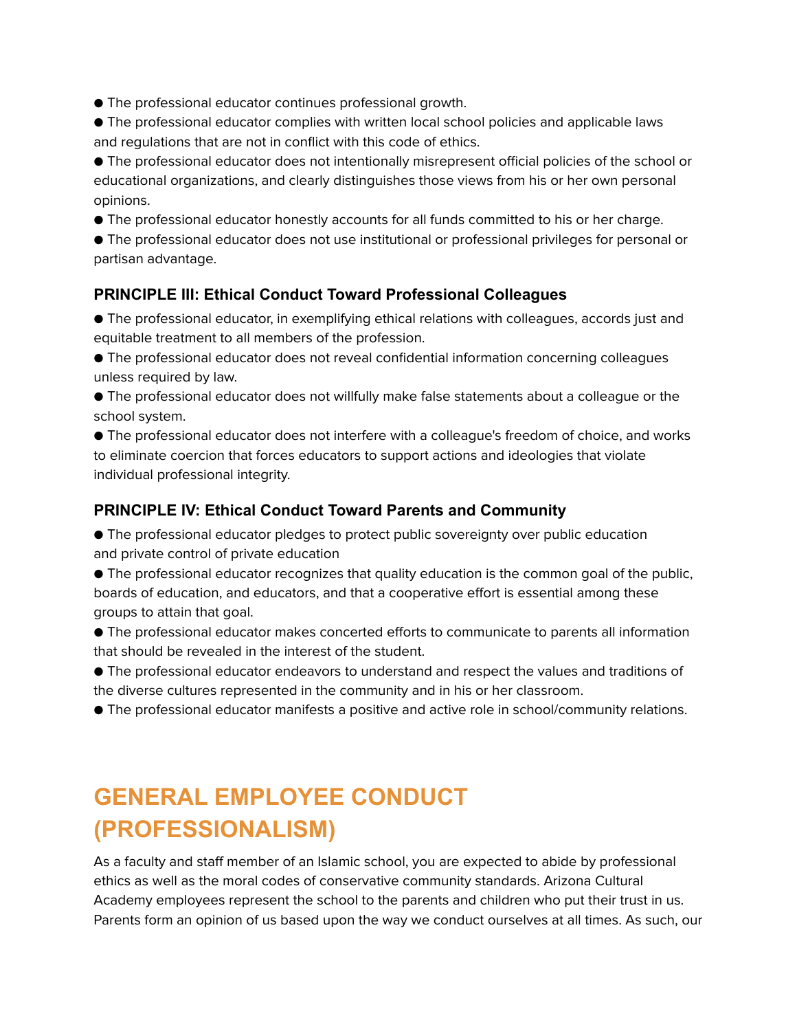- The professional educator continues professional growth.
- The professional educator complies with written local school policies and applicable laws and regulations that are not in conflict with this code of ethics.
- The professional educator does not intentionally misrepresent official policies of the school or educational organizations, and clearly distinguishes those views from his or her own personal opinions.
- The professional educator honestly accounts for all funds committed to his or her charge.
- The professional educator does not use institutional or professional privileges for personal or partisan advantage.

### PRINCIPLE III: Ethical Conduct Toward Professional Colleagues

- The professional educator, in exemplifying ethical relations with colleagues, accords just and equitable treatment to all members of the profession.
- The professional educator does not reveal confidential information concerning colleagues unless required by law.
- The professional educator does not willfully make false statements about a colleague or the school system.
- The professional educator does not interfere with a colleague's freedom of choice, and works to eliminate coercion that forces educators to support actions and ideologies that violate individual professional integrity.

### PRINCIPLE IV: Ethical Conduct Toward Parents and Community

- The professional educator pledges to protect public sovereignty over public education and private control of private education
- The professional educator recognizes that quality education is the common goal of the public, boards of education, and educators, and that a cooperative effort is essential among these groups to attain that goal.
- The professional educator makes concerted efforts to communicate to parents all information that should be revealed in the interest of the student.
- The professional educator endeavors to understand and respect the values and traditions of the diverse cultures represented in the community and in his or her classroom.
- The professional educator manifests a positive and active role in school/community relations.

# GENERAL EMPLOYEE CONDUCT (PROFESSIONALISM)

As a faculty and staff member of an Islamic school, you are expected to abide by professional ethics as well as the moral codes of conservative community standards. Arizona Cultural Academy employees represent the school to the parents and children who put their trust in us. Parents form an opinion of us based upon the way we conduct ourselves at all times. As such, our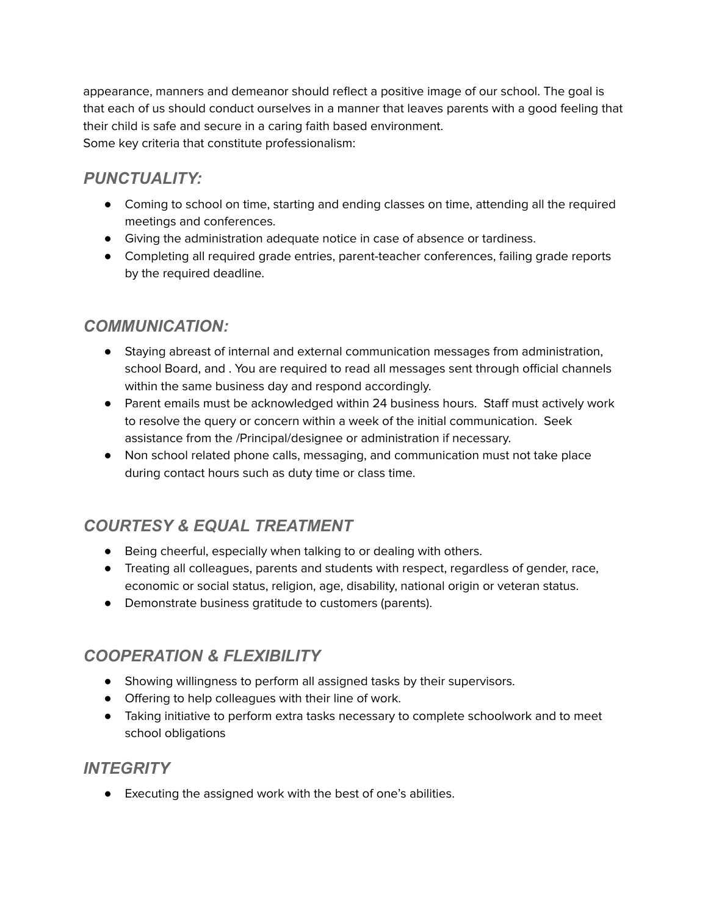appearance, manners and demeanor should reflect a positive image of our school. The goal is that each of us should conduct ourselves in a manner that leaves parents with a good feeling that their child is safe and secure in a caring faith based environment.
Some key criteria that constitute professionalism:

## *PUNCTUALITY:*

- Coming to school on time, starting and ending classes on time, attending all the required meetings and conferences.
- Giving the administration adequate notice in case of absence or tardiness.
- Completing all required grade entries, parent-teacher conferences, failing grade reports by the required deadline.

## *COMMUNICATION:*

- Staying abreast of internal and external communication messages from administration, school Board, and . You are required to read all messages sent through official channels within the same business day and respond accordingly.
- Parent emails must be acknowledged within 24 business hours. Staff must actively work to resolve the query or concern within a week of the initial communication. Seek assistance from the /Principal/designee or administration if necessary.
- Non school related phone calls, messaging, and communication must not take place during contact hours such as duty time or class time.

## *COURTESY & EQUAL TREATMENT*

- Being cheerful, especially when talking to or dealing with others.
- Treating all colleagues, parents and students with respect, regardless of gender, race, economic or social status, religion, age, disability, national origin or veteran status.
- Demonstrate business gratitude to customers (parents).

## *COOPERATION & FLEXIBILITY*

- Showing willingness to perform all assigned tasks by their supervisors.
- Offering to help colleagues with their line of work.
- Taking initiative to perform extra tasks necessary to complete schoolwork and to meet school obligations

## *INTEGRITY*

- Executing the assigned work with the best of one's abilities.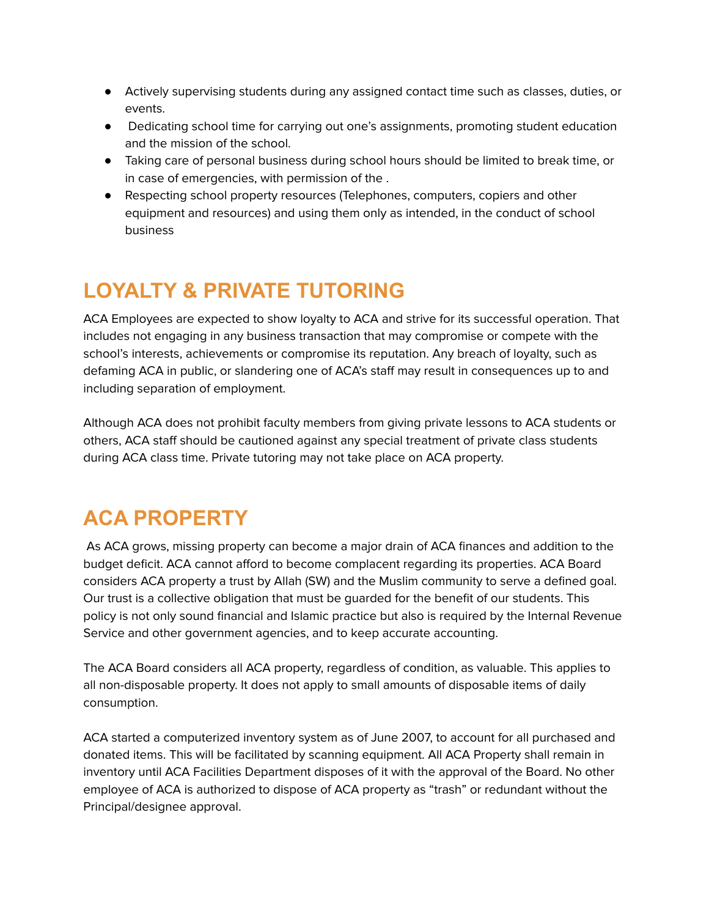- Actively supervising students during any assigned contact time such as classes, duties, or events.
- Dedicating school time for carrying out one's assignments, promoting student education and the mission of the school.
- Taking care of personal business during school hours should be limited to break time, or in case of emergencies, with permission of the .
- Respecting school property resources (Telephones, computers, copiers and other equipment and resources) and using them only as intended, in the conduct of school business

# LOYALTY & PRIVATE TUTORING

ACA Employees are expected to show loyalty to ACA and strive for its successful operation. That includes not engaging in any business transaction that may compromise or compete with the school's interests, achievements or compromise its reputation. Any breach of loyalty, such as defaming ACA in public, or slandering one of ACA's staff may result in consequences up to and including separation of employment.

Although ACA does not prohibit faculty members from giving private lessons to ACA students or others, ACA staff should be cautioned against any special treatment of private class students during ACA class time. Private tutoring may not take place on ACA property.

# ACA PROPERTY

As ACA grows, missing property can become a major drain of ACA finances and addition to the budget deficit. ACA cannot afford to become complacent regarding its properties. ACA Board considers ACA property a trust by Allah (SW) and the Muslim community to serve a defined goal. Our trust is a collective obligation that must be guarded for the benefit of our students. This policy is not only sound financial and Islamic practice but also is required by the Internal Revenue Service and other government agencies, and to keep accurate accounting.

The ACA Board considers all ACA property, regardless of condition, as valuable. This applies to all non-disposable property. It does not apply to small amounts of disposable items of daily consumption.

ACA started a computerized inventory system as of June 2007, to account for all purchased and donated items. This will be facilitated by scanning equipment. All ACA Property shall remain in inventory until ACA Facilities Department disposes of it with the approval of the Board. No other employee of ACA is authorized to dispose of ACA property as "trash" or redundant without the Principal/designee approval.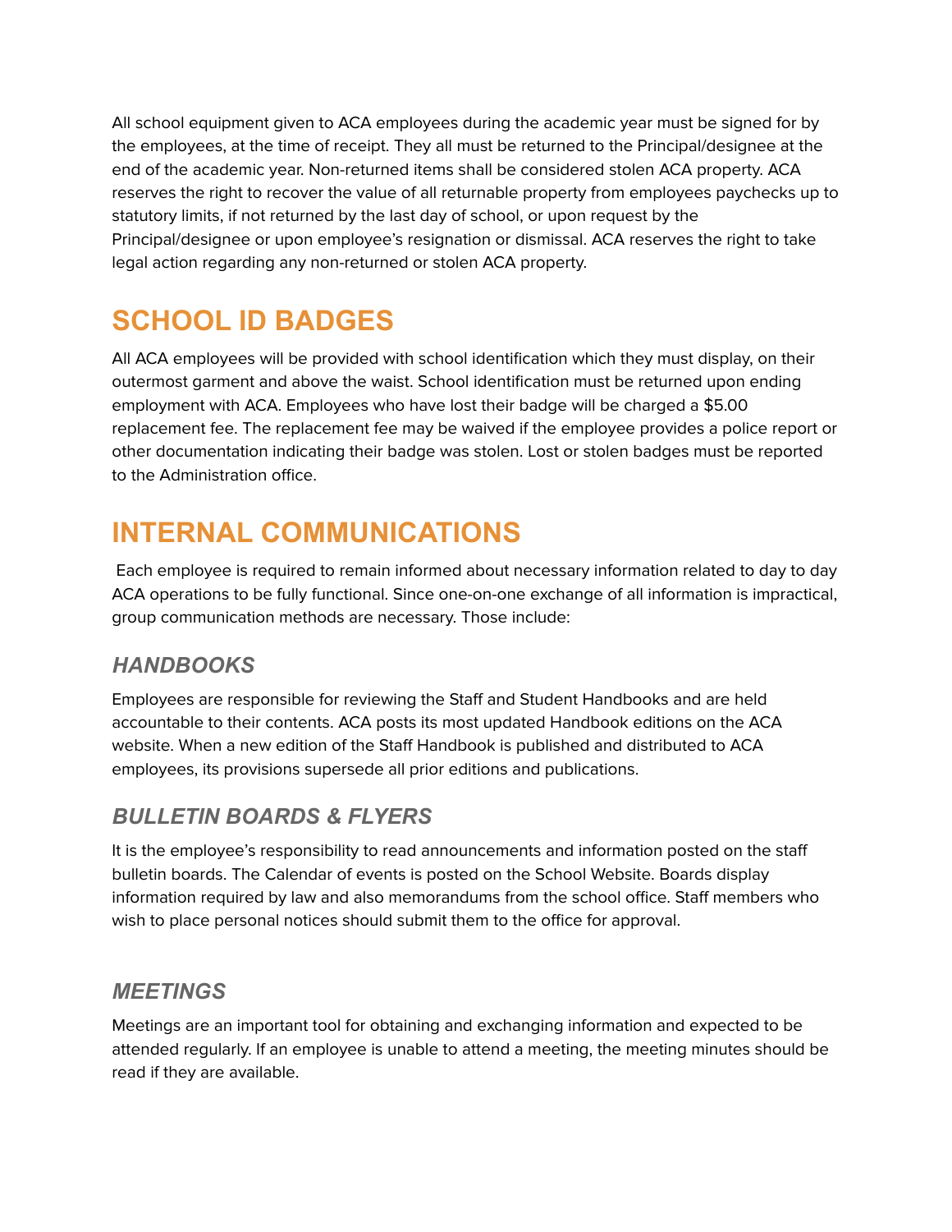All school equipment given to ACA employees during the academic year must be signed for by the employees, at the time of receipt. They all must be returned to the Principal/designee at the end of the academic year. Non-returned items shall be considered stolen ACA property. ACA reserves the right to recover the value of all returnable property from employees paychecks up to statutory limits, if not returned by the last day of school, or upon request by the Principal/designee or upon employee's resignation or dismissal. ACA reserves the right to take legal action regarding any non-returned or stolen ACA property.

# SCHOOL ID BADGES

All ACA employees will be provided with school identification which they must display, on their outermost garment and above the waist. School identification must be returned upon ending employment with ACA. Employees who have lost their badge will be charged a $5.00 replacement fee. The replacement fee may be waived if the employee provides a police report or other documentation indicating their badge was stolen. Lost or stolen badges must be reported to the Administration office.

# INTERNAL COMMUNICATIONS

Each employee is required to remain informed about necessary information related to day to day ACA operations to be fully functional. Since one-on-one exchange of all information is impractical, group communication methods are necessary. Those include:

## *HANDBOOKS*

Employees are responsible for reviewing the Staff and Student Handbooks and are held accountable to their contents. ACA posts its most updated Handbook editions on the ACA website. When a new edition of the Staff Handbook is published and distributed to ACA employees, its provisions supersede all prior editions and publications.

## *BULLETIN BOARDS & FLYERS*

It is the employee's responsibility to read announcements and information posted on the staff bulletin boards. The Calendar of events is posted on the School Website. Boards display information required by law and also memorandums from the school office. Staff members who wish to place personal notices should submit them to the office for approval.

## *MEETINGS*

Meetings are an important tool for obtaining and exchanging information and expected to be attended regularly. If an employee is unable to attend a meeting, the meeting minutes should be read if they are available.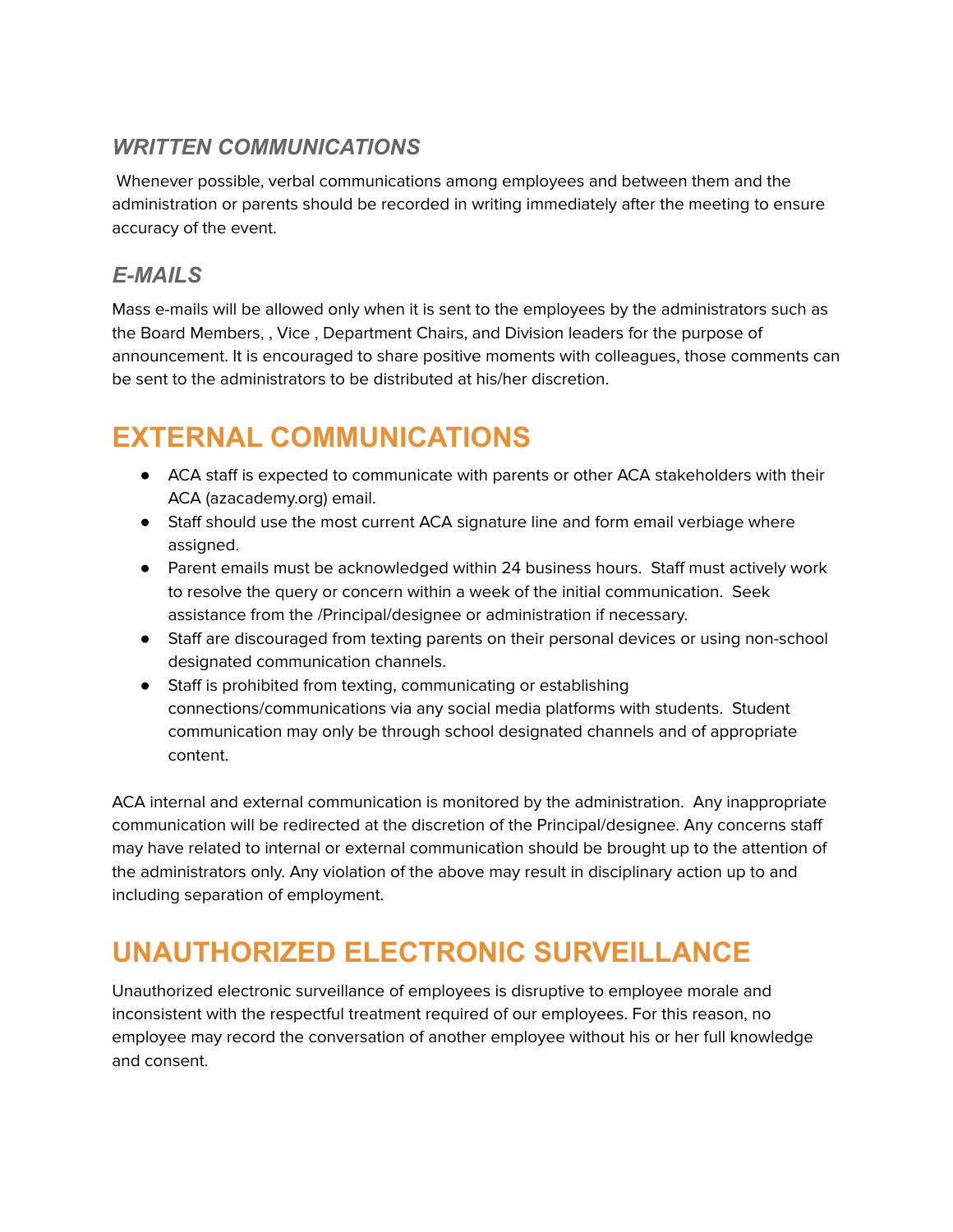### *WRITTEN COMMUNICATIONS*

Whenever possible, verbal communications among employees and between them and the administration or parents should be recorded in writing immediately after the meeting to ensure accuracy of the event.

### *E-MAILS*

Mass e-mails will be allowed only when it is sent to the employees by the administrators such as the Board Members, , Vice , Department Chairs, and Division leaders for the purpose of announcement. It is encouraged to share positive moments with colleagues, those comments can be sent to the administrators to be distributed at his/her discretion.

# EXTERNAL COMMUNICATIONS

- ACA staff is expected to communicate with parents or other ACA stakeholders with their ACA (azacademy.org) email.
- Staff should use the most current ACA signature line and form email verbiage where assigned.
- Parent emails must be acknowledged within 24 business hours. Staff must actively work to resolve the query or concern within a week of the initial communication. Seek assistance from the /Principal/designee or administration if necessary.
- Staff are discouraged from texting parents on their personal devices or using non-school designated communication channels.
- Staff is prohibited from texting, communicating or establishing connections/communications via any social media platforms with students. Student communication may only be through school designated channels and of appropriate content.

ACA internal and external communication is monitored by the administration. Any inappropriate communication will be redirected at the discretion of the Principal/designee. Any concerns staff may have related to internal or external communication should be brought up to the attention of the administrators only. Any violation of the above may result in disciplinary action up to and including separation of employment.

# UNAUTHORIZED ELECTRONIC SURVEILLANCE

Unauthorized electronic surveillance of employees is disruptive to employee morale and inconsistent with the respectful treatment required of our employees. For this reason, no employee may record the conversation of another employee without his or her full knowledge and consent.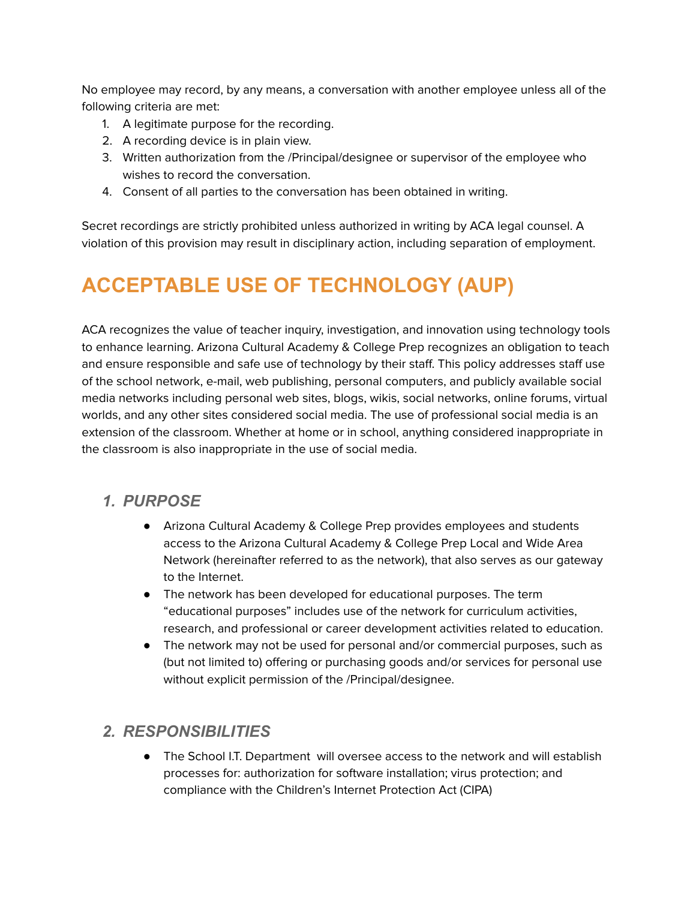No employee may record, by any means, a conversation with another employee unless all of the following criteria are met:

1. A legitimate purpose for the recording.
2. A recording device is in plain view.
3. Written authorization from the /Principal/designee or supervisor of the employee who wishes to record the conversation.
4. Consent of all parties to the conversation has been obtained in writing.

Secret recordings are strictly prohibited unless authorized in writing by ACA legal counsel. A violation of this provision may result in disciplinary action, including separation of employment.

# ACCEPTABLE USE OF TECHNOLOGY (AUP)

ACA recognizes the value of teacher inquiry, investigation, and innovation using technology tools to enhance learning. Arizona Cultural Academy & College Prep recognizes an obligation to teach and ensure responsible and safe use of technology by their staff. This policy addresses staff use of the school network, e-mail, web publishing, personal computers, and publicly available social media networks including personal web sites, blogs, wikis, social networks, online forums, virtual worlds, and any other sites considered social media. The use of professional social media is an extension of the classroom. Whether at home or in school, anything considered inappropriate in the classroom is also inappropriate in the use of social media.

### *1. PURPOSE*

- Arizona Cultural Academy & College Prep provides employees and students access to the Arizona Cultural Academy & College Prep Local and Wide Area Network (hereinafter referred to as the network), that also serves as our gateway to the Internet.
- The network has been developed for educational purposes. The term "educational purposes" includes use of the network for curriculum activities, research, and professional or career development activities related to education.
- The network may not be used for personal and/or commercial purposes, such as (but not limited to) offering or purchasing goods and/or services for personal use without explicit permission of the /Principal/designee.

### *2. RESPONSIBILITIES*

- The School I.T. Department will oversee access to the network and will establish processes for: authorization for software installation; virus protection; and compliance with the Children's Internet Protection Act (CIPA)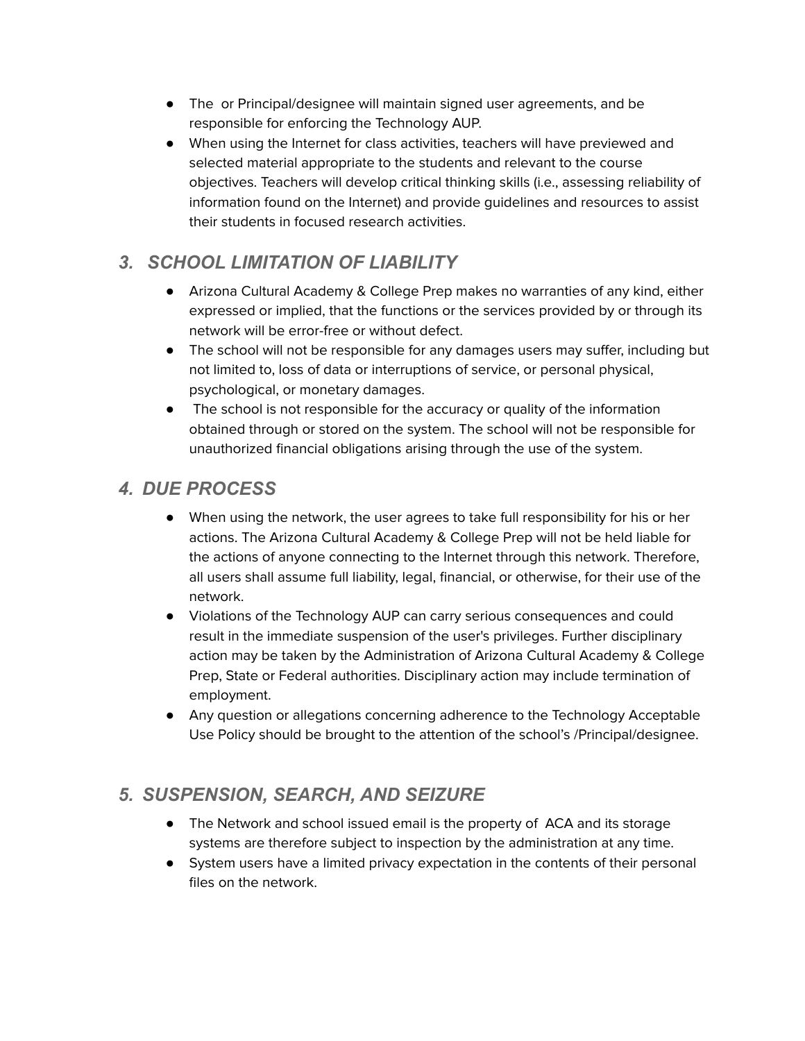- The  or Principal/designee will maintain signed user agreements, and be responsible for enforcing the Technology AUP.
- When using the Internet for class activities, teachers will have previewed and selected material appropriate to the students and relevant to the course objectives. Teachers will develop critical thinking skills (i.e., assessing reliability of information found on the Internet) and provide guidelines and resources to assist their students in focused research activities.

## *3. SCHOOL LIMITATION OF LIABILITY*

- Arizona Cultural Academy & College Prep makes no warranties of any kind, either expressed or implied, that the functions or the services provided by or through its network will be error-free or without defect.
- The school will not be responsible for any damages users may suffer, including but not limited to, loss of data or interruptions of service, or personal physical, psychological, or monetary damages.
- The school is not responsible for the accuracy or quality of the information obtained through or stored on the system. The school will not be responsible for unauthorized financial obligations arising through the use of the system.

## *4. DUE PROCESS*

- When using the network, the user agrees to take full responsibility for his or her actions. The Arizona Cultural Academy & College Prep will not be held liable for the actions of anyone connecting to the Internet through this network. Therefore, all users shall assume full liability, legal, financial, or otherwise, for their use of the network.
- Violations of the Technology AUP can carry serious consequences and could result in the immediate suspension of the user's privileges. Further disciplinary action may be taken by the Administration of Arizona Cultural Academy & College Prep, State or Federal authorities. Disciplinary action may include termination of employment.
- Any question or allegations concerning adherence to the Technology Acceptable Use Policy should be brought to the attention of the school's /Principal/designee.

## *5. SUSPENSION, SEARCH, AND SEIZURE*

- The Network and school issued email is the property of  ACA and its storage systems are therefore subject to inspection by the administration at any time.
- System users have a limited privacy expectation in the contents of their personal files on the network.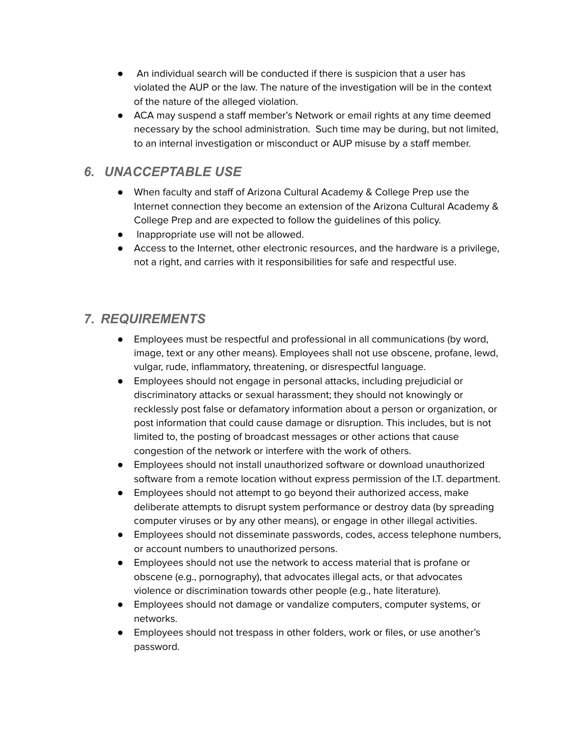- An individual search will be conducted if there is suspicion that a user has violated the AUP or the law. The nature of the investigation will be in the context of the nature of the alleged violation.
- ACA may suspend a staff member's Network or email rights at any time deemed necessary by the school administration. Such time may be during, but not limited, to an internal investigation or misconduct or AUP misuse by a staff member.

## *6. UNACCEPTABLE USE*

- When faculty and staff of Arizona Cultural Academy & College Prep use the Internet connection they become an extension of the Arizona Cultural Academy & College Prep and are expected to follow the guidelines of this policy.
- Inappropriate use will not be allowed.
- Access to the Internet, other electronic resources, and the hardware is a privilege, not a right, and carries with it responsibilities for safe and respectful use.

## *7. REQUIREMENTS*

- Employees must be respectful and professional in all communications (by word, image, text or any other means). Employees shall not use obscene, profane, lewd, vulgar, rude, inflammatory, threatening, or disrespectful language.
- Employees should not engage in personal attacks, including prejudicial or discriminatory attacks or sexual harassment; they should not knowingly or recklessly post false or defamatory information about a person or organization, or post information that could cause damage or disruption. This includes, but is not limited to, the posting of broadcast messages or other actions that cause congestion of the network or interfere with the work of others.
- Employees should not install unauthorized software or download unauthorized software from a remote location without express permission of the I.T. department.
- Employees should not attempt to go beyond their authorized access, make deliberate attempts to disrupt system performance or destroy data (by spreading computer viruses or by any other means), or engage in other illegal activities.
- Employees should not disseminate passwords, codes, access telephone numbers, or account numbers to unauthorized persons.
- Employees should not use the network to access material that is profane or obscene (e.g., pornography), that advocates illegal acts, or that advocates violence or discrimination towards other people (e.g., hate literature).
- Employees should not damage or vandalize computers, computer systems, or networks.
- Employees should not trespass in other folders, work or files, or use another's password.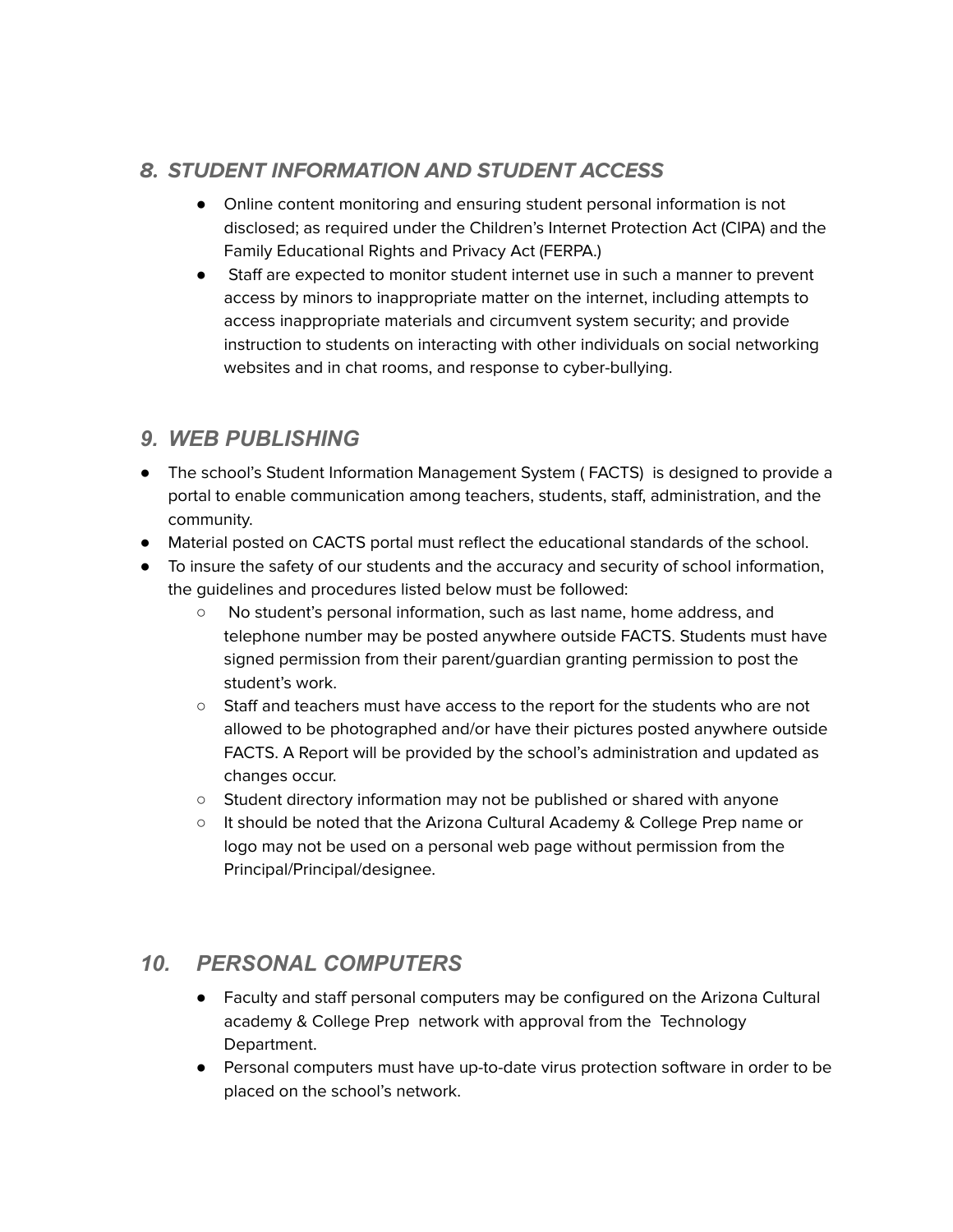## *8. STUDENT INFORMATION AND STUDENT ACCESS*

- Online content monitoring and ensuring student personal information is not disclosed; as required under the Children's Internet Protection Act (CIPA) and the Family Educational Rights and Privacy Act (FERPA.)
- Staff are expected to monitor student internet use in such a manner to prevent access by minors to inappropriate matter on the internet, including attempts to access inappropriate materials and circumvent system security; and provide instruction to students on interacting with other individuals on social networking websites and in chat rooms, and response to cyber-bullying.

## *9. WEB PUBLISHING*

- The school's Student Information Management System ( FACTS) is designed to provide a portal to enable communication among teachers, students, staff, administration, and the community.
- Material posted on CACTS portal must reflect the educational standards of the school.
- To insure the safety of our students and the accuracy and security of school information, the guidelines and procedures listed below must be followed:
  - No student's personal information, such as last name, home address, and telephone number may be posted anywhere outside FACTS. Students must have signed permission from their parent/guardian granting permission to post the student's work.
  - Staff and teachers must have access to the report for the students who are not allowed to be photographed and/or have their pictures posted anywhere outside FACTS. A Report will be provided by the school's administration and updated as changes occur.
  - Student directory information may not be published or shared with anyone
  - It should be noted that the Arizona Cultural Academy & College Prep name or logo may not be used on a personal web page without permission from the Principal/Principal/designee.

## *10. PERSONAL COMPUTERS*

- Faculty and staff personal computers may be configured on the Arizona Cultural academy & College Prep network with approval from the Technology Department.
- Personal computers must have up-to-date virus protection software in order to be placed on the school's network.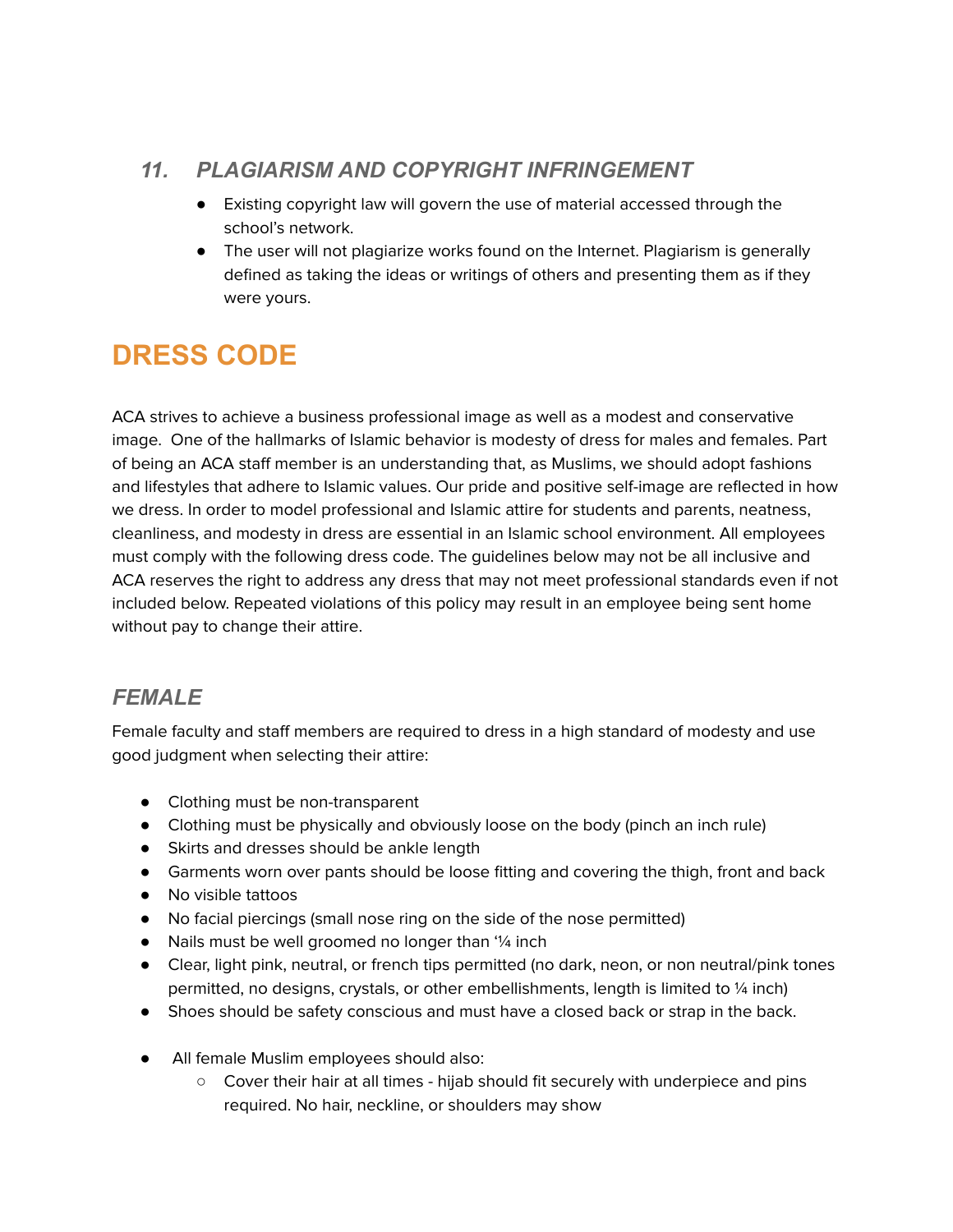### *11. PLAGIARISM AND COPYRIGHT INFRINGEMENT*

- Existing copyright law will govern the use of material accessed through the school's network.
- The user will not plagiarize works found on the Internet. Plagiarism is generally defined as taking the ideas or writings of others and presenting them as if they were yours.

# DRESS CODE

ACA strives to achieve a business professional image as well as a modest and conservative image. One of the hallmarks of Islamic behavior is modesty of dress for males and females. Part of being an ACA staff member is an understanding that, as Muslims, we should adopt fashions and lifestyles that adhere to Islamic values. Our pride and positive self-image are reflected in how we dress. In order to model professional and Islamic attire for students and parents, neatness, cleanliness, and modesty in dress are essential in an Islamic school environment. All employees must comply with the following dress code. The guidelines below may not be all inclusive and ACA reserves the right to address any dress that may not meet professional standards even if not included below. Repeated violations of this policy may result in an employee being sent home without pay to change their attire.

## *FEMALE*

Female faculty and staff members are required to dress in a high standard of modesty and use good judgment when selecting their attire:

- Clothing must be non-transparent
- Clothing must be physically and obviously loose on the body (pinch an inch rule)
- Skirts and dresses should be ankle length
- Garments worn over pants should be loose fitting and covering the thigh, front and back
- No visible tattoos
- No facial piercings (small nose ring on the side of the nose permitted)
- Nails must be well groomed no longer than '¼ inch
- Clear, light pink, neutral, or french tips permitted (no dark, neon, or non neutral/pink tones permitted, no designs, crystals, or other embellishments, length is limited to ¼ inch)
- Shoes should be safety conscious and must have a closed back or strap in the back.

- All female Muslim employees should also:
  - Cover their hair at all times - hijab should fit securely with underpiece and pins required. No hair, neckline, or shoulders may show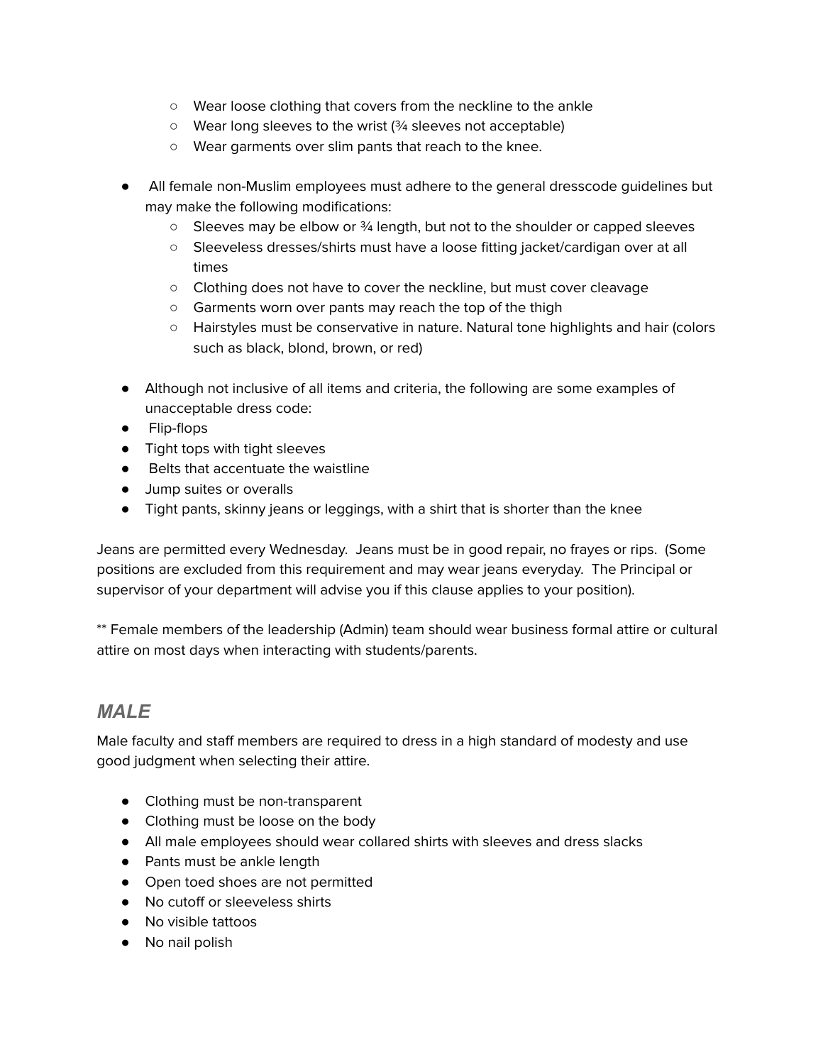- Wear loose clothing that covers from the neckline to the ankle
    - Wear long sleeves to the wrist (¾ sleeves not acceptable)
    - Wear garments over slim pants that reach to the knee.

- All female non-Muslim employees must adhere to the general dresscode guidelines but may make the following modifications:
    - Sleeves may be elbow or ¾ length, but not to the shoulder or capped sleeves
    - Sleeveless dresses/shirts must have a loose fitting jacket/cardigan over at all times
    - Clothing does not have to cover the neckline, but must cover cleavage
    - Garments worn over pants may reach the top of the thigh
    - Hairstyles must be conservative in nature. Natural tone highlights and hair (colors such as black, blond, brown, or red)

- Although not inclusive of all items and criteria, the following are some examples of unacceptable dress code:
- Flip-flops
- Tight tops with tight sleeves
- Belts that accentuate the waistline
- Jump suites or overalls
- Tight pants, skinny jeans or leggings, with a shirt that is shorter than the knee

Jeans are permitted every Wednesday. Jeans must be in good repair, no frayes or rips. (Some positions are excluded from this requirement and may wear jeans everyday. The Principal or supervisor of your department will advise you if this clause applies to your position).

** Female members of the leadership (Admin) team should wear business formal attire or cultural attire on most days when interacting with students/parents.

## *MALE*

Male faculty and staff members are required to dress in a high standard of modesty and use good judgment when selecting their attire.

- Clothing must be non-transparent
- Clothing must be loose on the body
- All male employees should wear collared shirts with sleeves and dress slacks
- Pants must be ankle length
- Open toed shoes are not permitted
- No cutoff or sleeveless shirts
- No visible tattoos
- No nail polish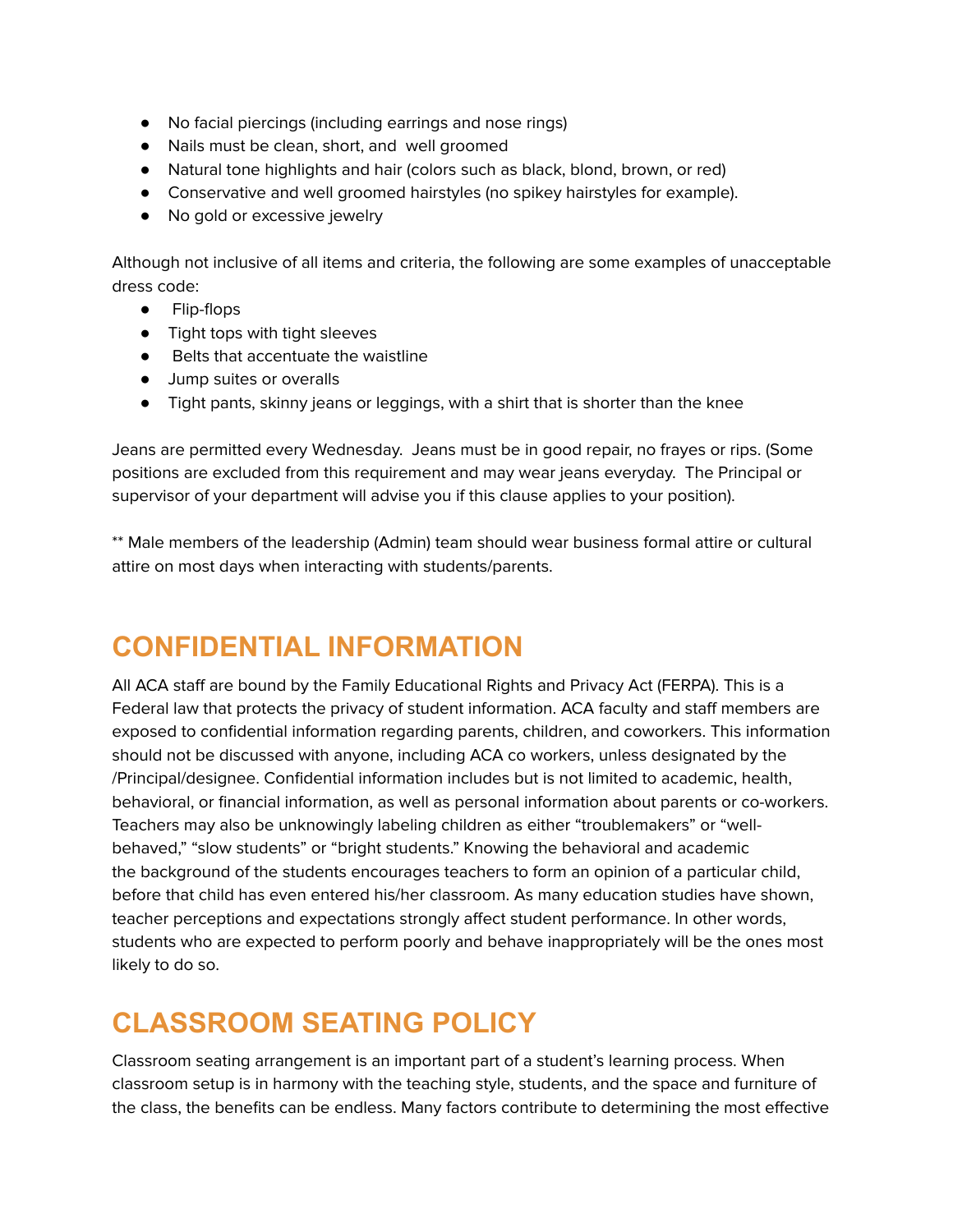- No facial piercings (including earrings and nose rings)
- Nails must be clean, short, and  well groomed
- Natural tone highlights and hair (colors such as black, blond, brown, or red)
- Conservative and well groomed hairstyles (no spikey hairstyles for example).
- No gold or excessive jewelry

Although not inclusive of all items and criteria, the following are some examples of unacceptable dress code:

- Flip-flops
- Tight tops with tight sleeves
- Belts that accentuate the waistline
- Jump suites or overalls
- Tight pants, skinny jeans or leggings, with a shirt that is shorter than the knee

Jeans are permitted every Wednesday.  Jeans must be in good repair, no frayes or rips. (Some positions are excluded from this requirement and may wear jeans everyday.  The Principal or supervisor of your department will advise you if this clause applies to your position).

** Male members of the leadership (Admin) team should wear business formal attire or cultural attire on most days when interacting with students/parents.

# CONFIDENTIAL INFORMATION

All ACA staff are bound by the Family Educational Rights and Privacy Act (FERPA). This is a Federal law that protects the privacy of student information. ACA faculty and staff members are exposed to confidential information regarding parents, children, and coworkers. This information should not be discussed with anyone, including ACA co workers, unless designated by the /Principal/designee. Confidential information includes but is not limited to academic, health, behavioral, or financial information, as well as personal information about parents or co-workers. Teachers may also be unknowingly labeling children as either "troublemakers" or "well-behaved," "slow students" or "bright students." Knowing the behavioral and academic the background of the students encourages teachers to form an opinion of a particular child, before that child has even entered his/her classroom. As many education studies have shown, teacher perceptions and expectations strongly affect student performance. In other words, students who are expected to perform poorly and behave inappropriately will be the ones most likely to do so.

# CLASSROOM SEATING POLICY

Classroom seating arrangement is an important part of a student's learning process. When classroom setup is in harmony with the teaching style, students, and the space and furniture of the class, the benefits can be endless. Many factors contribute to determining the most effective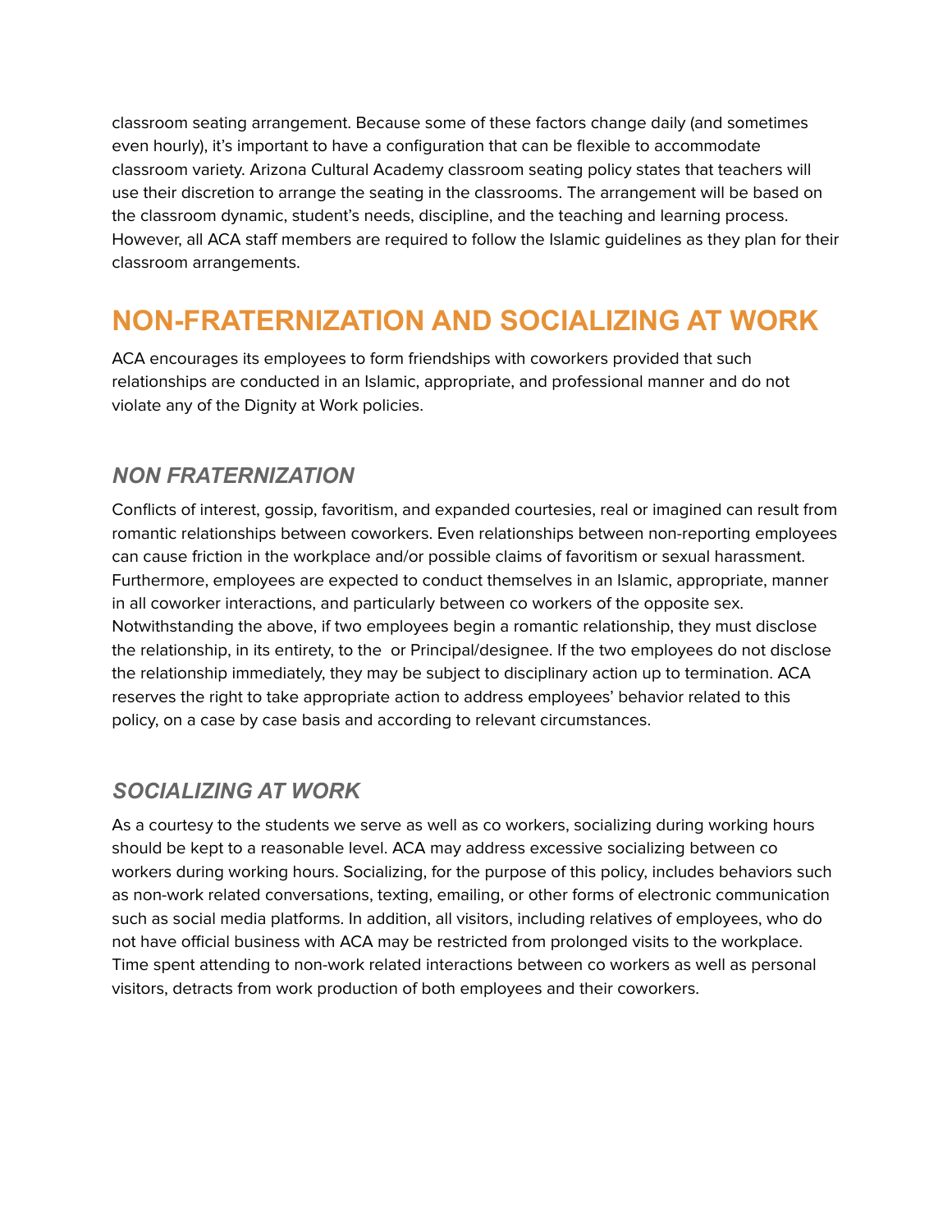classroom seating arrangement. Because some of these factors change daily (and sometimes even hourly), it's important to have a configuration that can be flexible to accommodate classroom variety. Arizona Cultural Academy classroom seating policy states that teachers will use their discretion to arrange the seating in the classrooms. The arrangement will be based on the classroom dynamic, student's needs, discipline, and the teaching and learning process. However, all ACA staff members are required to follow the Islamic guidelines as they plan for their classroom arrangements.

# NON-FRATERNIZATION AND SOCIALIZING AT WORK

ACA encourages its employees to form friendships with coworkers provided that such relationships are conducted in an Islamic, appropriate, and professional manner and do not violate any of the Dignity at Work policies.

## *NON FRATERNIZATION*

Conflicts of interest, gossip, favoritism, and expanded courtesies, real or imagined can result from romantic relationships between coworkers. Even relationships between non-reporting employees can cause friction in the workplace and/or possible claims of favoritism or sexual harassment. Furthermore, employees are expected to conduct themselves in an Islamic, appropriate, manner in all coworker interactions, and particularly between co workers of the opposite sex. Notwithstanding the above, if two employees begin a romantic relationship, they must disclose the relationship, in its entirety, to the  or Principal/designee. If the two employees do not disclose the relationship immediately, they may be subject to disciplinary action up to termination. ACA reserves the right to take appropriate action to address employees' behavior related to this policy, on a case by case basis and according to relevant circumstances.

## *SOCIALIZING AT WORK*

As a courtesy to the students we serve as well as co workers, socializing during working hours should be kept to a reasonable level. ACA may address excessive socializing between co workers during working hours. Socializing, for the purpose of this policy, includes behaviors such as non-work related conversations, texting, emailing, or other forms of electronic communication such as social media platforms. In addition, all visitors, including relatives of employees, who do not have official business with ACA may be restricted from prolonged visits to the workplace. Time spent attending to non-work related interactions between co workers as well as personal visitors, detracts from work production of both employees and their coworkers.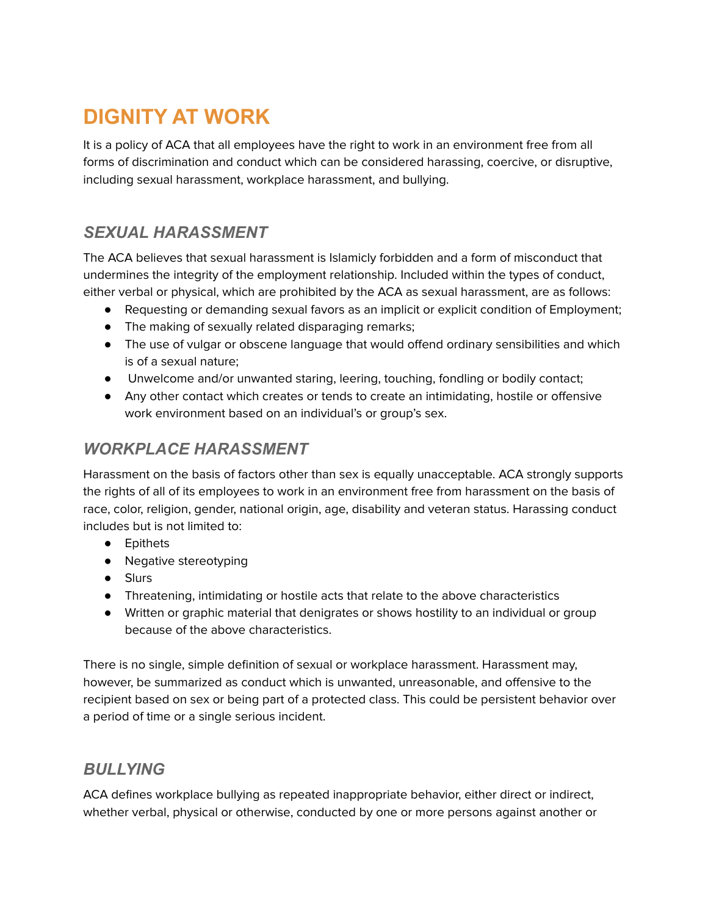# DIGNITY AT WORK

It is a policy of ACA that all employees have the right to work in an environment free from all forms of discrimination and conduct which can be considered harassing, coercive, or disruptive, including sexual harassment, workplace harassment, and bullying.

## *SEXUAL HARASSMENT*

The ACA believes that sexual harassment is Islamicly forbidden and a form of misconduct that undermines the integrity of the employment relationship. Included within the types of conduct, either verbal or physical, which are prohibited by the ACA as sexual harassment, are as follows:

- Requesting or demanding sexual favors as an implicit or explicit condition of Employment;
- The making of sexually related disparaging remarks;
- The use of vulgar or obscene language that would offend ordinary sensibilities and which is of a sexual nature;
- Unwelcome and/or unwanted staring, leering, touching, fondling or bodily contact;
- Any other contact which creates or tends to create an intimidating, hostile or offensive work environment based on an individual's or group's sex.

## *WORKPLACE HARASSMENT*

Harassment on the basis of factors other than sex is equally unacceptable. ACA strongly supports the rights of all of its employees to work in an environment free from harassment on the basis of race, color, religion, gender, national origin, age, disability and veteran status. Harassing conduct includes but is not limited to:

- Epithets
- Negative stereotyping
- Slurs
- Threatening, intimidating or hostile acts that relate to the above characteristics
- Written or graphic material that denigrates or shows hostility to an individual or group because of the above characteristics.

There is no single, simple definition of sexual or workplace harassment. Harassment may, however, be summarized as conduct which is unwanted, unreasonable, and offensive to the recipient based on sex or being part of a protected class. This could be persistent behavior over a period of time or a single serious incident.

## *BULLYING*

ACA defines workplace bullying as repeated inappropriate behavior, either direct or indirect, whether verbal, physical or otherwise, conducted by one or more persons against another or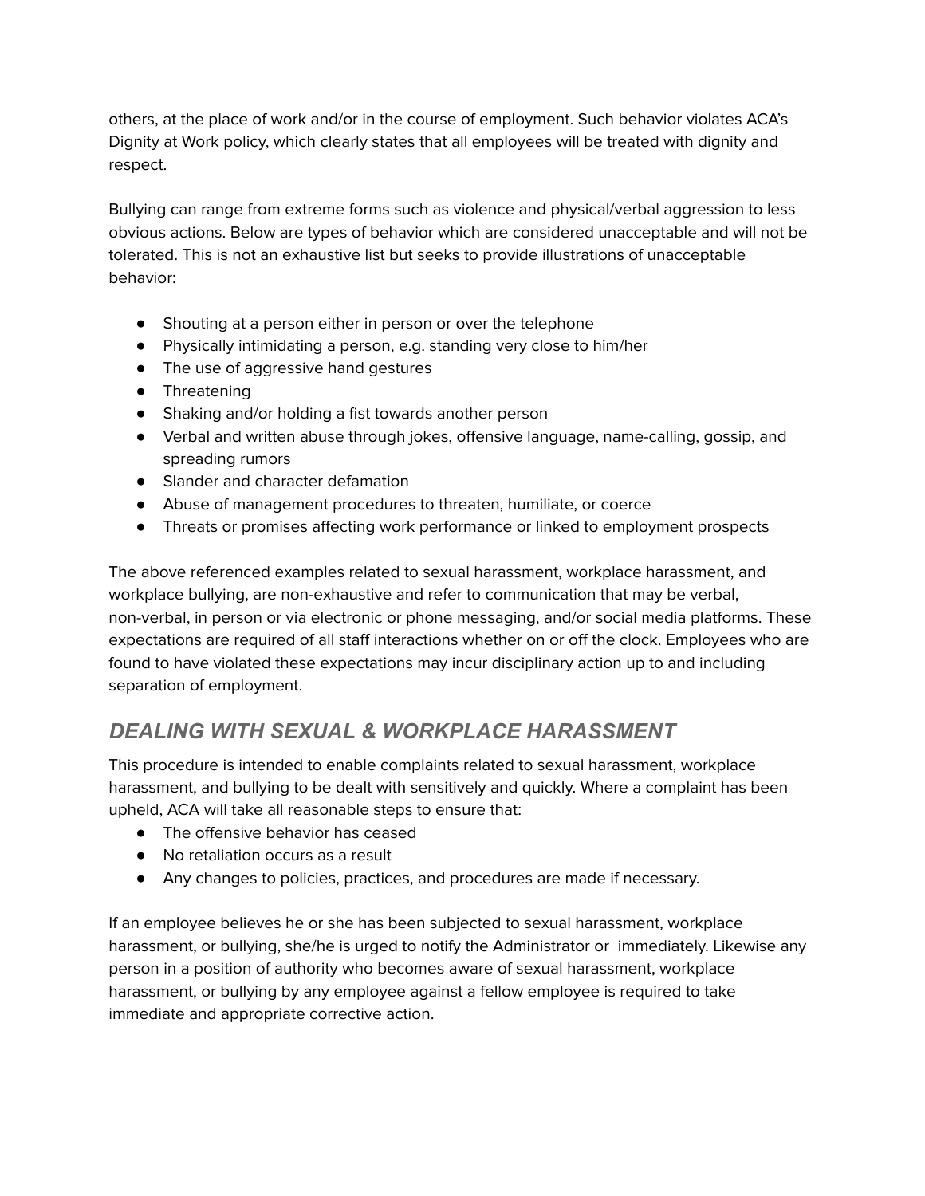others, at the place of work and/or in the course of employment. Such behavior violates ACA's Dignity at Work policy, which clearly states that all employees will be treated with dignity and respect.

Bullying can range from extreme forms such as violence and physical/verbal aggression to less obvious actions. Below are types of behavior which are considered unacceptable and will not be tolerated. This is not an exhaustive list but seeks to provide illustrations of unacceptable behavior:

- Shouting at a person either in person or over the telephone
- Physically intimidating a person, e.g. standing very close to him/her
- The use of aggressive hand gestures
- Threatening
- Shaking and/or holding a fist towards another person
- Verbal and written abuse through jokes, offensive language, name-calling, gossip, and spreading rumors
- Slander and character defamation
- Abuse of management procedures to threaten, humiliate, or coerce
- Threats or promises affecting work performance or linked to employment prospects

The above referenced examples related to sexual harassment, workplace harassment, and workplace bullying, are non-exhaustive and refer to communication that may be verbal, non-verbal, in person or via electronic or phone messaging, and/or social media platforms. These expectations are required of all staff interactions whether on or off the clock. Employees who are found to have violated these expectations may incur disciplinary action up to and including separation of employment.

## *DEALING WITH SEXUAL & WORKPLACE HARASSMENT*

This procedure is intended to enable complaints related to sexual harassment, workplace harassment, and bullying to be dealt with sensitively and quickly. Where a complaint has been upheld, ACA will take all reasonable steps to ensure that:

- The offensive behavior has ceased
- No retaliation occurs as a result
- Any changes to policies, practices, and procedures are made if necessary.

If an employee believes he or she has been subjected to sexual harassment, workplace harassment, or bullying, she/he is urged to notify the Administrator or  immediately. Likewise any person in a position of authority who becomes aware of sexual harassment, workplace harassment, or bullying by any employee against a fellow employee is required to take immediate and appropriate corrective action.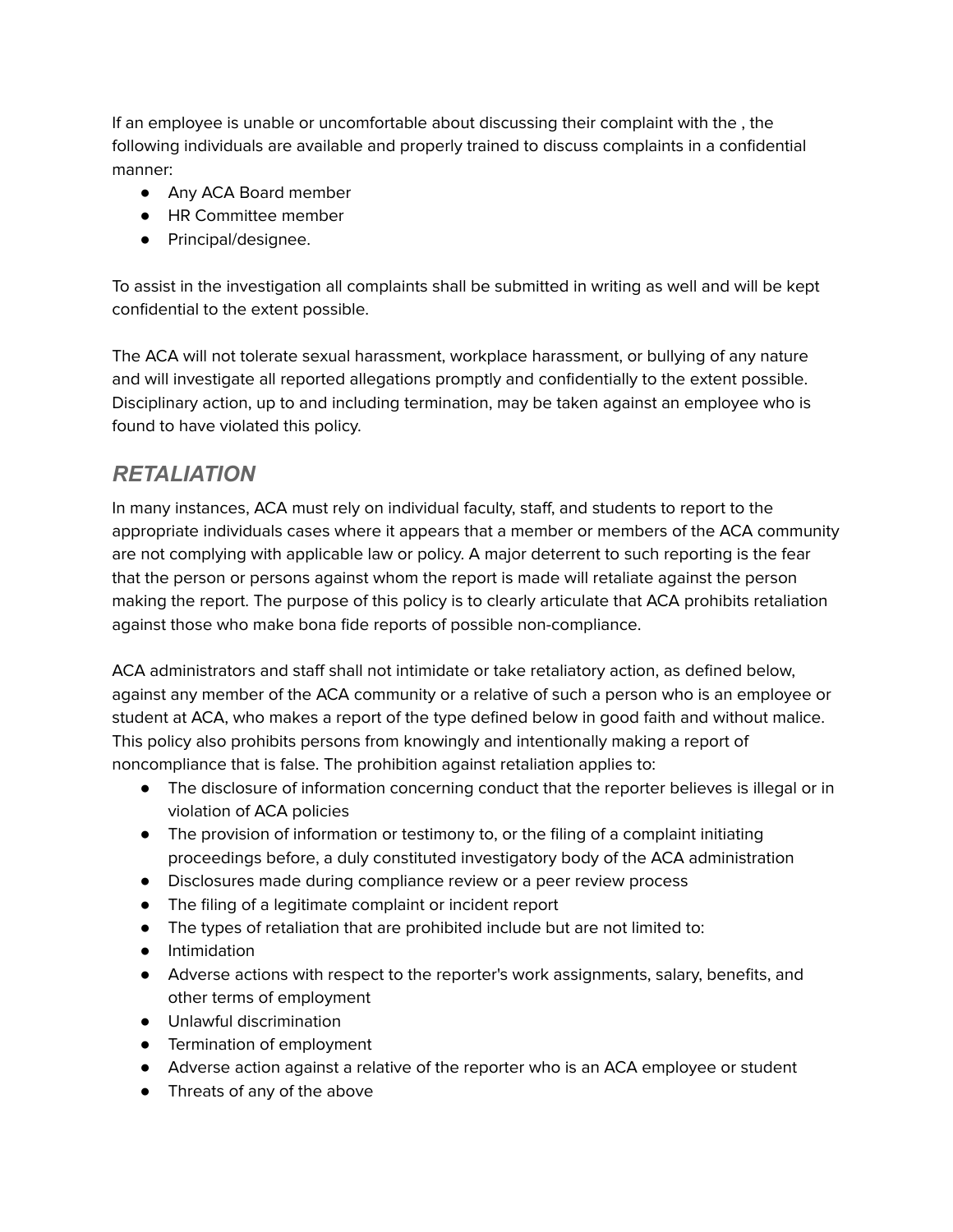If an employee is unable or uncomfortable about discussing their complaint with the , the following individuals are available and properly trained to discuss complaints in a confidential manner:

- Any ACA Board member
- HR Committee member
- Principal/designee.

To assist in the investigation all complaints shall be submitted in writing as well and will be kept confidential to the extent possible.

The ACA will not tolerate sexual harassment, workplace harassment, or bullying of any nature and will investigate all reported allegations promptly and confidentially to the extent possible. Disciplinary action, up to and including termination, may be taken against an employee who is found to have violated this policy.

## *RETALIATION*

In many instances, ACA must rely on individual faculty, staff, and students to report to the appropriate individuals cases where it appears that a member or members of the ACA community are not complying with applicable law or policy. A major deterrent to such reporting is the fear that the person or persons against whom the report is made will retaliate against the person making the report. The purpose of this policy is to clearly articulate that ACA prohibits retaliation against those who make bona fide reports of possible non-compliance.

ACA administrators and staff shall not intimidate or take retaliatory action, as defined below, against any member of the ACA community or a relative of such a person who is an employee or student at ACA, who makes a report of the type defined below in good faith and without malice. This policy also prohibits persons from knowingly and intentionally making a report of noncompliance that is false. The prohibition against retaliation applies to:

- The disclosure of information concerning conduct that the reporter believes is illegal or in violation of ACA policies
- The provision of information or testimony to, or the filing of a complaint initiating proceedings before, a duly constituted investigatory body of the ACA administration
- Disclosures made during compliance review or a peer review process
- The filing of a legitimate complaint or incident report
- The types of retaliation that are prohibited include but are not limited to:
- Intimidation
- Adverse actions with respect to the reporter's work assignments, salary, benefits, and other terms of employment
- Unlawful discrimination
- Termination of employment
- Adverse action against a relative of the reporter who is an ACA employee or student
- Threats of any of the above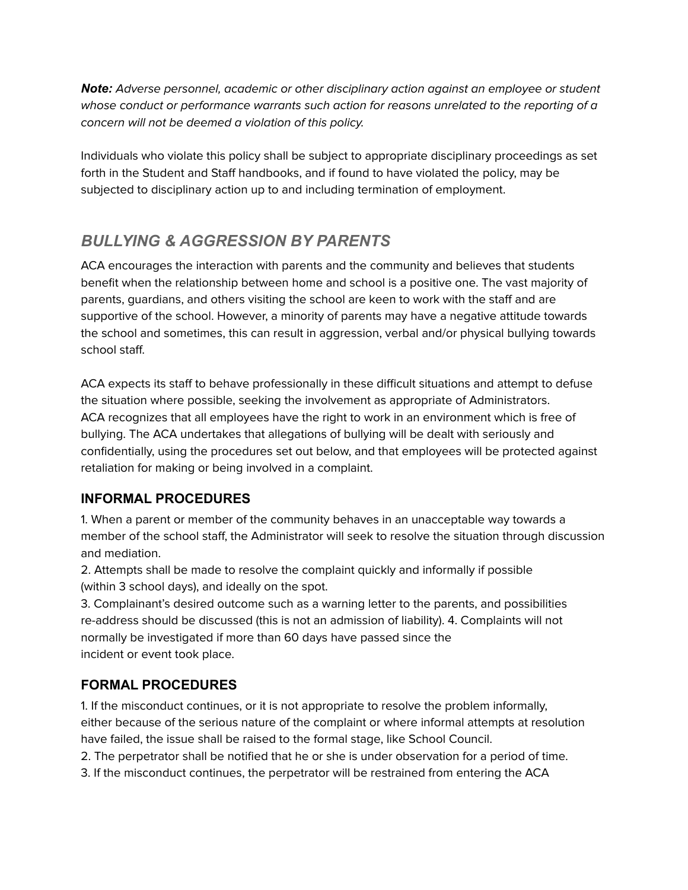***Note:*** *Adverse personnel, academic or other disciplinary action against an employee or student whose conduct or performance warrants such action for reasons unrelated to the reporting of a concern will not be deemed a violation of this policy.*

Individuals who violate this policy shall be subject to appropriate disciplinary proceedings as set forth in the Student and Staff handbooks, and if found to have violated the policy, may be subjected to disciplinary action up to and including termination of employment.

## *BULLYING & AGGRESSION BY PARENTS*

ACA encourages the interaction with parents and the community and believes that students benefit when the relationship between home and school is a positive one. The vast majority of parents, guardians, and others visiting the school are keen to work with the staff and are supportive of the school. However, a minority of parents may have a negative attitude towards the school and sometimes, this can result in aggression, verbal and/or physical bullying towards school staff.

ACA expects its staff to behave professionally in these difficult situations and attempt to defuse the situation where possible, seeking the involvement as appropriate of Administrators.
ACA recognizes that all employees have the right to work in an environment which is free of bullying. The ACA undertakes that allegations of bullying will be dealt with seriously and confidentially, using the procedures set out below, and that employees will be protected against retaliation for making or being involved in a complaint.

### INFORMAL PROCEDURES

1. When a parent or member of the community behaves in an unacceptable way towards a member of the school staff, the Administrator will seek to resolve the situation through discussion and mediation.
2. Attempts shall be made to resolve the complaint quickly and informally if possible (within 3 school days), and ideally on the spot.
3. Complainant's desired outcome such as a warning letter to the parents, and possibilities re-address should be discussed (this is not an admission of liability). 4. Complaints will not normally be investigated if more than 60 days have passed since the incident or event took place.

### FORMAL PROCEDURES

1. If the misconduct continues, or it is not appropriate to resolve the problem informally, either because of the serious nature of the complaint or where informal attempts at resolution have failed, the issue shall be raised to the formal stage, like School Council.
2. The perpetrator shall be notified that he or she is under observation for a period of time.
3. If the misconduct continues, the perpetrator will be restrained from entering the ACA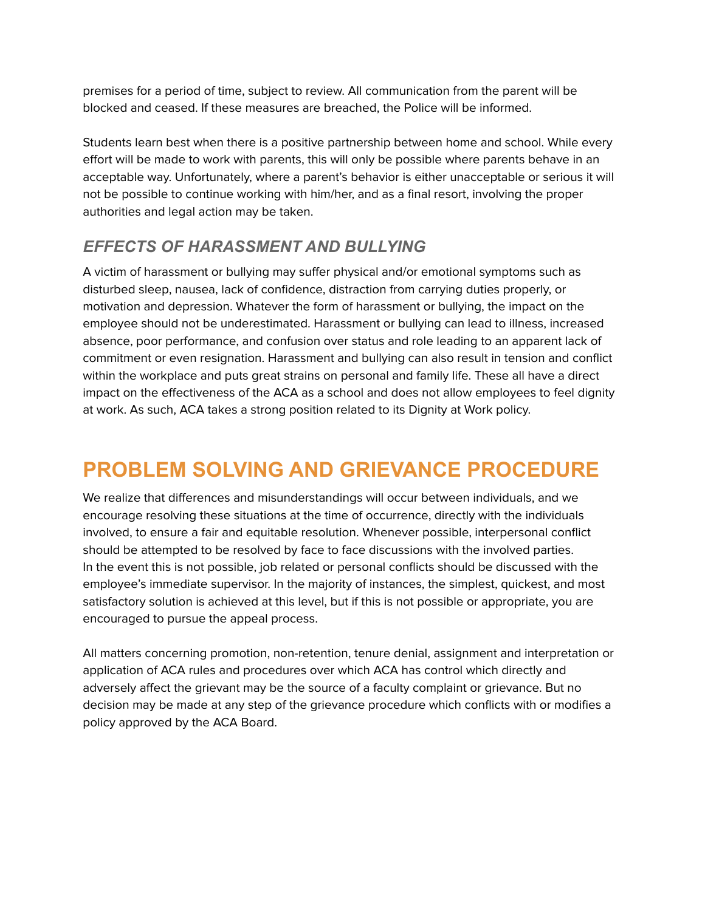premises for a period of time, subject to review. All communication from the parent will be blocked and ceased. If these measures are breached, the Police will be informed.

Students learn best when there is a positive partnership between home and school. While every effort will be made to work with parents, this will only be possible where parents behave in an acceptable way. Unfortunately, where a parent's behavior is either unacceptable or serious it will not be possible to continue working with him/her, and as a final resort, involving the proper authorities and legal action may be taken.

### *EFFECTS OF HARASSMENT AND BULLYING*

A victim of harassment or bullying may suffer physical and/or emotional symptoms such as disturbed sleep, nausea, lack of confidence, distraction from carrying duties properly, or motivation and depression. Whatever the form of harassment or bullying, the impact on the employee should not be underestimated. Harassment or bullying can lead to illness, increased absence, poor performance, and confusion over status and role leading to an apparent lack of commitment or even resignation. Harassment and bullying can also result in tension and conflict within the workplace and puts great strains on personal and family life. These all have a direct impact on the effectiveness of the ACA as a school and does not allow employees to feel dignity at work. As such, ACA takes a strong position related to its Dignity at Work policy.

## PROBLEM SOLVING AND GRIEVANCE PROCEDURE

We realize that differences and misunderstandings will occur between individuals, and we encourage resolving these situations at the time of occurrence, directly with the individuals involved, to ensure a fair and equitable resolution. Whenever possible, interpersonal conflict should be attempted to be resolved by face to face discussions with the involved parties. In the event this is not possible, job related or personal conflicts should be discussed with the employee's immediate supervisor. In the majority of instances, the simplest, quickest, and most satisfactory solution is achieved at this level, but if this is not possible or appropriate, you are encouraged to pursue the appeal process.

All matters concerning promotion, non-retention, tenure denial, assignment and interpretation or application of ACA rules and procedures over which ACA has control which directly and adversely affect the grievant may be the source of a faculty complaint or grievance. But no decision may be made at any step of the grievance procedure which conflicts with or modifies a policy approved by the ACA Board.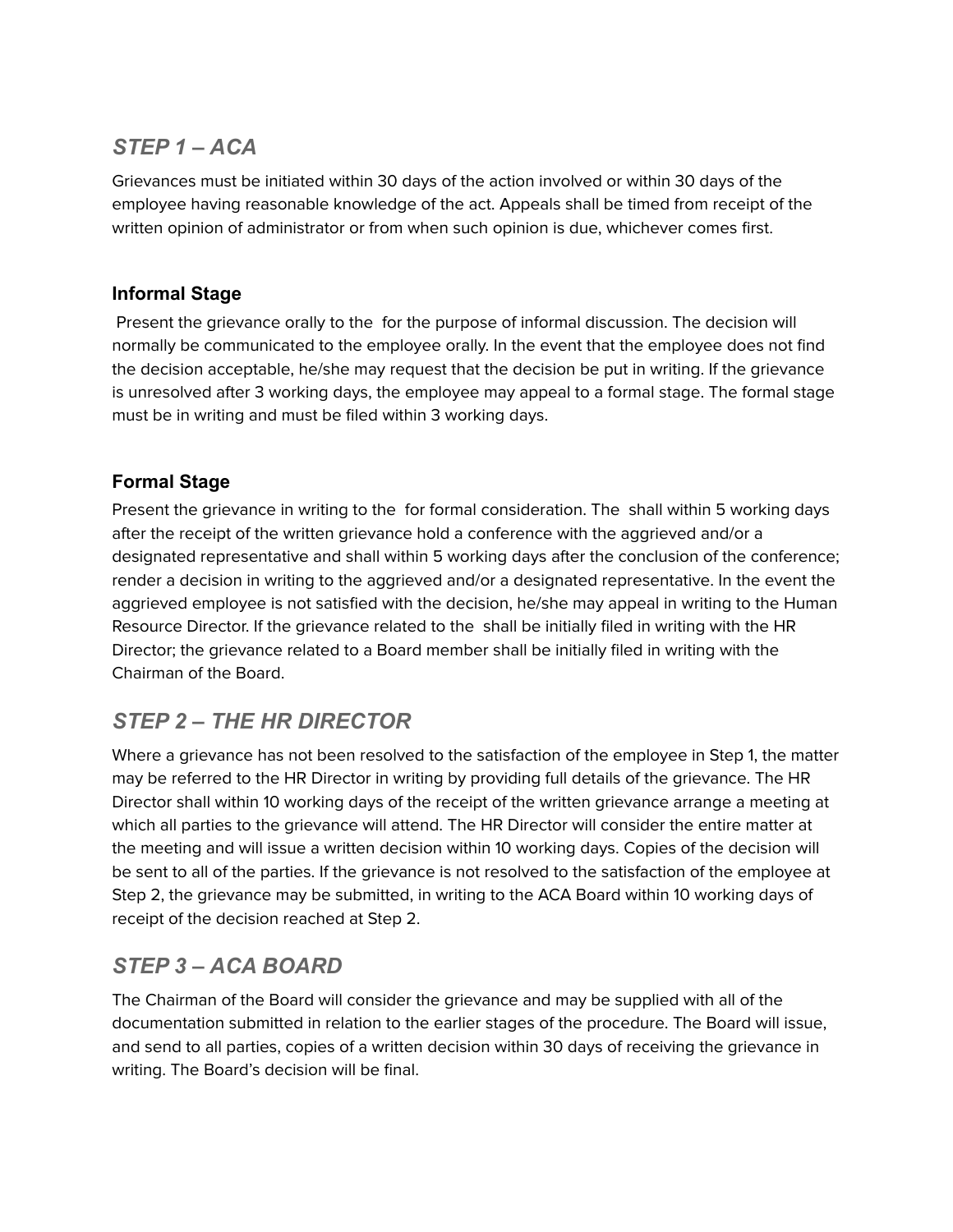## *STEP 1 – ACA*

Grievances must be initiated within 30 days of the action involved or within 30 days of the employee having reasonable knowledge of the act. Appeals shall be timed from receipt of the written opinion of administrator or from when such opinion is due, whichever comes first.

### Informal Stage

Present the grievance orally to the  for the purpose of informal discussion. The decision will normally be communicated to the employee orally. In the event that the employee does not find the decision acceptable, he/she may request that the decision be put in writing. If the grievance is unresolved after 3 working days, the employee may appeal to a formal stage. The formal stage must be in writing and must be filed within 3 working days.

### Formal Stage

Present the grievance in writing to the  for formal consideration. The  shall within 5 working days after the receipt of the written grievance hold a conference with the aggrieved and/or a designated representative and shall within 5 working days after the conclusion of the conference; render a decision in writing to the aggrieved and/or a designated representative. In the event the aggrieved employee is not satisfied with the decision, he/she may appeal in writing to the Human Resource Director. If the grievance related to the  shall be initially filed in writing with the HR Director; the grievance related to a Board member shall be initially filed in writing with the Chairman of the Board.

## *STEP 2 – THE HR DIRECTOR*

Where a grievance has not been resolved to the satisfaction of the employee in Step 1, the matter may be referred to the HR Director in writing by providing full details of the grievance. The HR Director shall within 10 working days of the receipt of the written grievance arrange a meeting at which all parties to the grievance will attend. The HR Director will consider the entire matter at the meeting and will issue a written decision within 10 working days. Copies of the decision will be sent to all of the parties. If the grievance is not resolved to the satisfaction of the employee at Step 2, the grievance may be submitted, in writing to the ACA Board within 10 working days of receipt of the decision reached at Step 2.

## *STEP 3 – ACA BOARD*

The Chairman of the Board will consider the grievance and may be supplied with all of the documentation submitted in relation to the earlier stages of the procedure. The Board will issue, and send to all parties, copies of a written decision within 30 days of receiving the grievance in writing. The Board's decision will be final.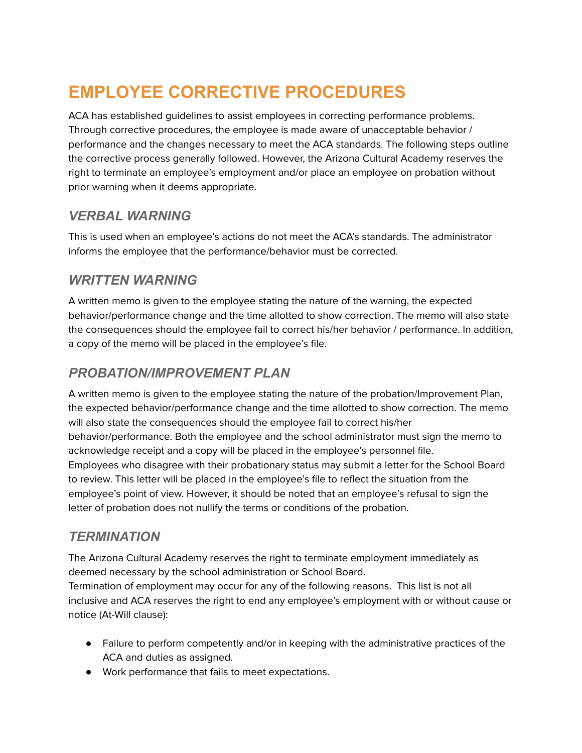# EMPLOYEE CORRECTIVE PROCEDURES

ACA has established guidelines to assist employees in correcting performance problems. Through corrective procedures, the employee is made aware of unacceptable behavior / performance and the changes necessary to meet the ACA standards. The following steps outline the corrective process generally followed. However, the Arizona Cultural Academy reserves the right to terminate an employee's employment and/or place an employee on probation without prior warning when it deems appropriate.

## *VERBAL WARNING*

This is used when an employee's actions do not meet the ACA's standards. The administrator informs the employee that the performance/behavior must be corrected.

## *WRITTEN WARNING*

A written memo is given to the employee stating the nature of the warning, the expected behavior/performance change and the time allotted to show correction. The memo will also state the consequences should the employee fail to correct his/her behavior / performance. In addition, a copy of the memo will be placed in the employee's file.

## *PROBATION/IMPROVEMENT PLAN*

A written memo is given to the employee stating the nature of the probation/Improvement Plan, the expected behavior/performance change and the time allotted to show correction. The memo will also state the consequences should the employee fail to correct his/her behavior/performance. Both the employee and the school administrator must sign the memo to acknowledge receipt and a copy will be placed in the employee's personnel file.
Employees who disagree with their probationary status may submit a letter for the School Board to review. This letter will be placed in the employee's file to reflect the situation from the employee's point of view. However, it should be noted that an employee's refusal to sign the letter of probation does not nullify the terms or conditions of the probation.

## *TERMINATION*

The Arizona Cultural Academy reserves the right to terminate employment immediately as deemed necessary by the school administration or School Board.
Termination of employment may occur for any of the following reasons. This list is not all inclusive and ACA reserves the right to end any employee's employment with or without cause or notice (At-Will clause):

- Failure to perform competently and/or in keeping with the administrative practices of the ACA and duties as assigned.
- Work performance that fails to meet expectations.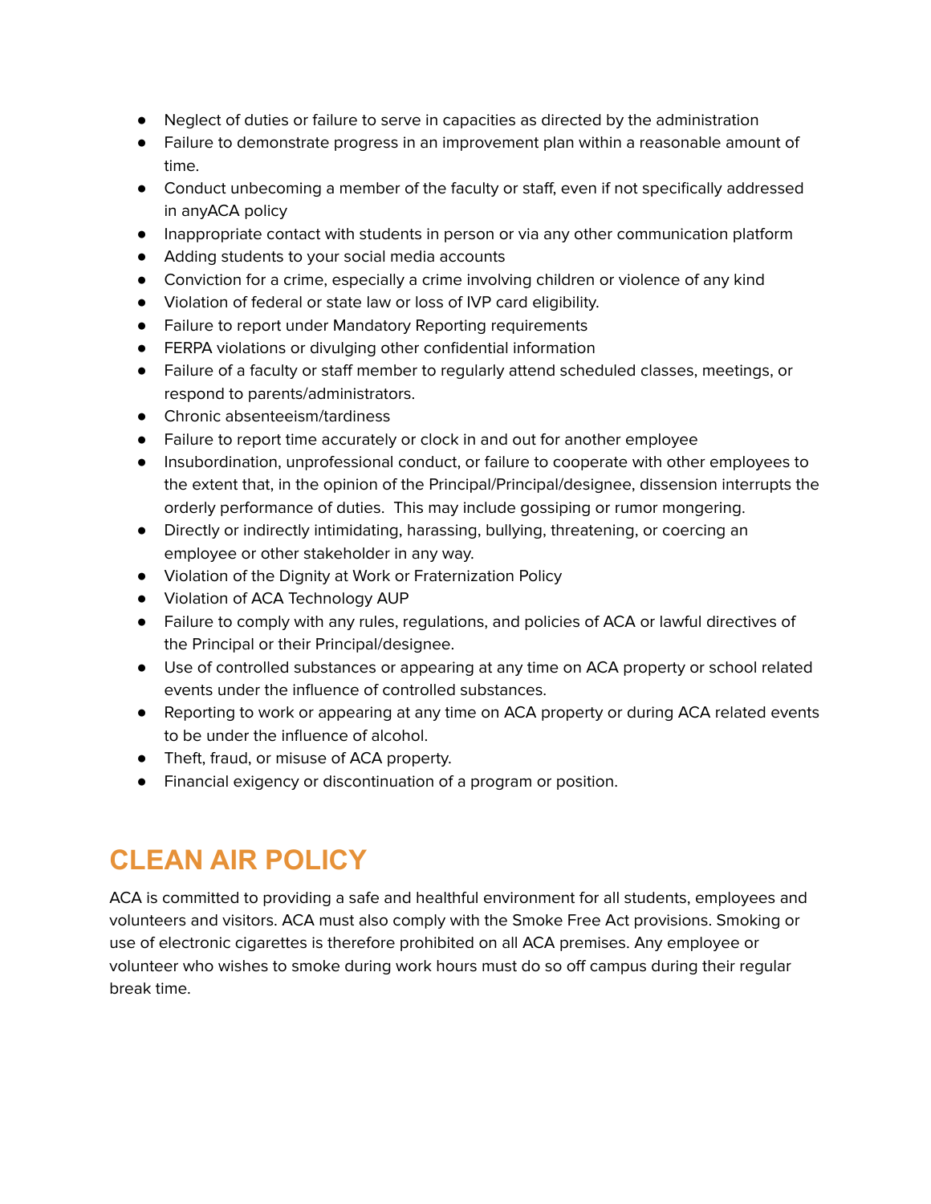- Neglect of duties or failure to serve in capacities as directed by the administration
- Failure to demonstrate progress in an improvement plan within a reasonable amount of time.
- Conduct unbecoming a member of the faculty or staff, even if not specifically addressed in anyACA policy
- Inappropriate contact with students in person or via any other communication platform
- Adding students to your social media accounts
- Conviction for a crime, especially a crime involving children or violence of any kind
- Violation of federal or state law or loss of IVP card eligibility.
- Failure to report under Mandatory Reporting requirements
- FERPA violations or divulging other confidential information
- Failure of a faculty or staff member to regularly attend scheduled classes, meetings, or respond to parents/administrators.
- Chronic absenteeism/tardiness
- Failure to report time accurately or clock in and out for another employee
- Insubordination, unprofessional conduct, or failure to cooperate with other employees to the extent that, in the opinion of the Principal/Principal/designee, dissension interrupts the orderly performance of duties. This may include gossiping or rumor mongering.
- Directly or indirectly intimidating, harassing, bullying, threatening, or coercing an employee or other stakeholder in any way.
- Violation of the Dignity at Work or Fraternization Policy
- Violation of ACA Technology AUP
- Failure to comply with any rules, regulations, and policies of ACA or lawful directives of the Principal or their Principal/designee.
- Use of controlled substances or appearing at any time on ACA property or school related events under the influence of controlled substances.
- Reporting to work or appearing at any time on ACA property or during ACA related events to be under the influence of alcohol.
- Theft, fraud, or misuse of ACA property.
- Financial exigency or discontinuation of a program or position.

# CLEAN AIR POLICY

ACA is committed to providing a safe and healthful environment for all students, employees and volunteers and visitors. ACA must also comply with the Smoke Free Act provisions. Smoking or use of electronic cigarettes is therefore prohibited on all ACA premises. Any employee or volunteer who wishes to smoke during work hours must do so off campus during their regular break time.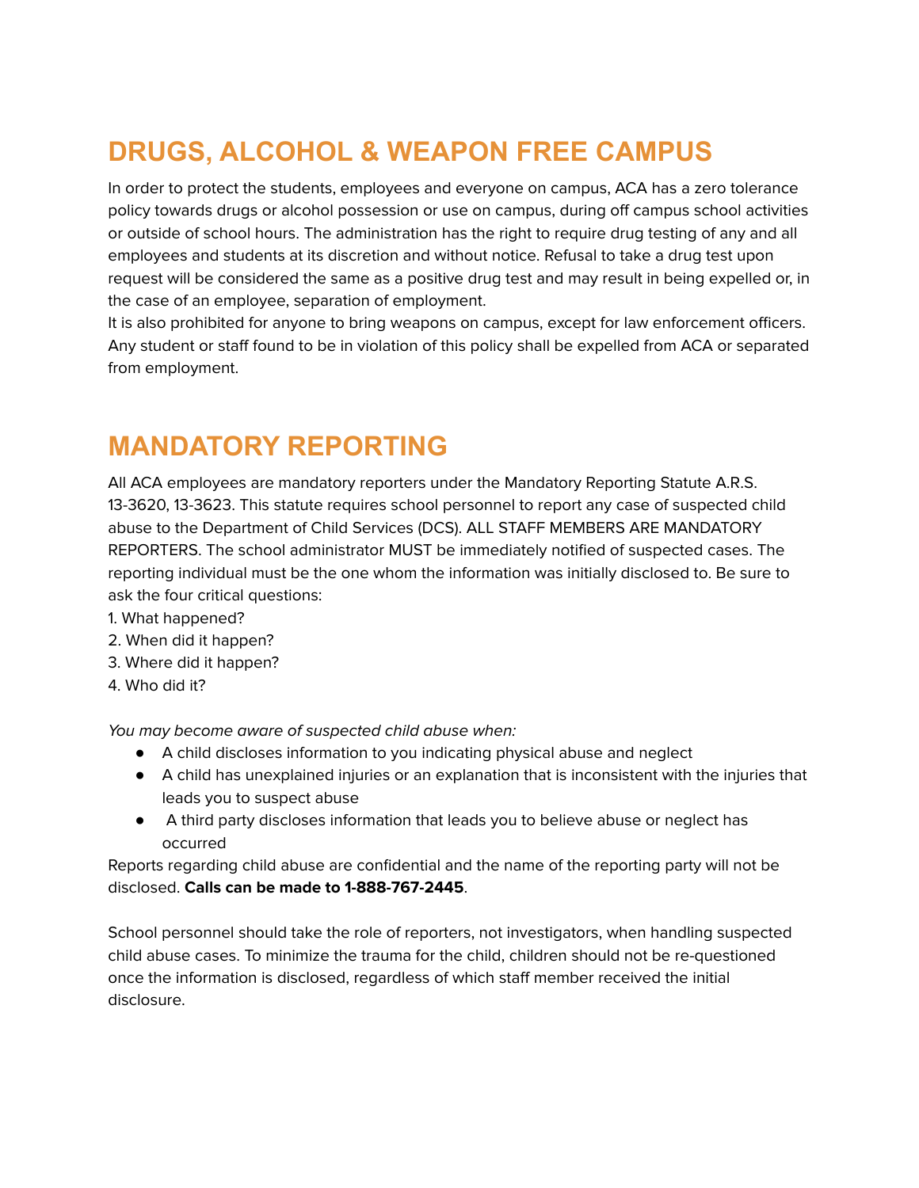# DRUGS, ALCOHOL & WEAPON FREE CAMPUS

In order to protect the students, employees and everyone on campus, ACA has a zero tolerance policy towards drugs or alcohol possession or use on campus, during off campus school activities or outside of school hours. The administration has the right to require drug testing of any and all employees and students at its discretion and without notice. Refusal to take a drug test upon request will be considered the same as a positive drug test and may result in being expelled or, in the case of an employee, separation of employment.

It is also prohibited for anyone to bring weapons on campus, except for law enforcement officers. Any student or staff found to be in violation of this policy shall be expelled from ACA or separated from employment.

# MANDATORY REPORTING

All ACA employees are mandatory reporters under the Mandatory Reporting Statute A.R.S. 13-3620, 13-3623. This statute requires school personnel to report any case of suspected child abuse to the Department of Child Services (DCS). ALL STAFF MEMBERS ARE MANDATORY REPORTERS. The school administrator MUST be immediately notified of suspected cases. The reporting individual must be the one whom the information was initially disclosed to. Be sure to ask the four critical questions:

1. What happened?
2. When did it happen?
3. Where did it happen?
4. Who did it?

*You may become aware of suspected child abuse when:*

- A child discloses information to you indicating physical abuse and neglect
- A child has unexplained injuries or an explanation that is inconsistent with the injuries that leads you to suspect abuse
- A third party discloses information that leads you to believe abuse or neglect has occurred

Reports regarding child abuse are confidential and the name of the reporting party will not be disclosed. **Calls can be made to 1-888-767-2445**.

School personnel should take the role of reporters, not investigators, when handling suspected child abuse cases. To minimize the trauma for the child, children should not be re-questioned once the information is disclosed, regardless of which staff member received the initial disclosure.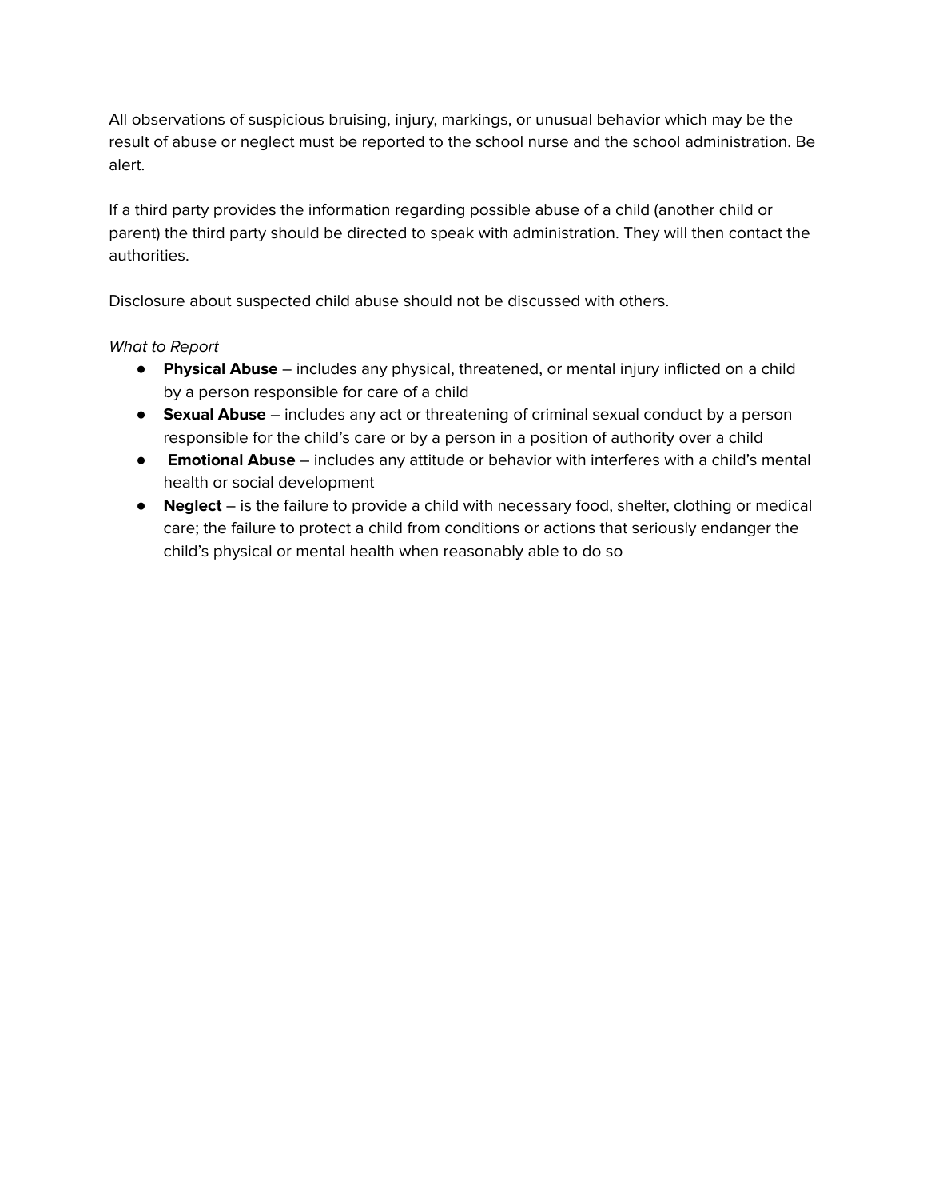All observations of suspicious bruising, injury, markings, or unusual behavior which may be the result of abuse or neglect must be reported to the school nurse and the school administration. Be alert.

If a third party provides the information regarding possible abuse of a child (another child or parent) the third party should be directed to speak with administration. They will then contact the authorities.

Disclosure about suspected child abuse should not be discussed with others.

*What to Report*

- **Physical Abuse** – includes any physical, threatened, or mental injury inflicted on a child by a person responsible for care of a child
- **Sexual Abuse** – includes any act or threatening of criminal sexual conduct by a person responsible for the child's care or by a person in a position of authority over a child
- **Emotional Abuse** – includes any attitude or behavior with interferes with a child's mental health or social development
- **Neglect** – is the failure to provide a child with necessary food, shelter, clothing or medical care; the failure to protect a child from conditions or actions that seriously endanger the child's physical or mental health when reasonably able to do so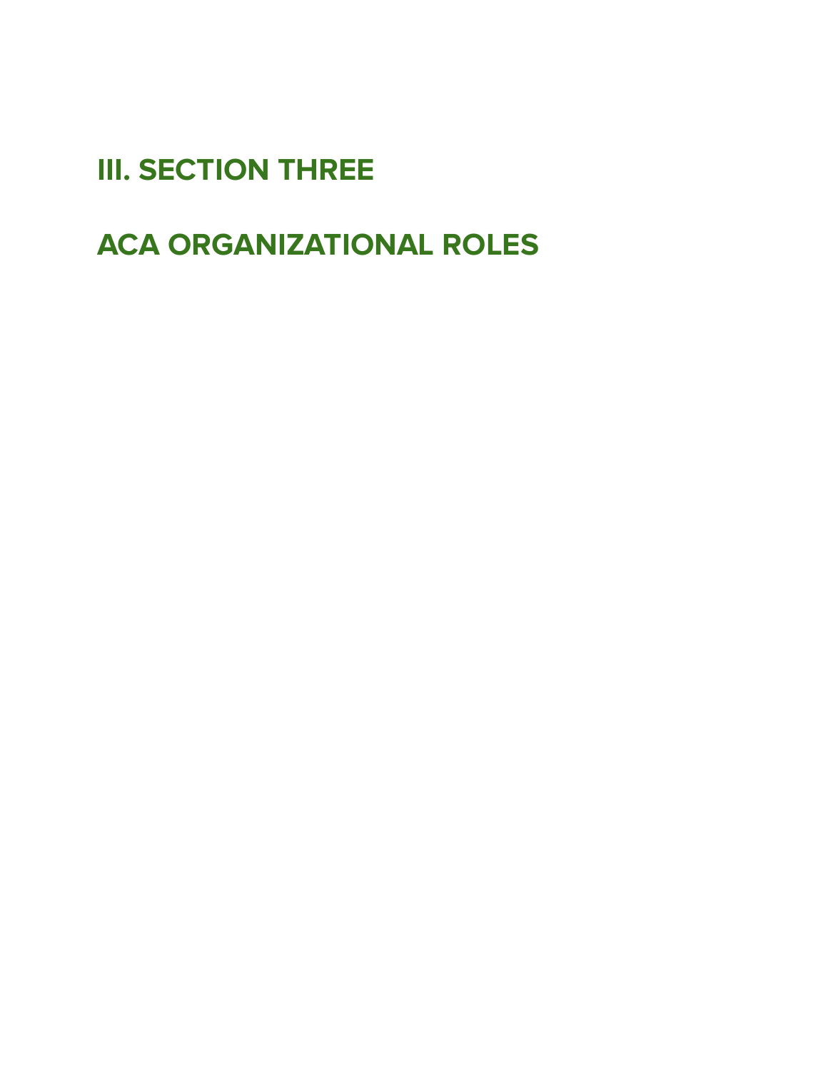# III. SECTION THREE

# ACA ORGANIZATIONAL ROLES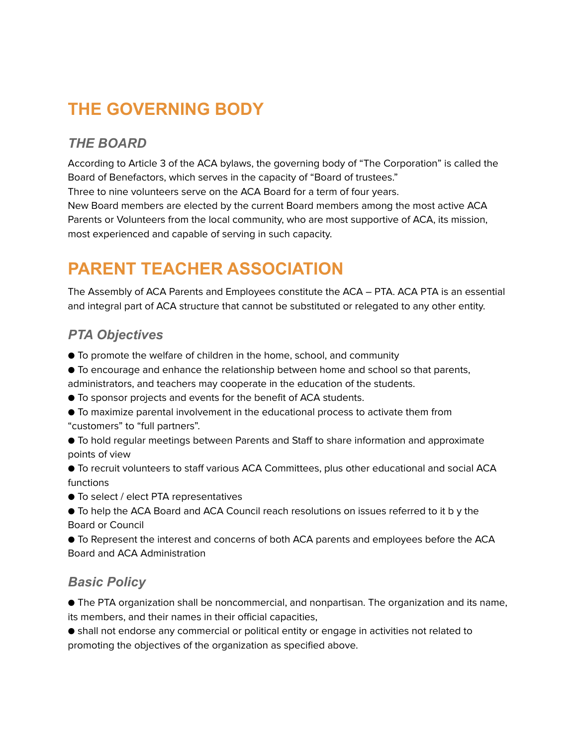# THE GOVERNING BODY

## *THE BOARD*

According to Article 3 of the ACA bylaws, the governing body of “The Corporation” is called the Board of Benefactors, which serves in the capacity of “Board of trustees.”
Three to nine volunteers serve on the ACA Board for a term of four years.
New Board members are elected by the current Board members among the most active ACA Parents or Volunteers from the local community, who are most supportive of ACA, its mission, most experienced and capable of serving in such capacity.

# PARENT TEACHER ASSOCIATION

The Assembly of ACA Parents and Employees constitute the ACA – PTA. ACA PTA is an essential and integral part of ACA structure that cannot be substituted or relegated to any other entity.

## *PTA Objectives*

- To promote the welfare of children in the home, school, and community
- To encourage and enhance the relationship between home and school so that parents, administrators, and teachers may cooperate in the education of the students.
- To sponsor projects and events for the benefit of ACA students.
- To maximize parental involvement in the educational process to activate them from “customers” to “full partners”.
- To hold regular meetings between Parents and Staff to share information and approximate points of view
- To recruit volunteers to staff various ACA Committees, plus other educational and social ACA functions
- To select / elect PTA representatives
- To help the ACA Board and ACA Council reach resolutions on issues referred to it b y the Board or Council
- To Represent the interest and concerns of both ACA parents and employees before the ACA Board and ACA Administration

## *Basic Policy*

- The PTA organization shall be noncommercial, and nonpartisan. The organization and its name, its members, and their names in their official capacities,
- shall not endorse any commercial or political entity or engage in activities not related to promoting the objectives of the organization as specified above.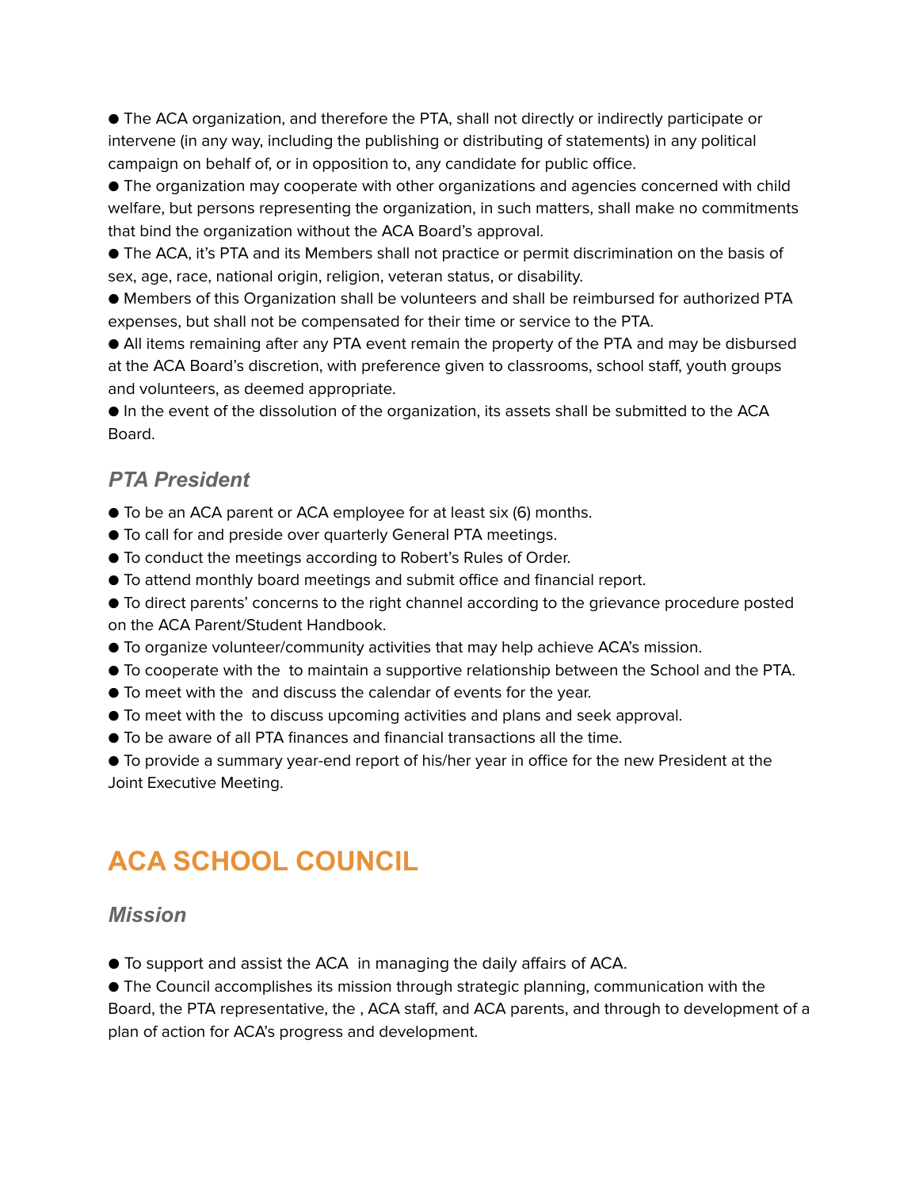● The ACA organization, and therefore the PTA, shall not directly or indirectly participate or intervene (in any way, including the publishing or distributing of statements) in any political campaign on behalf of, or in opposition to, any candidate for public office.

● The organization may cooperate with other organizations and agencies concerned with child welfare, but persons representing the organization, in such matters, shall make no commitments that bind the organization without the ACA Board's approval.

● The ACA, it's PTA and its Members shall not practice or permit discrimination on the basis of sex, age, race, national origin, religion, veteran status, or disability.

● Members of this Organization shall be volunteers and shall be reimbursed for authorized PTA expenses, but shall not be compensated for their time or service to the PTA.

● All items remaining after any PTA event remain the property of the PTA and may be disbursed at the ACA Board's discretion, with preference given to classrooms, school staff, youth groups and volunteers, as deemed appropriate.

● In the event of the dissolution of the organization, its assets shall be submitted to the ACA Board.

### *PTA President*

● To be an ACA parent or ACA employee for at least six (6) months.

● To call for and preside over quarterly General PTA meetings.

● To conduct the meetings according to Robert's Rules of Order.

● To attend monthly board meetings and submit office and financial report.

● To direct parents' concerns to the right channel according to the grievance procedure posted on the ACA Parent/Student Handbook.

● To organize volunteer/community activities that may help achieve ACA's mission.

● To cooperate with the  to maintain a supportive relationship between the School and the PTA.

● To meet with the  and discuss the calendar of events for the year.

● To meet with the  to discuss upcoming activities and plans and seek approval.

● To be aware of all PTA finances and financial transactions all the time.

● To provide a summary year-end report of his/her year in office for the new President at the Joint Executive Meeting.

## ACA SCHOOL COUNCIL

### *Mission*

● To support and assist the ACA  in managing the daily affairs of ACA.

● The Council accomplishes its mission through strategic planning, communication with the Board, the PTA representative, the , ACA staff, and ACA parents, and through to development of a plan of action for ACA's progress and development.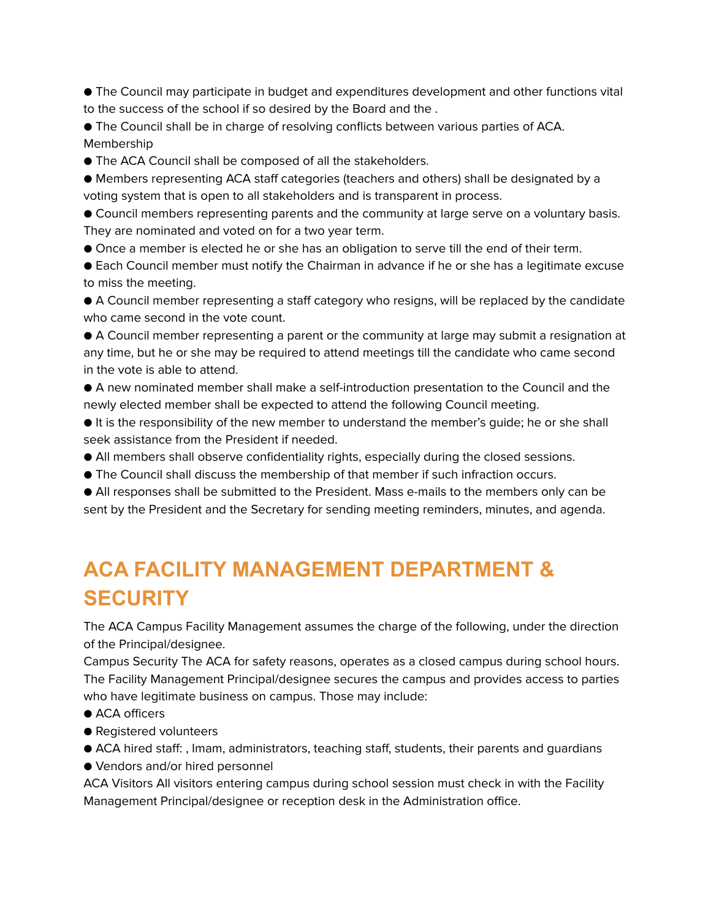- The Council may participate in budget and expenditures development and other functions vital to the success of the school if so desired by the Board and the .
- The Council shall be in charge of resolving conflicts between various parties of ACA.

Membership

- The ACA Council shall be composed of all the stakeholders.
- Members representing ACA staff categories (teachers and others) shall be designated by a voting system that is open to all stakeholders and is transparent in process.
- Council members representing parents and the community at large serve on a voluntary basis. They are nominated and voted on for a two year term.
- Once a member is elected he or she has an obligation to serve till the end of their term.
- Each Council member must notify the Chairman in advance if he or she has a legitimate excuse to miss the meeting.
- A Council member representing a staff category who resigns, will be replaced by the candidate who came second in the vote count.
- A Council member representing a parent or the community at large may submit a resignation at any time, but he or she may be required to attend meetings till the candidate who came second in the vote is able to attend.
- A new nominated member shall make a self-introduction presentation to the Council and the newly elected member shall be expected to attend the following Council meeting.
- It is the responsibility of the new member to understand the member's guide; he or she shall seek assistance from the President if needed.
- All members shall observe confidentiality rights, especially during the closed sessions.
- The Council shall discuss the membership of that member if such infraction occurs.
- All responses shall be submitted to the President. Mass e-mails to the members only can be sent by the President and the Secretary for sending meeting reminders, minutes, and agenda.

# ACA FACILITY MANAGEMENT DEPARTMENT & SECURITY

The ACA Campus Facility Management assumes the charge of the following, under the direction of the Principal/designee.

Campus Security The ACA for safety reasons, operates as a closed campus during school hours. The Facility Management Principal/designee secures the campus and provides access to parties who have legitimate business on campus. Those may include:

- ACA officers
- Registered volunteers
- ACA hired staff: , Imam, administrators, teaching staff, students, their parents and guardians
- Vendors and/or hired personnel

ACA Visitors All visitors entering campus during school session must check in with the Facility Management Principal/designee or reception desk in the Administration office.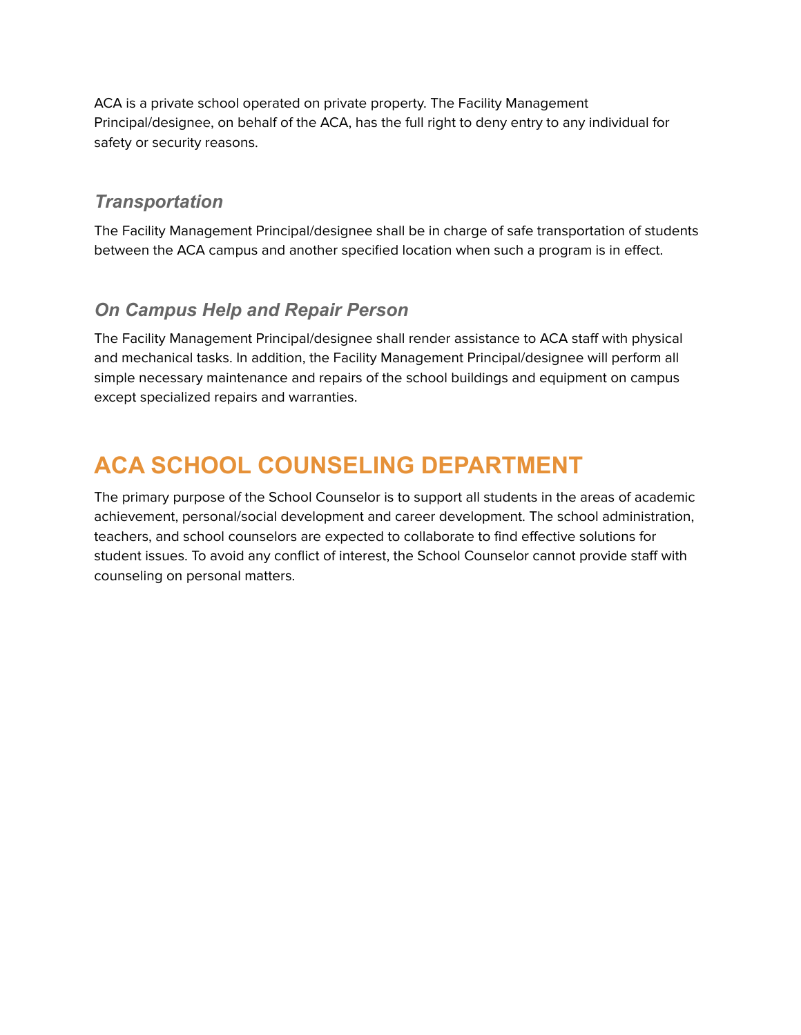ACA is a private school operated on private property. The Facility Management Principal/designee, on behalf of the ACA, has the full right to deny entry to any individual for safety or security reasons.

### *Transportation*

The Facility Management Principal/designee shall be in charge of safe transportation of students between the ACA campus and another specified location when such a program is in effect.

### *On Campus Help and Repair Person*

The Facility Management Principal/designee shall render assistance to ACA staff with physical and mechanical tasks. In addition, the Facility Management Principal/designee will perform all simple necessary maintenance and repairs of the school buildings and equipment on campus except specialized repairs and warranties.

# ACA SCHOOL COUNSELING DEPARTMENT

The primary purpose of the School Counselor is to support all students in the areas of academic achievement, personal/social development and career development. The school administration, teachers, and school counselors are expected to collaborate to find effective solutions for student issues. To avoid any conflict of interest, the School Counselor cannot provide staff with counseling on personal matters.